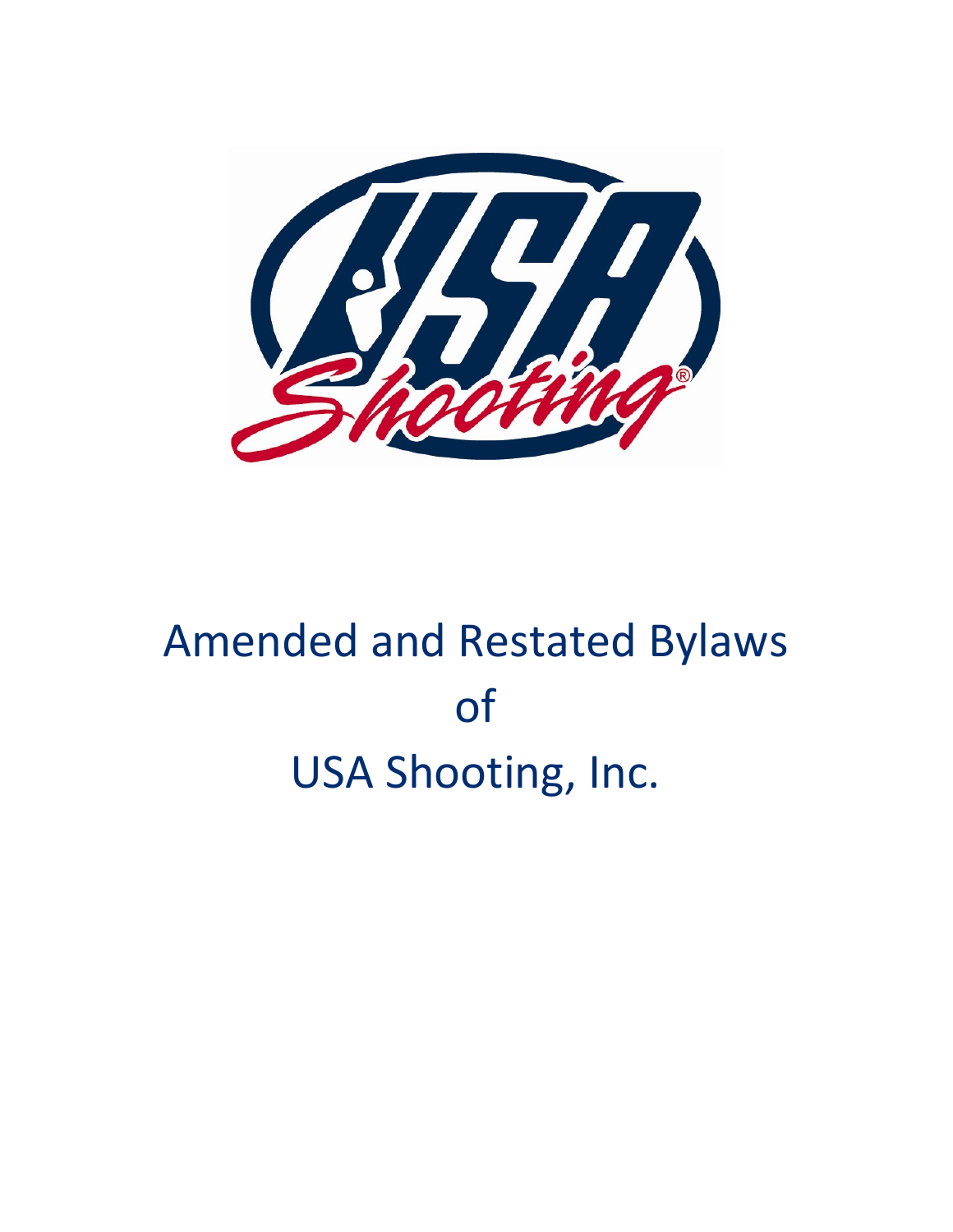# Amended and Restated Bylaws of USA Shooting, Inc.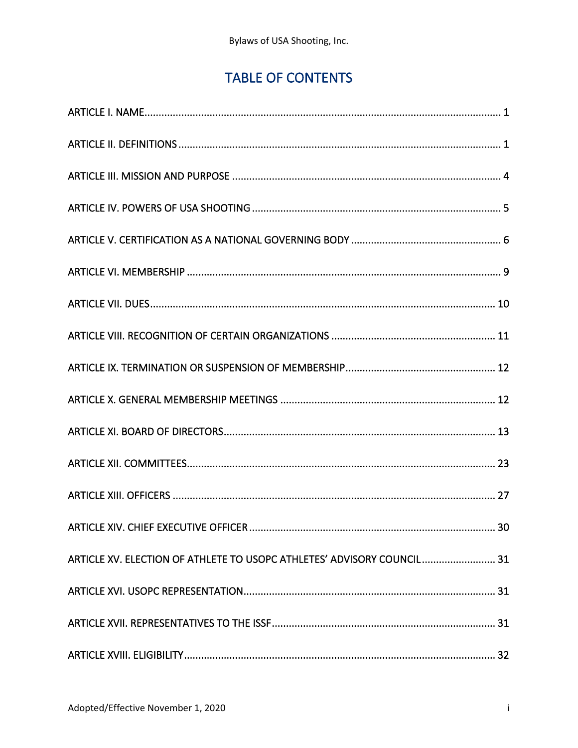# TABLE OF CONTENTS

ARTICLE I. NAME........................................................................................................ 1

ARTICLE II. DEFINITIONS ............................................................................................. 1

ARTICLE III. MISSION AND PURPOSE ............................................................................ 4

ARTICLE IV. POWERS OF USA SHOOTING ..................................................................... 5

ARTICLE V. CERTIFICATION AS A NATIONAL GOVERNING BODY ....................................... 6

ARTICLE VI. MEMBERSHIP ............................................................................................ 9

ARTICLE VII. DUES...................................................................................................... 10

ARTICLE VIII. RECOGNITION OF CERTAIN ORGANIZATIONS .......................................... 11

ARTICLE IX. TERMINATION OR SUSPENSION OF MEMBERSHIP....................................... 12

ARTICLE X. GENERAL MEMBERSHIP MEETINGS ............................................................ 12

ARTICLE XI. BOARD OF DIRECTORS.............................................................................. 13

ARTICLE XII. COMMITTEES........................................................................................... 23

ARTICLE XIII. OFFICERS ............................................................................................... 27

ARTICLE XIV. CHIEF EXECUTIVE OFFICER ...................................................................... 30

ARTICLE XV. ELECTION OF ATHLETE TO USOPC ATHLETES' ADVISORY COUNCIL ................ 31

ARTICLE XVI. USOPC REPRESENTATION......................................................................... 31

ARTICLE XVII. REPRESENTATIVES TO THE ISSF.............................................................. 31

ARTICLE XVIII. ELIGIBILITY............................................................................................ 32

Adopted/Effective November 1, 2020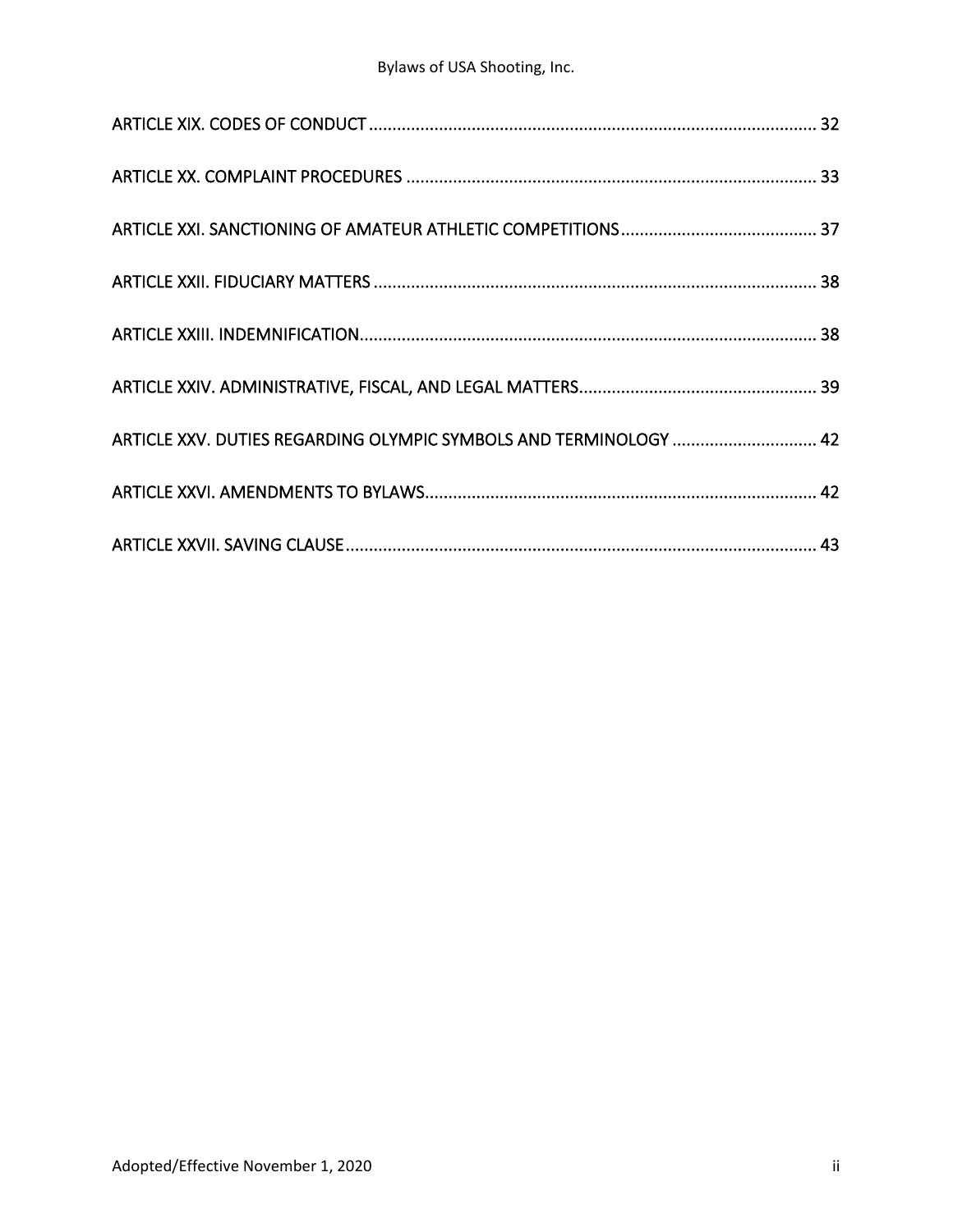ARTICLE XIX. CODES OF CONDUCT ................................................................................................ 32

ARTICLE XX. COMPLAINT PROCEDURES ........................................................................................ 33

ARTICLE XXI. SANCTIONING OF AMATEUR ATHLETIC COMPETITIONS ........................................... 37

ARTICLE XXII. FIDUCIARY MATTERS .............................................................................................. 38

ARTICLE XXIII. INDEMNIFICATION ................................................................................................. 38

ARTICLE XXIV. ADMINISTRATIVE, FISCAL, AND LEGAL MATTERS ................................................... 39

ARTICLE XXV. DUTIES REGARDING OLYMPIC SYMBOLS AND TERMINOLOGY ............................... 42

ARTICLE XXVI. AMENDMENTS TO BYLAWS .................................................................................... 42

ARTICLE XXVII. SAVING CLAUSE ..................................................................................................... 43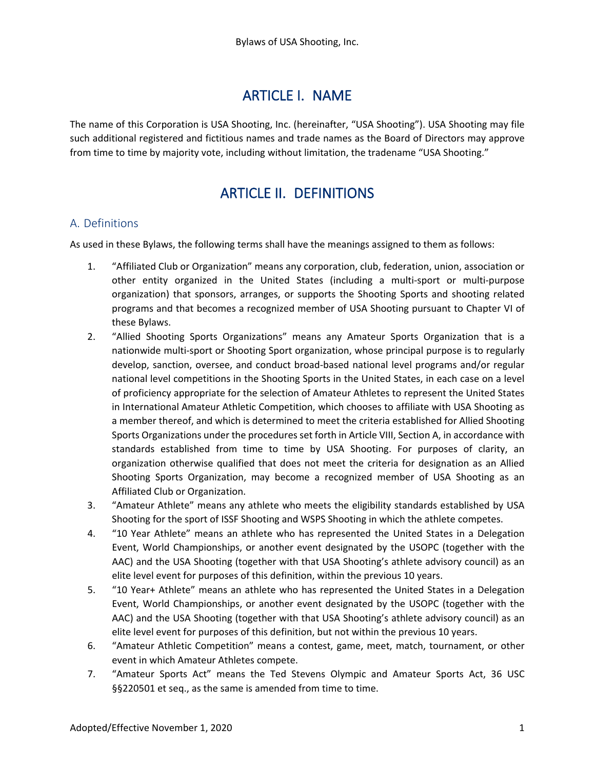# ARTICLE I. NAME

The name of this Corporation is USA Shooting, Inc. (hereinafter, "USA Shooting"). USA Shooting may file such additional registered and fictitious names and trade names as the Board of Directors may approve from time to time by majority vote, including without limitation, the tradename "USA Shooting."

# ARTICLE II. DEFINITIONS

## A. Definitions

As used in these Bylaws, the following terms shall have the meanings assigned to them as follows:

1. "Affiliated Club or Organization" means any corporation, club, federation, union, association or other entity organized in the United States (including a multi-sport or multi-purpose organization) that sponsors, arranges, or supports the Shooting Sports and shooting related programs and that becomes a recognized member of USA Shooting pursuant to Chapter VI of these Bylaws.
2. "Allied Shooting Sports Organizations" means any Amateur Sports Organization that is a nationwide multi-sport or Shooting Sport organization, whose principal purpose is to regularly develop, sanction, oversee, and conduct broad-based national level programs and/or regular national level competitions in the Shooting Sports in the United States, in each case on a level of proficiency appropriate for the selection of Amateur Athletes to represent the United States in International Amateur Athletic Competition, which chooses to affiliate with USA Shooting as a member thereof, and which is determined to meet the criteria established for Allied Shooting Sports Organizations under the procedures set forth in Article VIII, Section A, in accordance with standards established from time to time by USA Shooting. For purposes of clarity, an organization otherwise qualified that does not meet the criteria for designation as an Allied Shooting Sports Organization, may become a recognized member of USA Shooting as an Affiliated Club or Organization.
3. "Amateur Athlete" means any athlete who meets the eligibility standards established by USA Shooting for the sport of ISSF Shooting and WSPS Shooting in which the athlete competes.
4. "10 Year Athlete" means an athlete who has represented the United States in a Delegation Event, World Championships, or another event designated by the USOPC (together with the AAC) and the USA Shooting (together with that USA Shooting's athlete advisory council) as an elite level event for purposes of this definition, within the previous 10 years.
5. "10 Year+ Athlete" means an athlete who has represented the United States in a Delegation Event, World Championships, or another event designated by the USOPC (together with the AAC) and the USA Shooting (together with that USA Shooting's athlete advisory council) as an elite level event for purposes of this definition, but not within the previous 10 years.
6. "Amateur Athletic Competition" means a contest, game, meet, match, tournament, or other event in which Amateur Athletes compete.
7. "Amateur Sports Act" means the Ted Stevens Olympic and Amateur Sports Act, 36 USC §§220501 et seq., as the same is amended from time to time.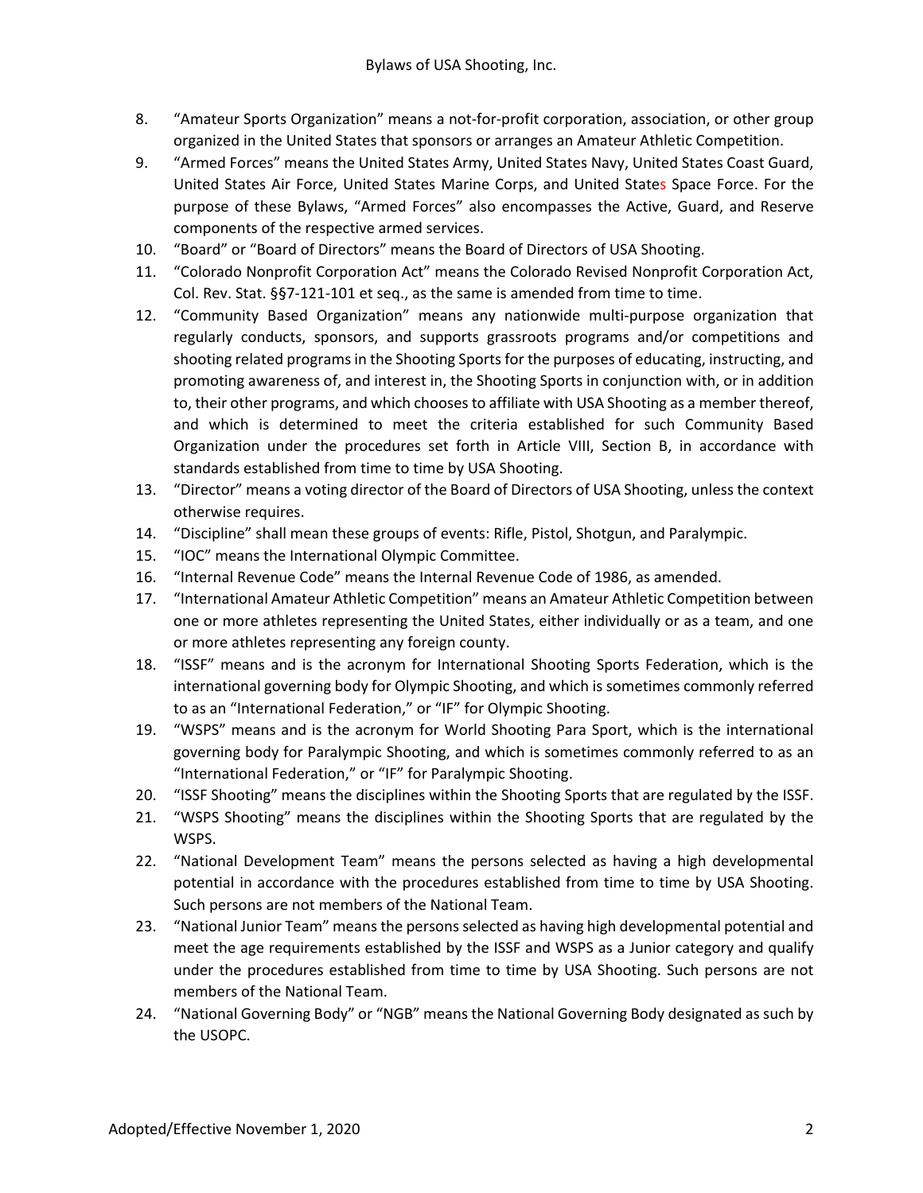8. "Amateur Sports Organization" means a not-for-profit corporation, association, or other group organized in the United States that sponsors or arranges an Amateur Athletic Competition.
9. "Armed Forces" means the United States Army, United States Navy, United States Coast Guard, United States Air Force, United States Marine Corps, and United States Space Force. For the purpose of these Bylaws, "Armed Forces" also encompasses the Active, Guard, and Reserve components of the respective armed services.
10. "Board" or "Board of Directors" means the Board of Directors of USA Shooting.
11. "Colorado Nonprofit Corporation Act" means the Colorado Revised Nonprofit Corporation Act, Col. Rev. Stat. §§7-121-101 et seq., as the same is amended from time to time.
12. "Community Based Organization" means any nationwide multi-purpose organization that regularly conducts, sponsors, and supports grassroots programs and/or competitions and shooting related programs in the Shooting Sports for the purposes of educating, instructing, and promoting awareness of, and interest in, the Shooting Sports in conjunction with, or in addition to, their other programs, and which chooses to affiliate with USA Shooting as a member thereof, and which is determined to meet the criteria established for such Community Based Organization under the procedures set forth in Article VIII, Section B, in accordance with standards established from time to time by USA Shooting.
13. "Director" means a voting director of the Board of Directors of USA Shooting, unless the context otherwise requires.
14. "Discipline" shall mean these groups of events: Rifle, Pistol, Shotgun, and Paralympic.
15. "IOC" means the International Olympic Committee.
16. "Internal Revenue Code" means the Internal Revenue Code of 1986, as amended.
17. "International Amateur Athletic Competition" means an Amateur Athletic Competition between one or more athletes representing the United States, either individually or as a team, and one or more athletes representing any foreign county.
18. "ISSF" means and is the acronym for International Shooting Sports Federation, which is the international governing body for Olympic Shooting, and which is sometimes commonly referred to as an "International Federation," or "IF" for Olympic Shooting.
19. "WSPS" means and is the acronym for World Shooting Para Sport, which is the international governing body for Paralympic Shooting, and which is sometimes commonly referred to as an "International Federation," or "IF" for Paralympic Shooting.
20. "ISSF Shooting" means the disciplines within the Shooting Sports that are regulated by the ISSF.
21. "WSPS Shooting" means the disciplines within the Shooting Sports that are regulated by the WSPS.
22. "National Development Team" means the persons selected as having a high developmental potential in accordance with the procedures established from time to time by USA Shooting. Such persons are not members of the National Team.
23. "National Junior Team" means the persons selected as having high developmental potential and meet the age requirements established by the ISSF and WSPS as a Junior category and qualify under the procedures established from time to time by USA Shooting. Such persons are not members of the National Team.
24. "National Governing Body" or "NGB" means the National Governing Body designated as such by the USOPC.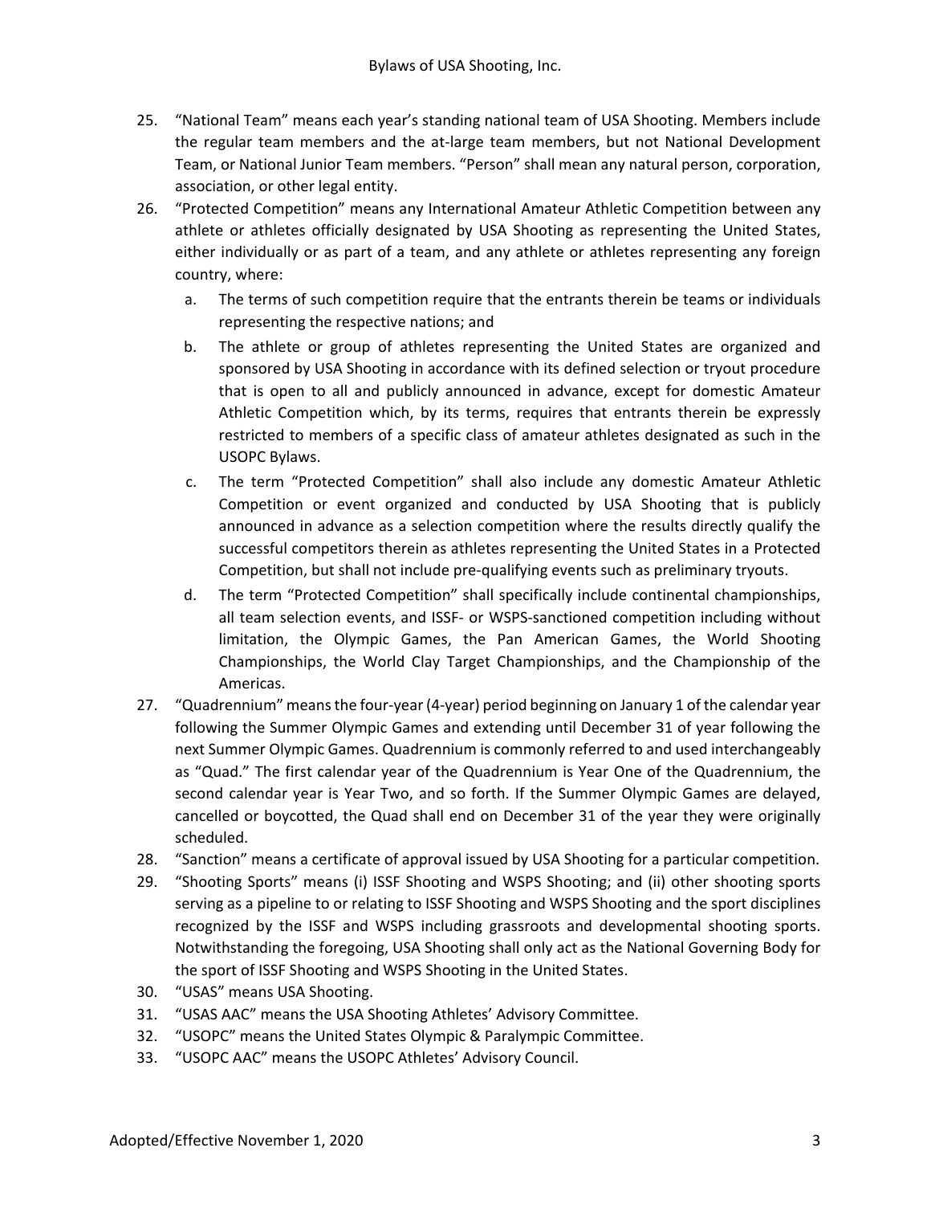25. "National Team" means each year's standing national team of USA Shooting. Members include the regular team members and the at-large team members, but not National Development Team, or National Junior Team members. "Person" shall mean any natural person, corporation, association, or other legal entity.
26. "Protected Competition" means any International Amateur Athletic Competition between any athlete or athletes officially designated by USA Shooting as representing the United States, either individually or as part of a team, and any athlete or athletes representing any foreign country, where:
    a. The terms of such competition require that the entrants therein be teams or individuals representing the respective nations; and
    b. The athlete or group of athletes representing the United States are organized and sponsored by USA Shooting in accordance with its defined selection or tryout procedure that is open to all and publicly announced in advance, except for domestic Amateur Athletic Competition which, by its terms, requires that entrants therein be expressly restricted to members of a specific class of amateur athletes designated as such in the USOPC Bylaws.
    c. The term "Protected Competition" shall also include any domestic Amateur Athletic Competition or event organized and conducted by USA Shooting that is publicly announced in advance as a selection competition where the results directly qualify the successful competitors therein as athletes representing the United States in a Protected Competition, but shall not include pre-qualifying events such as preliminary tryouts.
    d. The term "Protected Competition" shall specifically include continental championships, all team selection events, and ISSF- or WSPS-sanctioned competition including without limitation, the Olympic Games, the Pan American Games, the World Shooting Championships, the World Clay Target Championships, and the Championship of the Americas.
27. "Quadrennium" means the four-year (4-year) period beginning on January 1 of the calendar year following the Summer Olympic Games and extending until December 31 of year following the next Summer Olympic Games. Quadrennium is commonly referred to and used interchangeably as "Quad." The first calendar year of the Quadrennium is Year One of the Quadrennium, the second calendar year is Year Two, and so forth. If the Summer Olympic Games are delayed, cancelled or boycotted, the Quad shall end on December 31 of the year they were originally scheduled.
28. "Sanction" means a certificate of approval issued by USA Shooting for a particular competition.
29. "Shooting Sports" means (i) ISSF Shooting and WSPS Shooting; and (ii) other shooting sports serving as a pipeline to or relating to ISSF Shooting and WSPS Shooting and the sport disciplines recognized by the ISSF and WSPS including grassroots and developmental shooting sports. Notwithstanding the foregoing, USA Shooting shall only act as the National Governing Body for the sport of ISSF Shooting and WSPS Shooting in the United States.
30. "USAS" means USA Shooting.
31. "USAS AAC" means the USA Shooting Athletes' Advisory Committee.
32. "USOPC" means the United States Olympic & Paralympic Committee.
33. "USOPC AAC" means the USOPC Athletes' Advisory Council.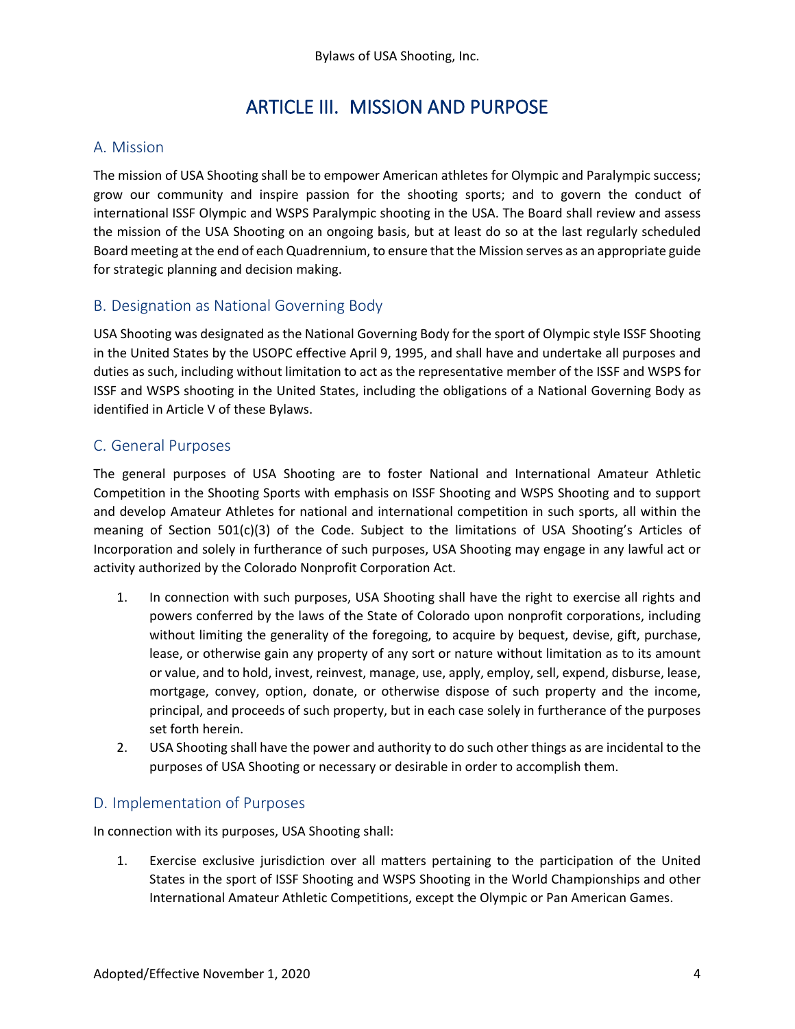# ARTICLE III. MISSION AND PURPOSE

## A. Mission

The mission of USA Shooting shall be to empower American athletes for Olympic and Paralympic success; grow our community and inspire passion for the shooting sports; and to govern the conduct of international ISSF Olympic and WSPS Paralympic shooting in the USA. The Board shall review and assess the mission of the USA Shooting on an ongoing basis, but at least do so at the last regularly scheduled Board meeting at the end of each Quadrennium, to ensure that the Mission serves as an appropriate guide for strategic planning and decision making.

## B. Designation as National Governing Body

USA Shooting was designated as the National Governing Body for the sport of Olympic style ISSF Shooting in the United States by the USOPC effective April 9, 1995, and shall have and undertake all purposes and duties as such, including without limitation to act as the representative member of the ISSF and WSPS for ISSF and WSPS shooting in the United States, including the obligations of a National Governing Body as identified in Article V of these Bylaws.

## C. General Purposes

The general purposes of USA Shooting are to foster National and International Amateur Athletic Competition in the Shooting Sports with emphasis on ISSF Shooting and WSPS Shooting and to support and develop Amateur Athletes for national and international competition in such sports, all within the meaning of Section 501(c)(3) of the Code. Subject to the limitations of USA Shooting's Articles of Incorporation and solely in furtherance of such purposes, USA Shooting may engage in any lawful act or activity authorized by the Colorado Nonprofit Corporation Act.

1. In connection with such purposes, USA Shooting shall have the right to exercise all rights and powers conferred by the laws of the State of Colorado upon nonprofit corporations, including without limiting the generality of the foregoing, to acquire by bequest, devise, gift, purchase, lease, or otherwise gain any property of any sort or nature without limitation as to its amount or value, and to hold, invest, reinvest, manage, use, apply, employ, sell, expend, disburse, lease, mortgage, convey, option, donate, or otherwise dispose of such property and the income, principal, and proceeds of such property, but in each case solely in furtherance of the purposes set forth herein.
2. USA Shooting shall have the power and authority to do such other things as are incidental to the purposes of USA Shooting or necessary or desirable in order to accomplish them.

## D. Implementation of Purposes

In connection with its purposes, USA Shooting shall:

1. Exercise exclusive jurisdiction over all matters pertaining to the participation of the United States in the sport of ISSF Shooting and WSPS Shooting in the World Championships and other International Amateur Athletic Competitions, except the Olympic or Pan American Games.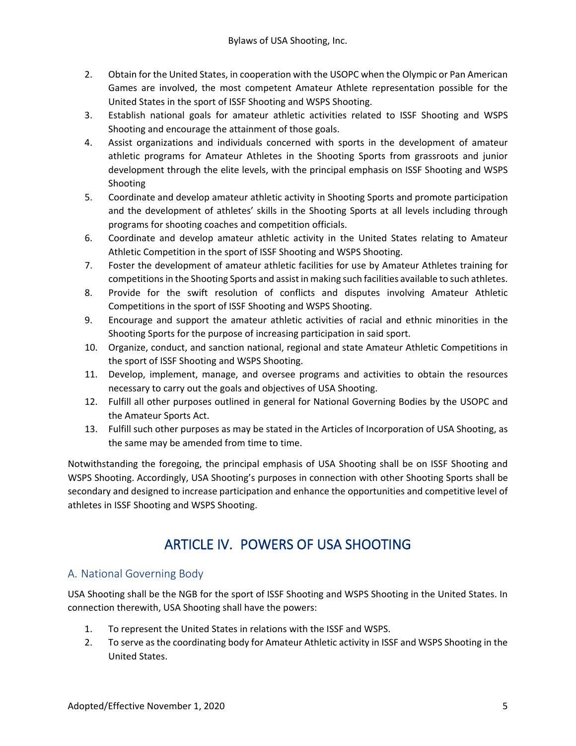2. Obtain for the United States, in cooperation with the USOPC when the Olympic or Pan American Games are involved, the most competent Amateur Athlete representation possible for the United States in the sport of ISSF Shooting and WSPS Shooting.
3. Establish national goals for amateur athletic activities related to ISSF Shooting and WSPS Shooting and encourage the attainment of those goals.
4. Assist organizations and individuals concerned with sports in the development of amateur athletic programs for Amateur Athletes in the Shooting Sports from grassroots and junior development through the elite levels, with the principal emphasis on ISSF Shooting and WSPS Shooting
5. Coordinate and develop amateur athletic activity in Shooting Sports and promote participation and the development of athletes' skills in the Shooting Sports at all levels including through programs for shooting coaches and competition officials.
6. Coordinate and develop amateur athletic activity in the United States relating to Amateur Athletic Competition in the sport of ISSF Shooting and WSPS Shooting.
7. Foster the development of amateur athletic facilities for use by Amateur Athletes training for competitions in the Shooting Sports and assist in making such facilities available to such athletes.
8. Provide for the swift resolution of conflicts and disputes involving Amateur Athletic Competitions in the sport of ISSF Shooting and WSPS Shooting.
9. Encourage and support the amateur athletic activities of racial and ethnic minorities in the Shooting Sports for the purpose of increasing participation in said sport.
10. Organize, conduct, and sanction national, regional and state Amateur Athletic Competitions in the sport of ISSF Shooting and WSPS Shooting.
11. Develop, implement, manage, and oversee programs and activities to obtain the resources necessary to carry out the goals and objectives of USA Shooting.
12. Fulfill all other purposes outlined in general for National Governing Bodies by the USOPC and the Amateur Sports Act.
13. Fulfill such other purposes as may be stated in the Articles of Incorporation of USA Shooting, as the same may be amended from time to time.

Notwithstanding the foregoing, the principal emphasis of USA Shooting shall be on ISSF Shooting and WSPS Shooting. Accordingly, USA Shooting's purposes in connection with other Shooting Sports shall be secondary and designed to increase participation and enhance the opportunities and competitive level of athletes in ISSF Shooting and WSPS Shooting.

# ARTICLE IV. POWERS OF USA SHOOTING

## A. National Governing Body

USA Shooting shall be the NGB for the sport of ISSF Shooting and WSPS Shooting in the United States. In connection therewith, USA Shooting shall have the powers:

1. To represent the United States in relations with the ISSF and WSPS.
2. To serve as the coordinating body for Amateur Athletic activity in ISSF and WSPS Shooting in the United States.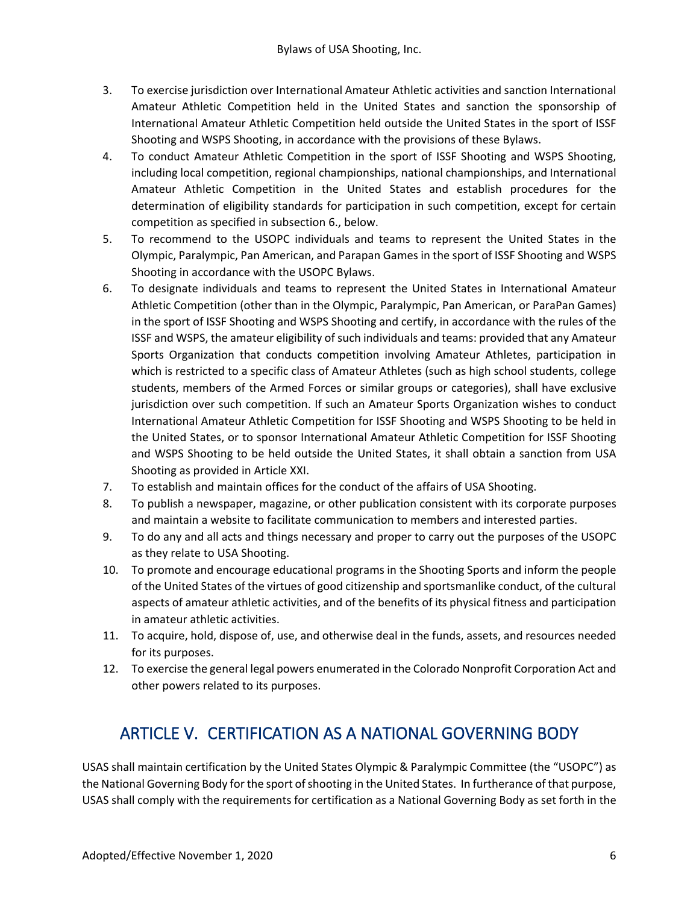3. To exercise jurisdiction over International Amateur Athletic activities and sanction International Amateur Athletic Competition held in the United States and sanction the sponsorship of International Amateur Athletic Competition held outside the United States in the sport of ISSF Shooting and WSPS Shooting, in accordance with the provisions of these Bylaws.
4. To conduct Amateur Athletic Competition in the sport of ISSF Shooting and WSPS Shooting, including local competition, regional championships, national championships, and International Amateur Athletic Competition in the United States and establish procedures for the determination of eligibility standards for participation in such competition, except for certain competition as specified in subsection 6., below.
5. To recommend to the USOPC individuals and teams to represent the United States in the Olympic, Paralympic, Pan American, and Parapan Games in the sport of ISSF Shooting and WSPS Shooting in accordance with the USOPC Bylaws.
6. To designate individuals and teams to represent the United States in International Amateur Athletic Competition (other than in the Olympic, Paralympic, Pan American, or ParaPan Games) in the sport of ISSF Shooting and WSPS Shooting and certify, in accordance with the rules of the ISSF and WSPS, the amateur eligibility of such individuals and teams: provided that any Amateur Sports Organization that conducts competition involving Amateur Athletes, participation in which is restricted to a specific class of Amateur Athletes (such as high school students, college students, members of the Armed Forces or similar groups or categories), shall have exclusive jurisdiction over such competition. If such an Amateur Sports Organization wishes to conduct International Amateur Athletic Competition for ISSF Shooting and WSPS Shooting to be held in the United States, or to sponsor International Amateur Athletic Competition for ISSF Shooting and WSPS Shooting to be held outside the United States, it shall obtain a sanction from USA Shooting as provided in Article XXI.
7. To establish and maintain offices for the conduct of the affairs of USA Shooting.
8. To publish a newspaper, magazine, or other publication consistent with its corporate purposes and maintain a website to facilitate communication to members and interested parties.
9. To do any and all acts and things necessary and proper to carry out the purposes of the USOPC as they relate to USA Shooting.
10. To promote and encourage educational programs in the Shooting Sports and inform the people of the United States of the virtues of good citizenship and sportsmanlike conduct, of the cultural aspects of amateur athletic activities, and of the benefits of its physical fitness and participation in amateur athletic activities.
11. To acquire, hold, dispose of, use, and otherwise deal in the funds, assets, and resources needed for its purposes.
12. To exercise the general legal powers enumerated in the Colorado Nonprofit Corporation Act and other powers related to its purposes.

## ARTICLE V. CERTIFICATION AS A NATIONAL GOVERNING BODY

USAS shall maintain certification by the United States Olympic & Paralympic Committee (the "USOPC") as the National Governing Body for the sport of shooting in the United States. In furtherance of that purpose, USAS shall comply with the requirements for certification as a National Governing Body as set forth in the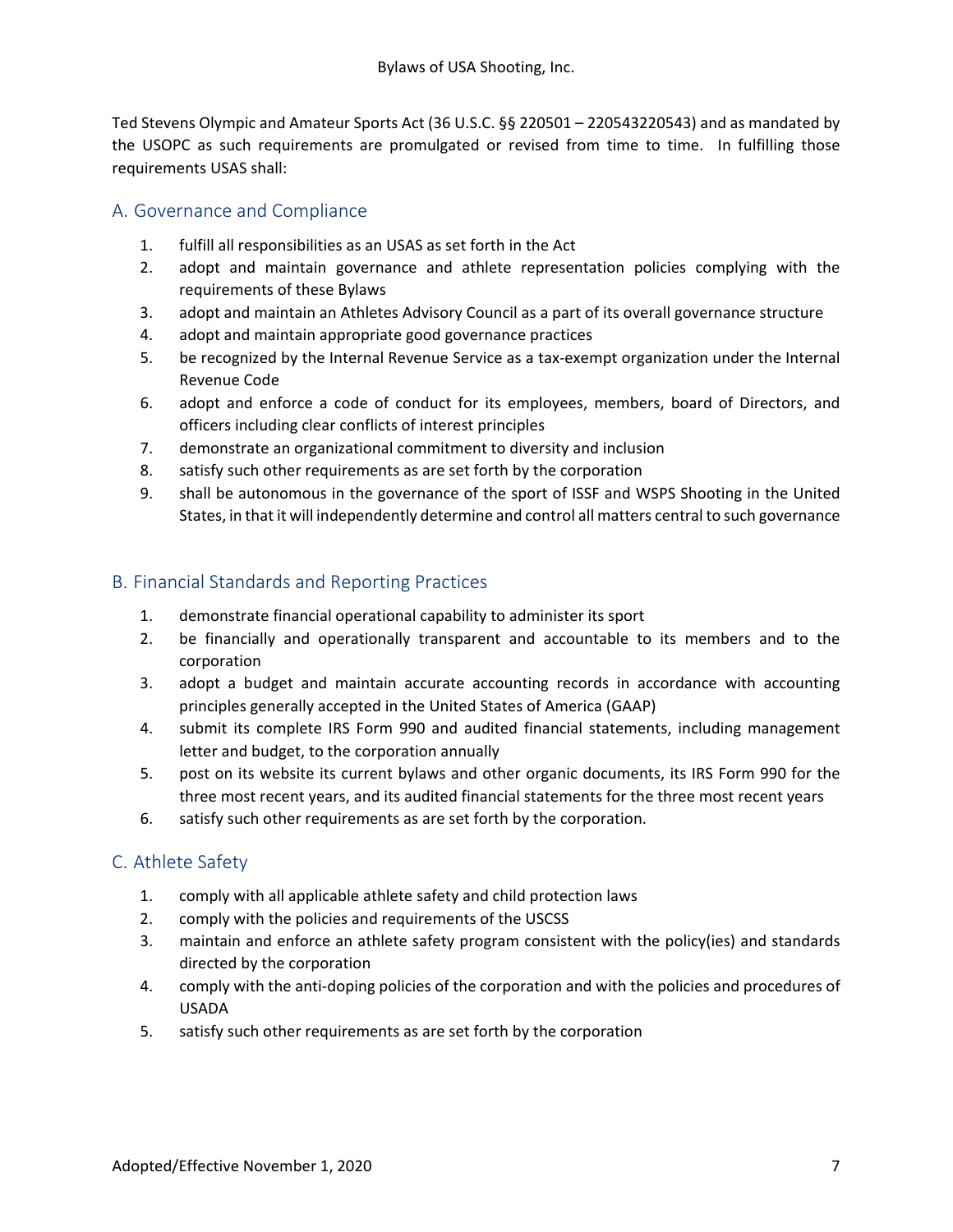Ted Stevens Olympic and Amateur Sports Act (36 U.S.C. §§ 220501 – 220543220543) and as mandated by the USOPC as such requirements are promulgated or revised from time to time. In fulfilling those requirements USAS shall:

## A. Governance and Compliance

1. fulfill all responsibilities as an USAS as set forth in the Act
2. adopt and maintain governance and athlete representation policies complying with the requirements of these Bylaws
3. adopt and maintain an Athletes Advisory Council as a part of its overall governance structure
4. adopt and maintain appropriate good governance practices
5. be recognized by the Internal Revenue Service as a tax-exempt organization under the Internal Revenue Code
6. adopt and enforce a code of conduct for its employees, members, board of Directors, and officers including clear conflicts of interest principles
7. demonstrate an organizational commitment to diversity and inclusion
8. satisfy such other requirements as are set forth by the corporation
9. shall be autonomous in the governance of the sport of ISSF and WSPS Shooting in the United States, in that it will independently determine and control all matters central to such governance

## B. Financial Standards and Reporting Practices

1. demonstrate financial operational capability to administer its sport
2. be financially and operationally transparent and accountable to its members and to the corporation
3. adopt a budget and maintain accurate accounting records in accordance with accounting principles generally accepted in the United States of America (GAAP)
4. submit its complete IRS Form 990 and audited financial statements, including management letter and budget, to the corporation annually
5. post on its website its current bylaws and other organic documents, its IRS Form 990 for the three most recent years, and its audited financial statements for the three most recent years
6. satisfy such other requirements as are set forth by the corporation.

## C. Athlete Safety

1. comply with all applicable athlete safety and child protection laws
2. comply with the policies and requirements of the USCSS
3. maintain and enforce an athlete safety program consistent with the policy(ies) and standards directed by the corporation
4. comply with the anti-doping policies of the corporation and with the policies and procedures of USADA
5. satisfy such other requirements as are set forth by the corporation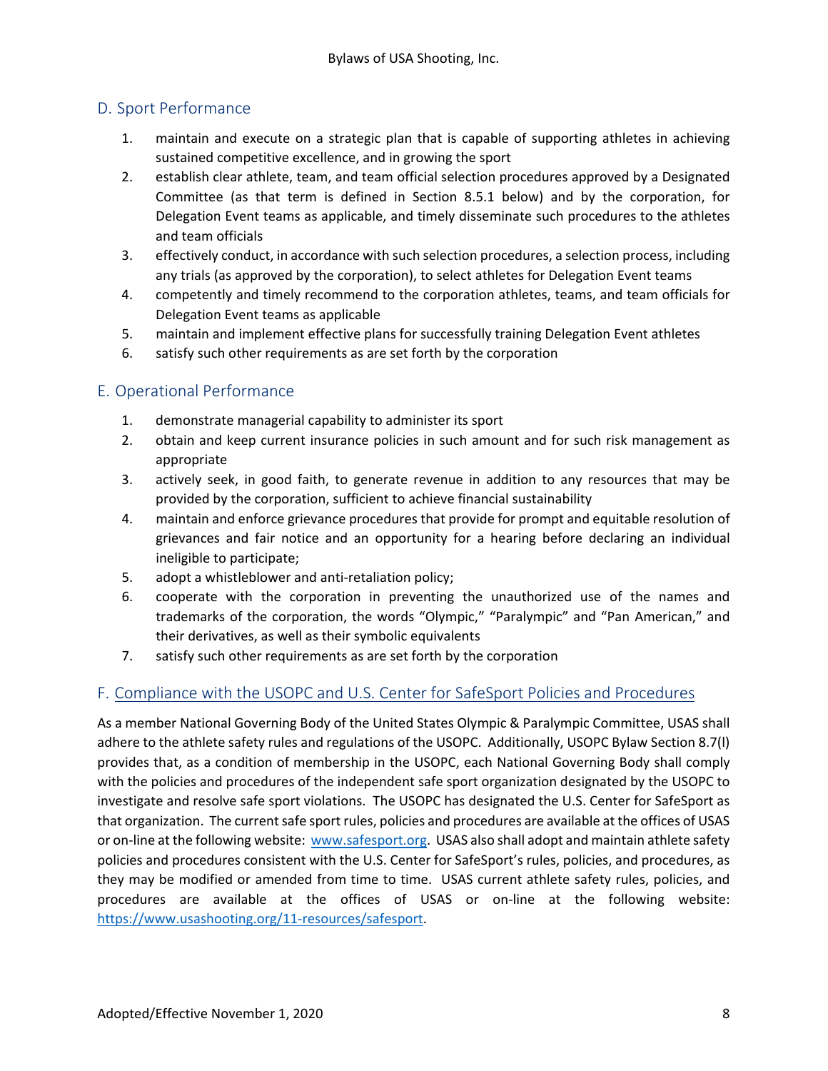## D. Sport Performance

1. maintain and execute on a strategic plan that is capable of supporting athletes in achieving sustained competitive excellence, and in growing the sport
2. establish clear athlete, team, and team official selection procedures approved by a Designated Committee (as that term is defined in Section 8.5.1 below) and by the corporation, for Delegation Event teams as applicable, and timely disseminate such procedures to the athletes and team officials
3. effectively conduct, in accordance with such selection procedures, a selection process, including any trials (as approved by the corporation), to select athletes for Delegation Event teams
4. competently and timely recommend to the corporation athletes, teams, and team officials for Delegation Event teams as applicable
5. maintain and implement effective plans for successfully training Delegation Event athletes
6. satisfy such other requirements as are set forth by the corporation

## E. Operational Performance

1. demonstrate managerial capability to administer its sport
2. obtain and keep current insurance policies in such amount and for such risk management as appropriate
3. actively seek, in good faith, to generate revenue in addition to any resources that may be provided by the corporation, sufficient to achieve financial sustainability
4. maintain and enforce grievance procedures that provide for prompt and equitable resolution of grievances and fair notice and an opportunity for a hearing before declaring an individual ineligible to participate;
5. adopt a whistleblower and anti-retaliation policy;
6. cooperate with the corporation in preventing the unauthorized use of the names and trademarks of the corporation, the words "Olympic," "Paralympic" and "Pan American," and their derivatives, as well as their symbolic equivalents
7. satisfy such other requirements as are set forth by the corporation

## F. Compliance with the USOPC and U.S. Center for SafeSport Policies and Procedures

As a member National Governing Body of the United States Olympic & Paralympic Committee, USAS shall adhere to the athlete safety rules and regulations of the USOPC. Additionally, USOPC Bylaw Section 8.7(l) provides that, as a condition of membership in the USOPC, each National Governing Body shall comply with the policies and procedures of the independent safe sport organization designated by the USOPC to investigate and resolve safe sport violations. The USOPC has designated the U.S. Center for SafeSport as that organization. The current safe sport rules, policies and procedures are available at the offices of USAS or on-line at the following website: www.safesport.org. USAS also shall adopt and maintain athlete safety policies and procedures consistent with the U.S. Center for SafeSport's rules, policies, and procedures, as they may be modified or amended from time to time. USAS current athlete safety rules, policies, and procedures are available at the offices of USAS or on-line at the following website: https://www.usashooting.org/11-resources/safesport.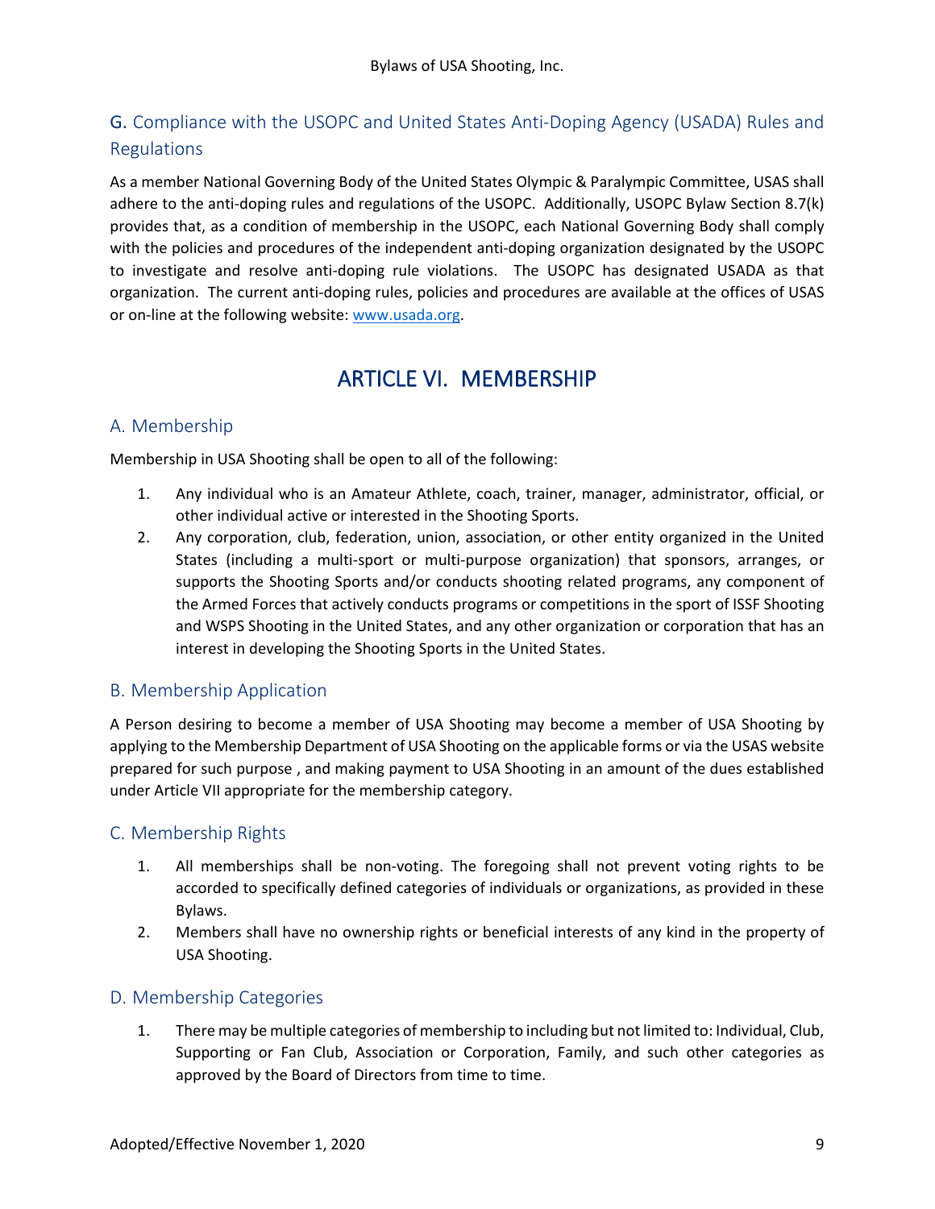## G. Compliance with the USOPC and United States Anti-Doping Agency (USADA) Rules and Regulations

As a member National Governing Body of the United States Olympic & Paralympic Committee, USAS shall adhere to the anti-doping rules and regulations of the USOPC. Additionally, USOPC Bylaw Section 8.7(k) provides that, as a condition of membership in the USOPC, each National Governing Body shall comply with the policies and procedures of the independent anti-doping organization designated by the USOPC to investigate and resolve anti-doping rule violations. The USOPC has designated USADA as that organization. The current anti-doping rules, policies and procedures are available at the offices of USAS or on-line at the following website: www.usada.org.

# ARTICLE VI. MEMBERSHIP

## A. Membership

Membership in USA Shooting shall be open to all of the following:

1. Any individual who is an Amateur Athlete, coach, trainer, manager, administrator, official, or other individual active or interested in the Shooting Sports.
2. Any corporation, club, federation, union, association, or other entity organized in the United States (including a multi-sport or multi-purpose organization) that sponsors, arranges, or supports the Shooting Sports and/or conducts shooting related programs, any component of the Armed Forces that actively conducts programs or competitions in the sport of ISSF Shooting and WSPS Shooting in the United States, and any other organization or corporation that has an interest in developing the Shooting Sports in the United States.

## B. Membership Application

A Person desiring to become a member of USA Shooting may become a member of USA Shooting by applying to the Membership Department of USA Shooting on the applicable forms or via the USAS website prepared for such purpose , and making payment to USA Shooting in an amount of the dues established under Article VII appropriate for the membership category.

## C. Membership Rights

1. All memberships shall be non-voting. The foregoing shall not prevent voting rights to be accorded to specifically defined categories of individuals or organizations, as provided in these Bylaws.
2. Members shall have no ownership rights or beneficial interests of any kind in the property of USA Shooting.

## D. Membership Categories

1. There may be multiple categories of membership to including but not limited to: Individual, Club, Supporting or Fan Club, Association or Corporation, Family, and such other categories as approved by the Board of Directors from time to time.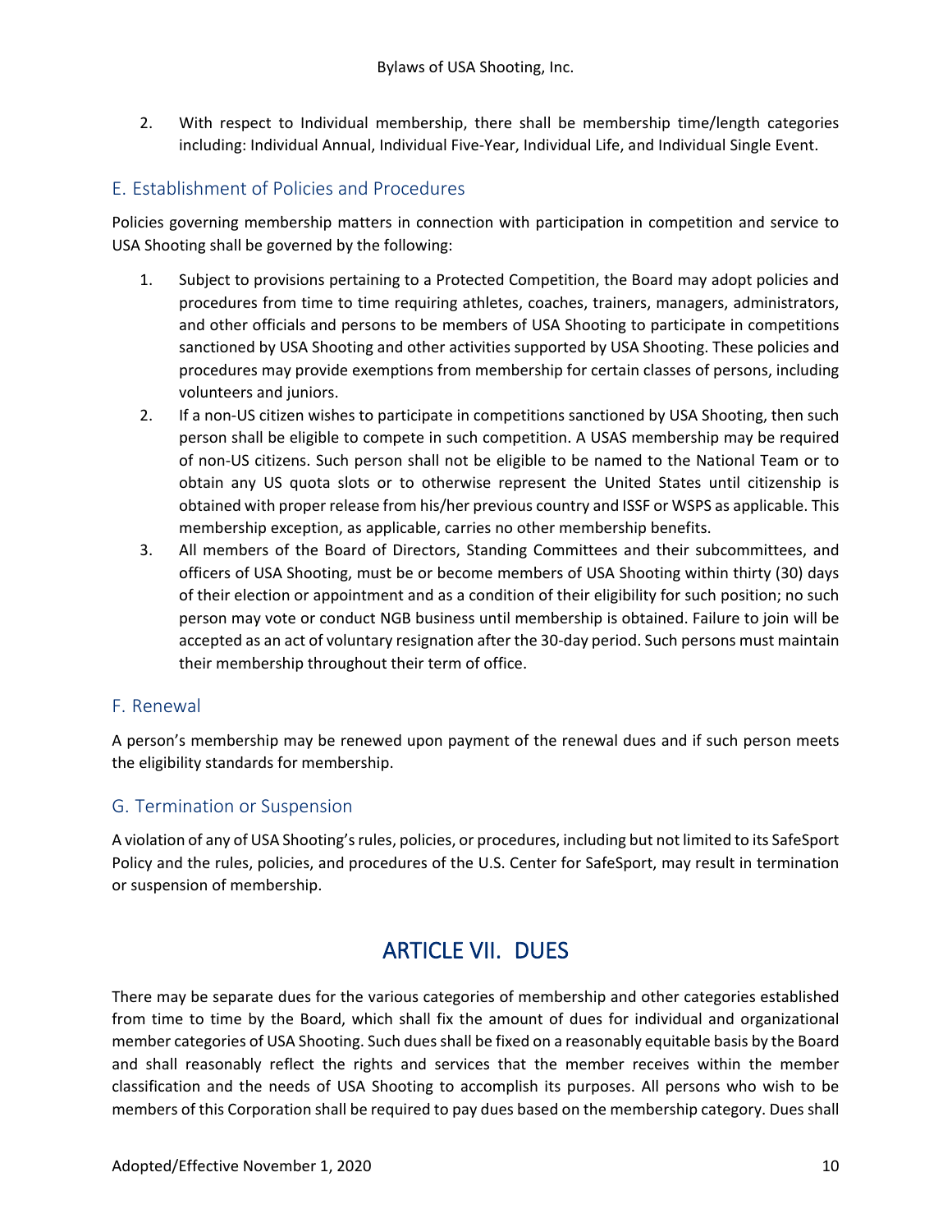2. With respect to Individual membership, there shall be membership time/length categories including: Individual Annual, Individual Five-Year, Individual Life, and Individual Single Event.

## E. Establishment of Policies and Procedures

Policies governing membership matters in connection with participation in competition and service to USA Shooting shall be governed by the following:

1. Subject to provisions pertaining to a Protected Competition, the Board may adopt policies and procedures from time to time requiring athletes, coaches, trainers, managers, administrators, and other officials and persons to be members of USA Shooting to participate in competitions sanctioned by USA Shooting and other activities supported by USA Shooting. These policies and procedures may provide exemptions from membership for certain classes of persons, including volunteers and juniors.
2. If a non-US citizen wishes to participate in competitions sanctioned by USA Shooting, then such person shall be eligible to compete in such competition. A USAS membership may be required of non-US citizens. Such person shall not be eligible to be named to the National Team or to obtain any US quota slots or to otherwise represent the United States until citizenship is obtained with proper release from his/her previous country and ISSF or WSPS as applicable. This membership exception, as applicable, carries no other membership benefits.
3. All members of the Board of Directors, Standing Committees and their subcommittees, and officers of USA Shooting, must be or become members of USA Shooting within thirty (30) days of their election or appointment and as a condition of their eligibility for such position; no such person may vote or conduct NGB business until membership is obtained. Failure to join will be accepted as an act of voluntary resignation after the 30-day period. Such persons must maintain their membership throughout their term of office.

## F. Renewal

A person's membership may be renewed upon payment of the renewal dues and if such person meets the eligibility standards for membership.

## G. Termination or Suspension

A violation of any of USA Shooting's rules, policies, or procedures, including but not limited to its SafeSport Policy and the rules, policies, and procedures of the U.S. Center for SafeSport, may result in termination or suspension of membership.

# ARTICLE VII. DUES

There may be separate dues for the various categories of membership and other categories established from time to time by the Board, which shall fix the amount of dues for individual and organizational member categories of USA Shooting. Such dues shall be fixed on a reasonably equitable basis by the Board and shall reasonably reflect the rights and services that the member receives within the member classification and the needs of USA Shooting to accomplish its purposes. All persons who wish to be members of this Corporation shall be required to pay dues based on the membership category. Dues shall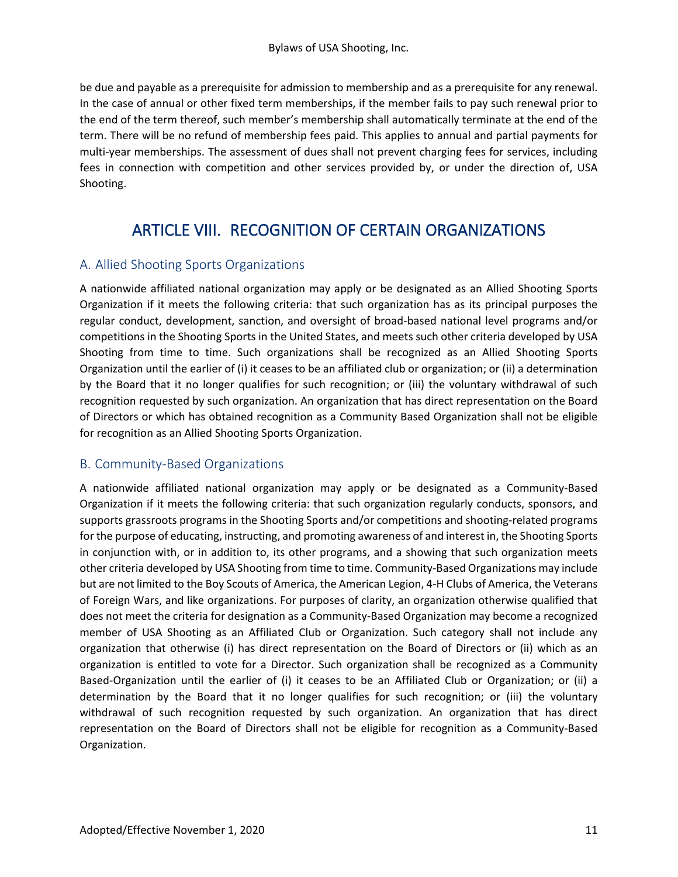be due and payable as a prerequisite for admission to membership and as a prerequisite for any renewal. In the case of annual or other fixed term memberships, if the member fails to pay such renewal prior to the end of the term thereof, such member's membership shall automatically terminate at the end of the term. There will be no refund of membership fees paid. This applies to annual and partial payments for multi-year memberships. The assessment of dues shall not prevent charging fees for services, including fees in connection with competition and other services provided by, or under the direction of, USA Shooting.

# ARTICLE VIII. RECOGNITION OF CERTAIN ORGANIZATIONS

## A. Allied Shooting Sports Organizations

A nationwide affiliated national organization may apply or be designated as an Allied Shooting Sports Organization if it meets the following criteria: that such organization has as its principal purposes the regular conduct, development, sanction, and oversight of broad-based national level programs and/or competitions in the Shooting Sports in the United States, and meets such other criteria developed by USA Shooting from time to time. Such organizations shall be recognized as an Allied Shooting Sports Organization until the earlier of (i) it ceases to be an affiliated club or organization; or (ii) a determination by the Board that it no longer qualifies for such recognition; or (iii) the voluntary withdrawal of such recognition requested by such organization. An organization that has direct representation on the Board of Directors or which has obtained recognition as a Community Based Organization shall not be eligible for recognition as an Allied Shooting Sports Organization.

## B. Community-Based Organizations

A nationwide affiliated national organization may apply or be designated as a Community-Based Organization if it meets the following criteria: that such organization regularly conducts, sponsors, and supports grassroots programs in the Shooting Sports and/or competitions and shooting-related programs for the purpose of educating, instructing, and promoting awareness of and interest in, the Shooting Sports in conjunction with, or in addition to, its other programs, and a showing that such organization meets other criteria developed by USA Shooting from time to time. Community-Based Organizations may include but are not limited to the Boy Scouts of America, the American Legion, 4-H Clubs of America, the Veterans of Foreign Wars, and like organizations. For purposes of clarity, an organization otherwise qualified that does not meet the criteria for designation as a Community-Based Organization may become a recognized member of USA Shooting as an Affiliated Club or Organization. Such category shall not include any organization that otherwise (i) has direct representation on the Board of Directors or (ii) which as an organization is entitled to vote for a Director. Such organization shall be recognized as a Community Based-Organization until the earlier of (i) it ceases to be an Affiliated Club or Organization; or (ii) a determination by the Board that it no longer qualifies for such recognition; or (iii) the voluntary withdrawal of such recognition requested by such organization. An organization that has direct representation on the Board of Directors shall not be eligible for recognition as a Community-Based Organization.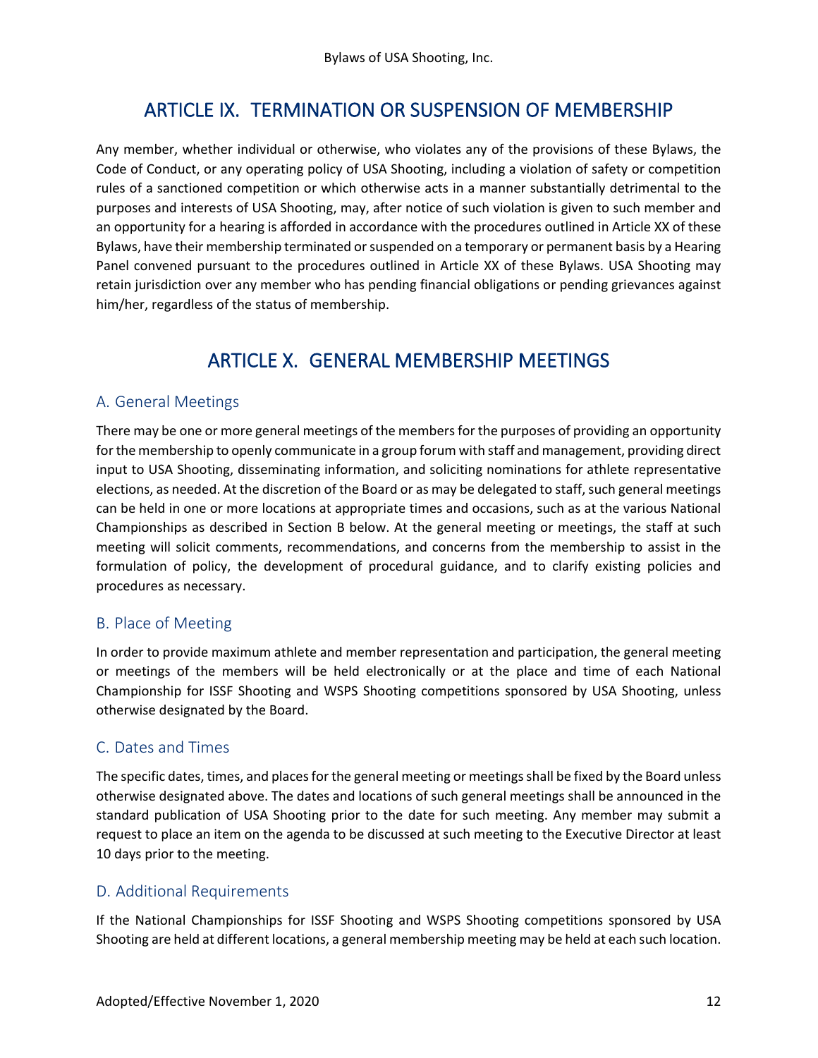# ARTICLE IX. TERMINATION OR SUSPENSION OF MEMBERSHIP

Any member, whether individual or otherwise, who violates any of the provisions of these Bylaws, the Code of Conduct, or any operating policy of USA Shooting, including a violation of safety or competition rules of a sanctioned competition or which otherwise acts in a manner substantially detrimental to the purposes and interests of USA Shooting, may, after notice of such violation is given to such member and an opportunity for a hearing is afforded in accordance with the procedures outlined in Article XX of these Bylaws, have their membership terminated or suspended on a temporary or permanent basis by a Hearing Panel convened pursuant to the procedures outlined in Article XX of these Bylaws. USA Shooting may retain jurisdiction over any member who has pending financial obligations or pending grievances against him/her, regardless of the status of membership.

# ARTICLE X. GENERAL MEMBERSHIP MEETINGS

## A. General Meetings

There may be one or more general meetings of the members for the purposes of providing an opportunity for the membership to openly communicate in a group forum with staff and management, providing direct input to USA Shooting, disseminating information, and soliciting nominations for athlete representative elections, as needed. At the discretion of the Board or as may be delegated to staff, such general meetings can be held in one or more locations at appropriate times and occasions, such as at the various National Championships as described in Section B below. At the general meeting or meetings, the staff at such meeting will solicit comments, recommendations, and concerns from the membership to assist in the formulation of policy, the development of procedural guidance, and to clarify existing policies and procedures as necessary.

## B. Place of Meeting

In order to provide maximum athlete and member representation and participation, the general meeting or meetings of the members will be held electronically or at the place and time of each National Championship for ISSF Shooting and WSPS Shooting competitions sponsored by USA Shooting, unless otherwise designated by the Board.

## C. Dates and Times

The specific dates, times, and places for the general meeting or meetings shall be fixed by the Board unless otherwise designated above. The dates and locations of such general meetings shall be announced in the standard publication of USA Shooting prior to the date for such meeting. Any member may submit a request to place an item on the agenda to be discussed at such meeting to the Executive Director at least 10 days prior to the meeting.

## D. Additional Requirements

If the National Championships for ISSF Shooting and WSPS Shooting competitions sponsored by USA Shooting are held at different locations, a general membership meeting may be held at each such location.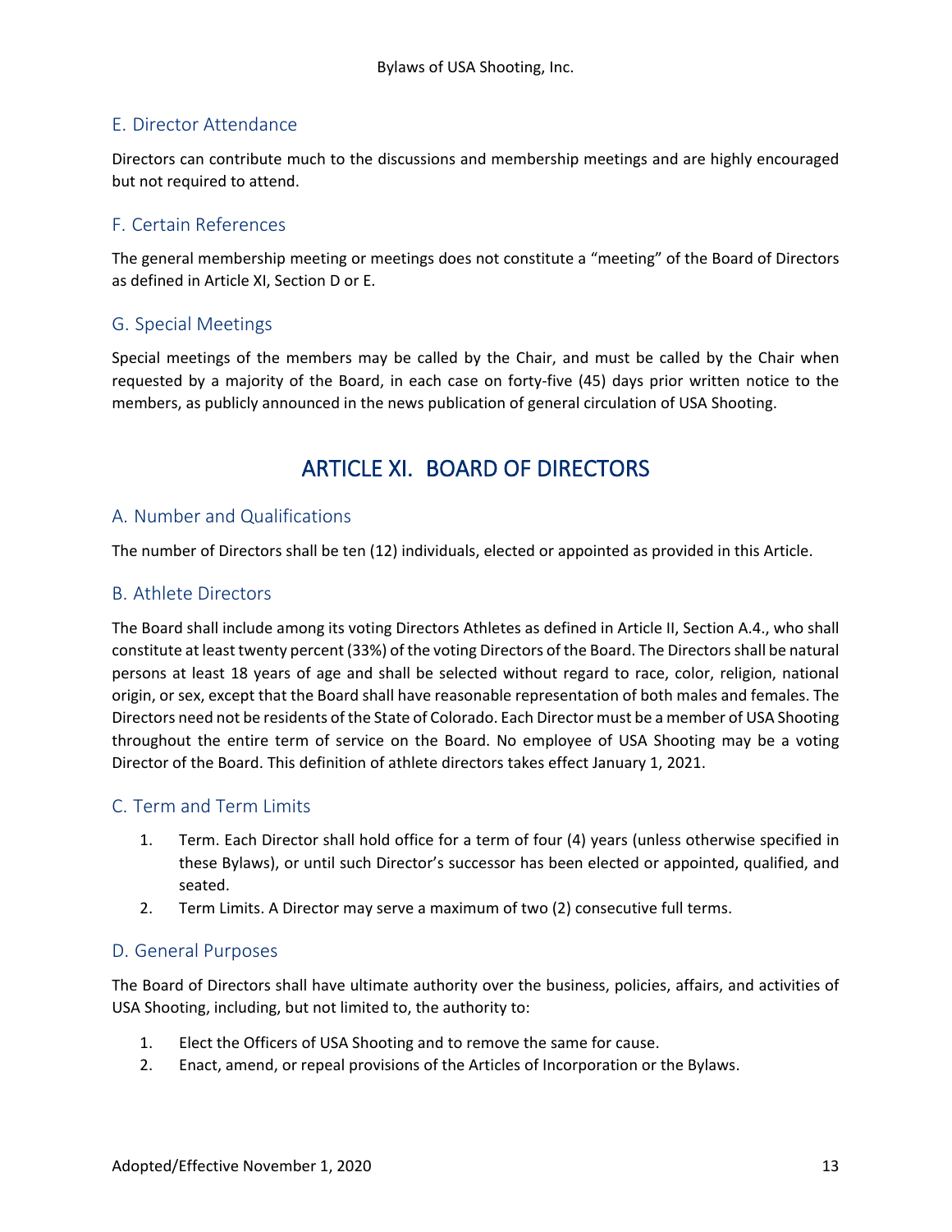### E. Director Attendance

Directors can contribute much to the discussions and membership meetings and are highly encouraged but not required to attend.

### F. Certain References

The general membership meeting or meetings does not constitute a "meeting" of the Board of Directors as defined in Article XI, Section D or E.

### G. Special Meetings

Special meetings of the members may be called by the Chair, and must be called by the Chair when requested by a majority of the Board, in each case on forty-five (45) days prior written notice to the members, as publicly announced in the news publication of general circulation of USA Shooting.

## ARTICLE XI. BOARD OF DIRECTORS

### A. Number and Qualifications

The number of Directors shall be ten (12) individuals, elected or appointed as provided in this Article.

### B. Athlete Directors

The Board shall include among its voting Directors Athletes as defined in Article II, Section A.4., who shall constitute at least twenty percent (33%) of the voting Directors of the Board. The Directors shall be natural persons at least 18 years of age and shall be selected without regard to race, color, religion, national origin, or sex, except that the Board shall have reasonable representation of both males and females. The Directors need not be residents of the State of Colorado. Each Director must be a member of USA Shooting throughout the entire term of service on the Board. No employee of USA Shooting may be a voting Director of the Board. This definition of athlete directors takes effect January 1, 2021.

### C. Term and Term Limits

1. Term. Each Director shall hold office for a term of four (4) years (unless otherwise specified in these Bylaws), or until such Director's successor has been elected or appointed, qualified, and seated.
2. Term Limits. A Director may serve a maximum of two (2) consecutive full terms.

### D. General Purposes

The Board of Directors shall have ultimate authority over the business, policies, affairs, and activities of USA Shooting, including, but not limited to, the authority to:

1. Elect the Officers of USA Shooting and to remove the same for cause.
2. Enact, amend, or repeal provisions of the Articles of Incorporation or the Bylaws.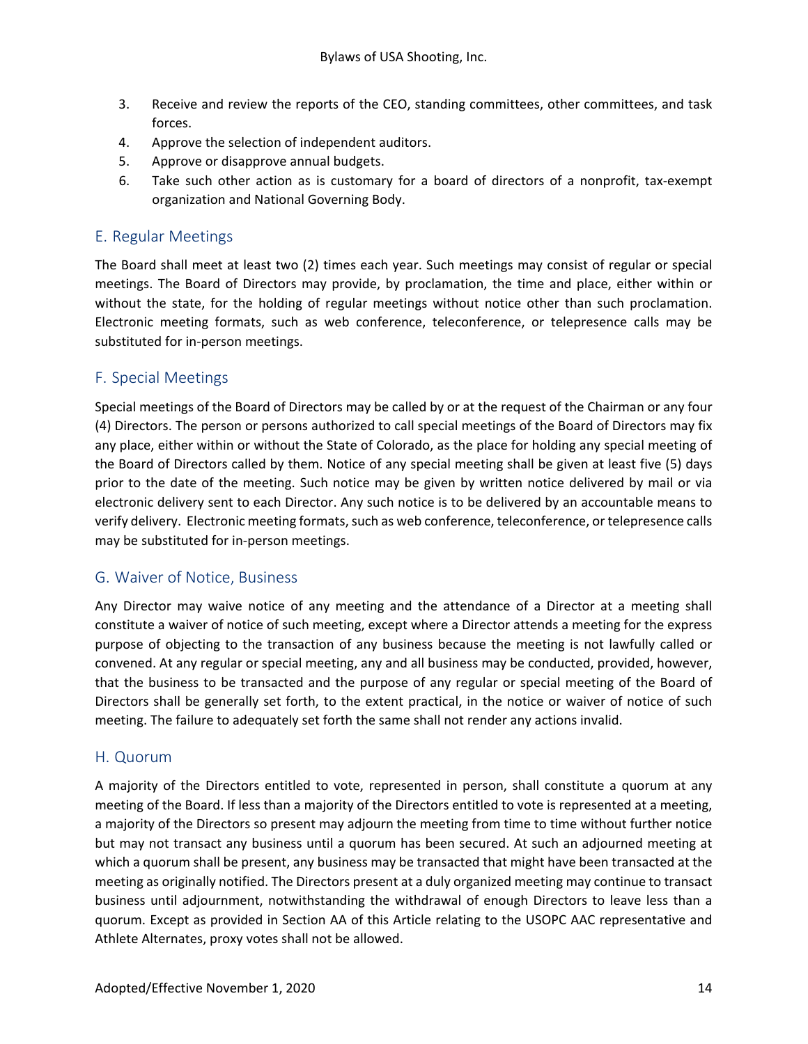3. Receive and review the reports of the CEO, standing committees, other committees, and task forces.
4. Approve the selection of independent auditors.
5. Approve or disapprove annual budgets.
6. Take such other action as is customary for a board of directors of a nonprofit, tax-exempt organization and National Governing Body.

## E. Regular Meetings

The Board shall meet at least two (2) times each year. Such meetings may consist of regular or special meetings. The Board of Directors may provide, by proclamation, the time and place, either within or without the state, for the holding of regular meetings without notice other than such proclamation. Electronic meeting formats, such as web conference, teleconference, or telepresence calls may be substituted for in-person meetings.

## F. Special Meetings

Special meetings of the Board of Directors may be called by or at the request of the Chairman or any four (4) Directors. The person or persons authorized to call special meetings of the Board of Directors may fix any place, either within or without the State of Colorado, as the place for holding any special meeting of the Board of Directors called by them. Notice of any special meeting shall be given at least five (5) days prior to the date of the meeting. Such notice may be given by written notice delivered by mail or via electronic delivery sent to each Director. Any such notice is to be delivered by an accountable means to verify delivery. Electronic meeting formats, such as web conference, teleconference, or telepresence calls may be substituted for in-person meetings.

## G. Waiver of Notice, Business

Any Director may waive notice of any meeting and the attendance of a Director at a meeting shall constitute a waiver of notice of such meeting, except where a Director attends a meeting for the express purpose of objecting to the transaction of any business because the meeting is not lawfully called or convened. At any regular or special meeting, any and all business may be conducted, provided, however, that the business to be transacted and the purpose of any regular or special meeting of the Board of Directors shall be generally set forth, to the extent practical, in the notice or waiver of notice of such meeting. The failure to adequately set forth the same shall not render any actions invalid.

## H. Quorum

A majority of the Directors entitled to vote, represented in person, shall constitute a quorum at any meeting of the Board. If less than a majority of the Directors entitled to vote is represented at a meeting, a majority of the Directors so present may adjourn the meeting from time to time without further notice but may not transact any business until a quorum has been secured. At such an adjourned meeting at which a quorum shall be present, any business may be transacted that might have been transacted at the meeting as originally notified. The Directors present at a duly organized meeting may continue to transact business until adjournment, notwithstanding the withdrawal of enough Directors to leave less than a quorum. Except as provided in Section AA of this Article relating to the USOPC AAC representative and Athlete Alternates, proxy votes shall not be allowed.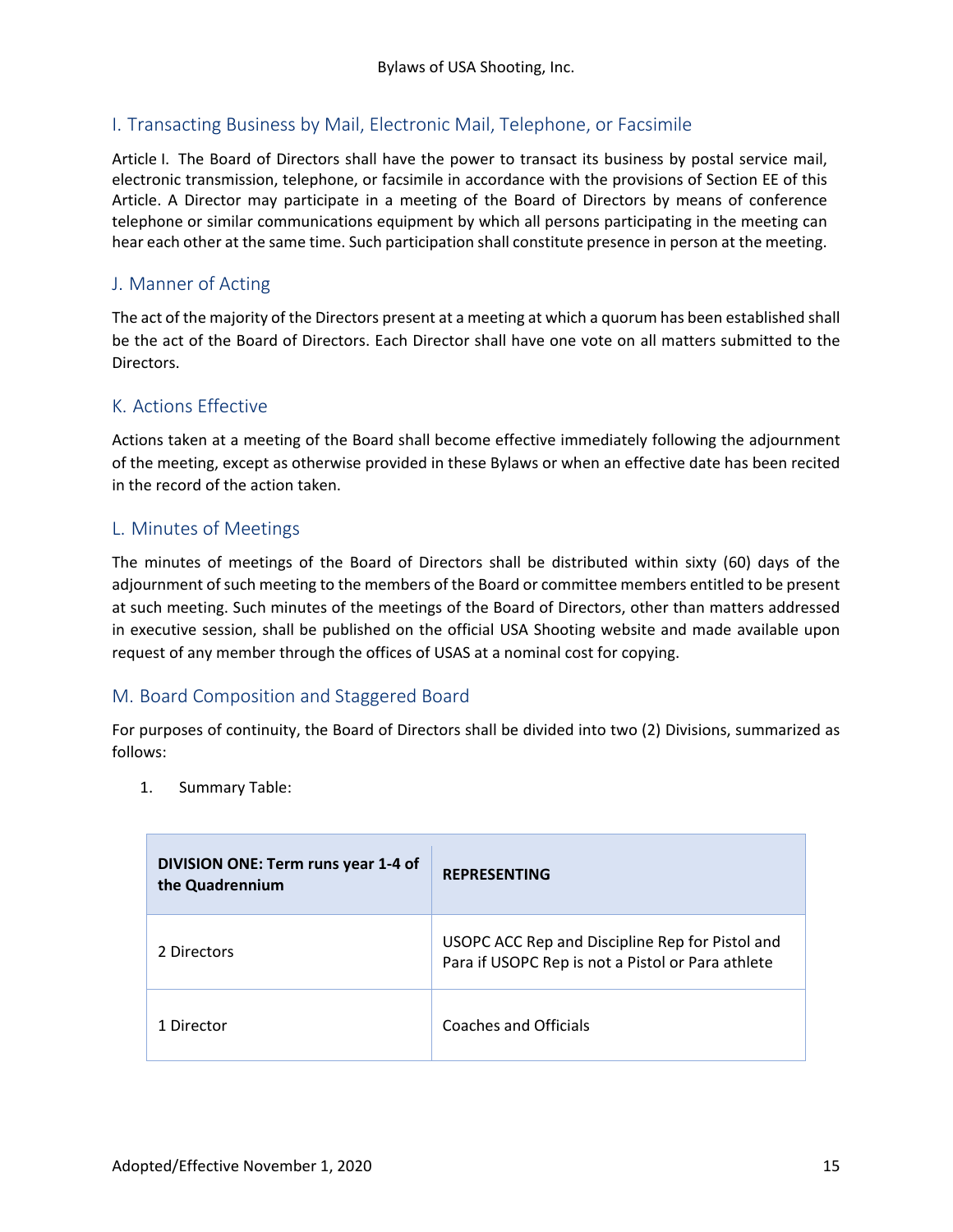## I. Transacting Business by Mail, Electronic Mail, Telephone, or Facsimile

Article I. The Board of Directors shall have the power to transact its business by postal service mail, electronic transmission, telephone, or facsimile in accordance with the provisions of Section EE of this Article. A Director may participate in a meeting of the Board of Directors by means of conference telephone or similar communications equipment by which all persons participating in the meeting can hear each other at the same time. Such participation shall constitute presence in person at the meeting.

## J. Manner of Acting

The act of the majority of the Directors present at a meeting at which a quorum has been established shall be the act of the Board of Directors. Each Director shall have one vote on all matters submitted to the Directors.

## K. Actions Effective

Actions taken at a meeting of the Board shall become effective immediately following the adjournment of the meeting, except as otherwise provided in these Bylaws or when an effective date has been recited in the record of the action taken.

## L. Minutes of Meetings

The minutes of meetings of the Board of Directors shall be distributed within sixty (60) days of the adjournment of such meeting to the members of the Board or committee members entitled to be present at such meeting. Such minutes of the meetings of the Board of Directors, other than matters addressed in executive session, shall be published on the official USA Shooting website and made available upon request of any member through the offices of USAS at a nominal cost for copying.

## M. Board Composition and Staggered Board

For purposes of continuity, the Board of Directors shall be divided into two (2) Divisions, summarized as follows:

1. Summary Table:

| **DIVISION ONE: Term runs year 1-4 of the Quadrennium** | **REPRESENTING** |
|---|---|
| 2 Directors | USOPC ACC Rep and Discipline Rep for Pistol and Para if USOPC Rep is not a Pistol or Para athlete |
| 1 Director | Coaches and Officials |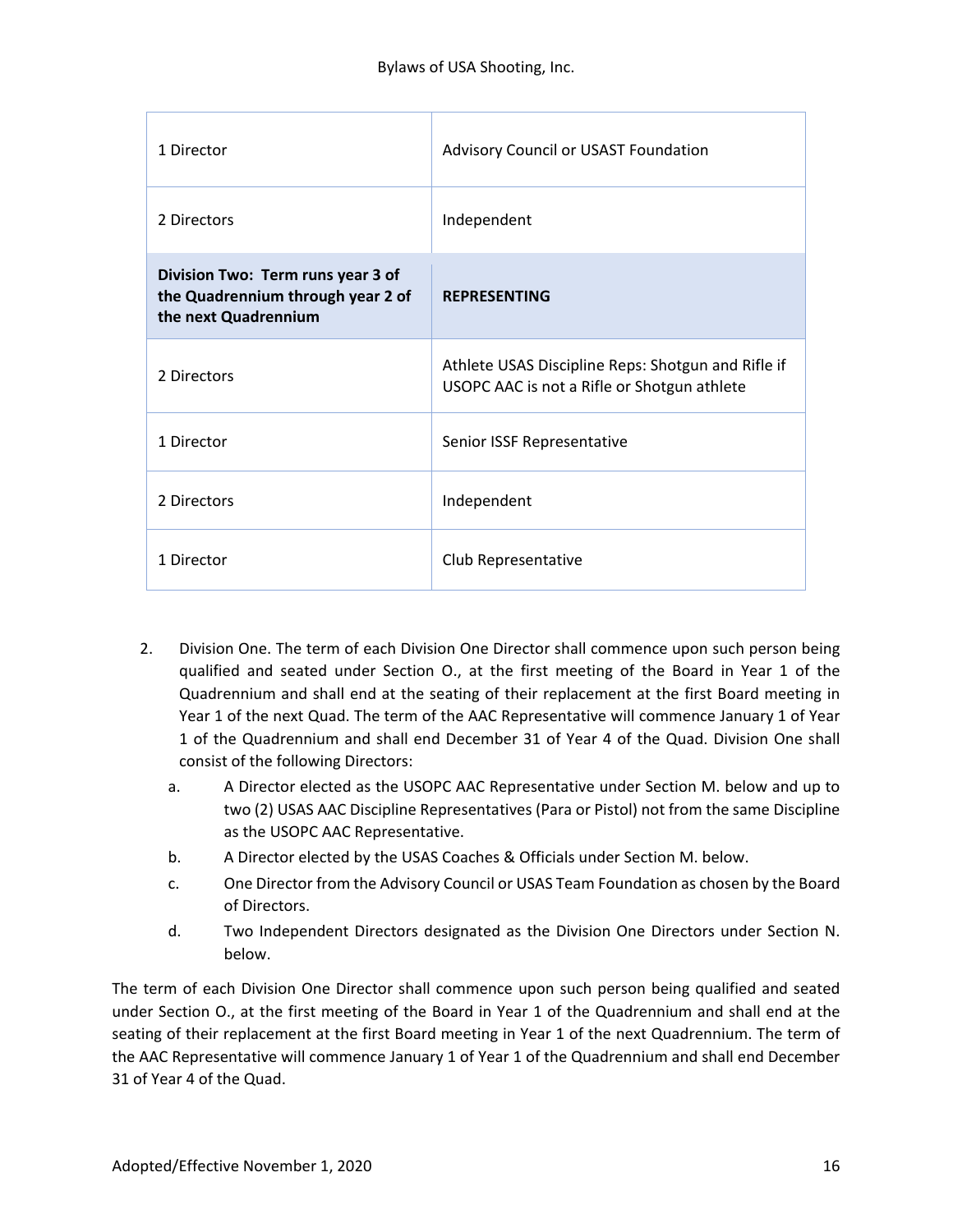| | |
|---|---|
| 1 Director | Advisory Council or USAST Foundation |
| 2 Directors | Independent |
| **Division Two: Term runs year 3 of the Quadrennium through year 2 of the next Quadrennium** | **REPRESENTING** |
| 2 Directors | Athlete USAS Discipline Reps: Shotgun and Rifle if USOPC AAC is not a Rifle or Shotgun athlete |
| 1 Director | Senior ISSF Representative |
| 2 Directors | Independent |
| 1 Director | Club Representative |

2. Division One. The term of each Division One Director shall commence upon such person being qualified and seated under Section O., at the first meeting of the Board in Year 1 of the Quadrennium and shall end at the seating of their replacement at the first Board meeting in Year 1 of the next Quad. The term of the AAC Representative will commence January 1 of Year 1 of the Quadrennium and shall end December 31 of Year 4 of the Quad. Division One shall consist of the following Directors:
   a. A Director elected as the USOPC AAC Representative under Section M. below and up to two (2) USAS AAC Discipline Representatives (Para or Pistol) not from the same Discipline as the USOPC AAC Representative.
   b. A Director elected by the USAS Coaches & Officials under Section M. below.
   c. One Director from the Advisory Council or USAS Team Foundation as chosen by the Board of Directors.
   d. Two Independent Directors designated as the Division One Directors under Section N. below.

The term of each Division One Director shall commence upon such person being qualified and seated under Section O., at the first meeting of the Board in Year 1 of the Quadrennium and shall end at the seating of their replacement at the first Board meeting in Year 1 of the next Quadrennium. The term of the AAC Representative will commence January 1 of Year 1 of the Quadrennium and shall end December 31 of Year 4 of the Quad.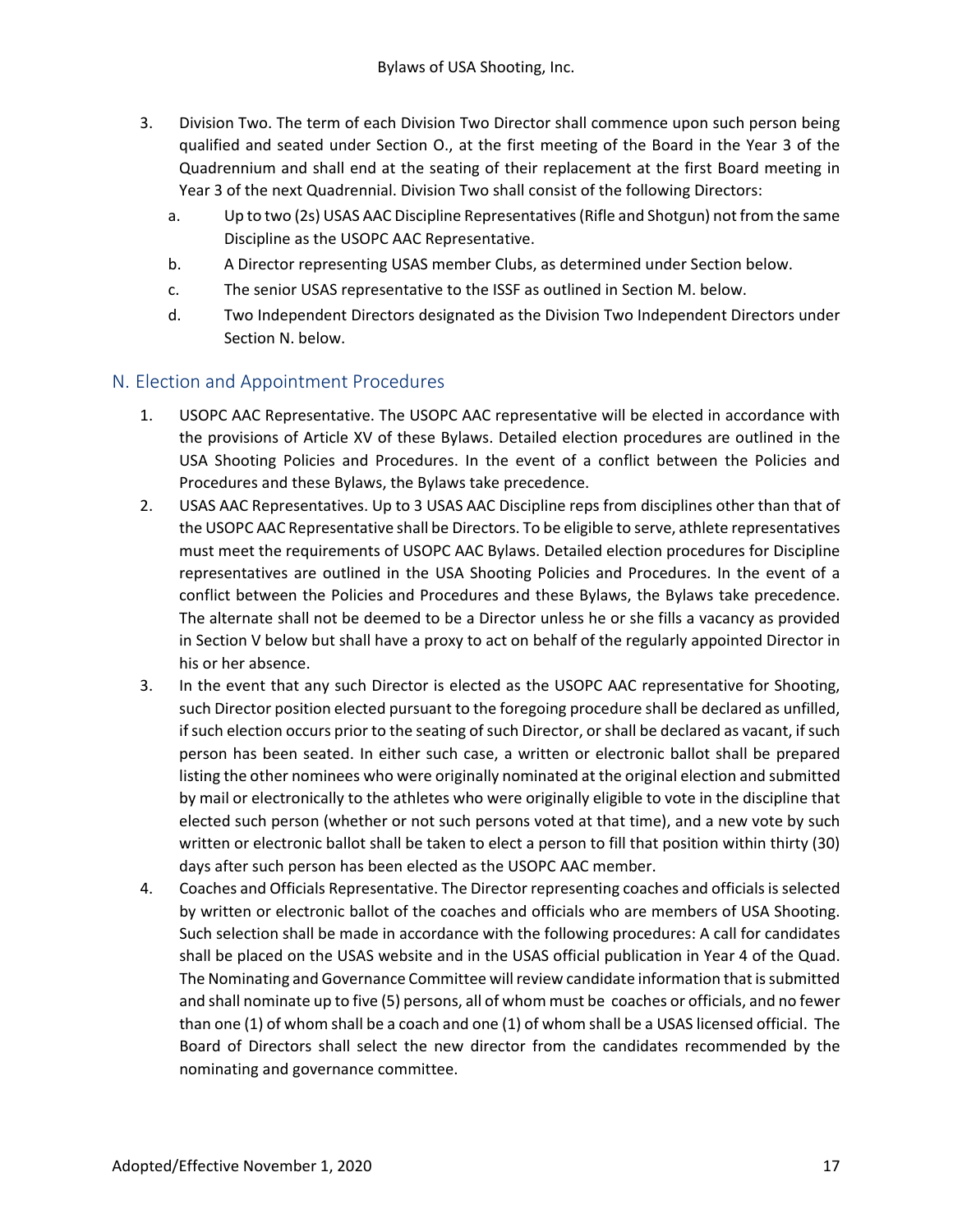3. Division Two. The term of each Division Two Director shall commence upon such person being qualified and seated under Section O., at the first meeting of the Board in the Year 3 of the Quadrennium and shall end at the seating of their replacement at the first Board meeting in Year 3 of the next Quadrennial. Division Two shall consist of the following Directors:
   a. Up to two (2s) USAS AAC Discipline Representatives (Rifle and Shotgun) not from the same Discipline as the USOPC AAC Representative.
   b. A Director representing USAS member Clubs, as determined under Section below.
   c. The senior USAS representative to the ISSF as outlined in Section M. below.
   d. Two Independent Directors designated as the Division Two Independent Directors under Section N. below.

## N. Election and Appointment Procedures

1. USOPC AAC Representative. The USOPC AAC representative will be elected in accordance with the provisions of Article XV of these Bylaws. Detailed election procedures are outlined in the USA Shooting Policies and Procedures. In the event of a conflict between the Policies and Procedures and these Bylaws, the Bylaws take precedence.
2. USAS AAC Representatives. Up to 3 USAS AAC Discipline reps from disciplines other than that of the USOPC AAC Representative shall be Directors. To be eligible to serve, athlete representatives must meet the requirements of USOPC AAC Bylaws. Detailed election procedures for Discipline representatives are outlined in the USA Shooting Policies and Procedures. In the event of a conflict between the Policies and Procedures and these Bylaws, the Bylaws take precedence. The alternate shall not be deemed to be a Director unless he or she fills a vacancy as provided in Section V below but shall have a proxy to act on behalf of the regularly appointed Director in his or her absence.
3. In the event that any such Director is elected as the USOPC AAC representative for Shooting, such Director position elected pursuant to the foregoing procedure shall be declared as unfilled, if such election occurs prior to the seating of such Director, or shall be declared as vacant, if such person has been seated. In either such case, a written or electronic ballot shall be prepared listing the other nominees who were originally nominated at the original election and submitted by mail or electronically to the athletes who were originally eligible to vote in the discipline that elected such person (whether or not such persons voted at that time), and a new vote by such written or electronic ballot shall be taken to elect a person to fill that position within thirty (30) days after such person has been elected as the USOPC AAC member.
4. Coaches and Officials Representative. The Director representing coaches and officials is selected by written or electronic ballot of the coaches and officials who are members of USA Shooting. Such selection shall be made in accordance with the following procedures: A call for candidates shall be placed on the USAS website and in the USAS official publication in Year 4 of the Quad. The Nominating and Governance Committee will review candidate information that is submitted and shall nominate up to five (5) persons, all of whom must be coaches or officials, and no fewer than one (1) of whom shall be a coach and one (1) of whom shall be a USAS licensed official. The Board of Directors shall select the new director from the candidates recommended by the nominating and governance committee.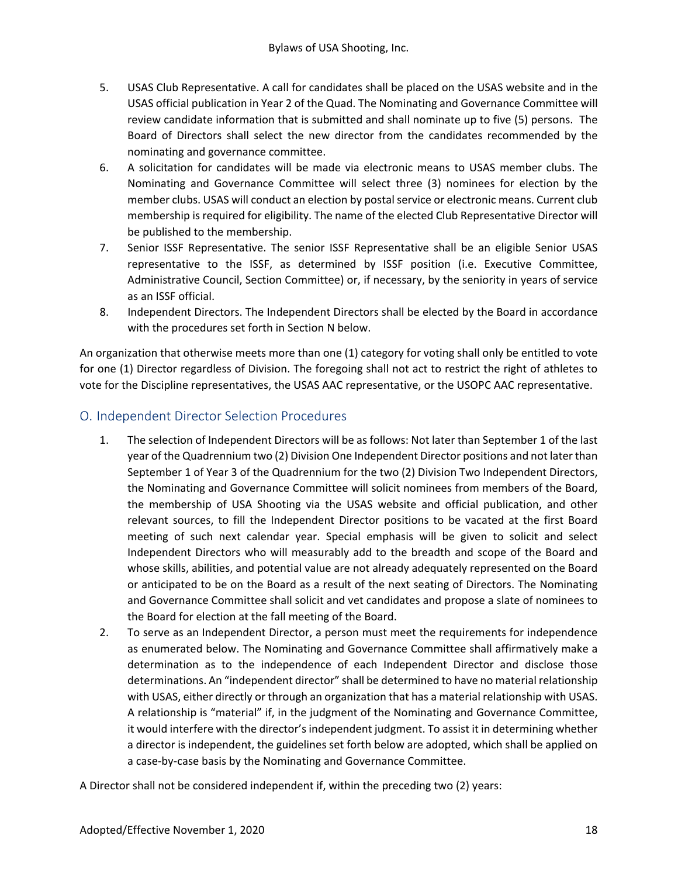5. USAS Club Representative. A call for candidates shall be placed on the USAS website and in the USAS official publication in Year 2 of the Quad. The Nominating and Governance Committee will review candidate information that is submitted and shall nominate up to five (5) persons. The Board of Directors shall select the new director from the candidates recommended by the nominating and governance committee.
6. A solicitation for candidates will be made via electronic means to USAS member clubs. The Nominating and Governance Committee will select three (3) nominees for election by the member clubs. USAS will conduct an election by postal service or electronic means. Current club membership is required for eligibility. The name of the elected Club Representative Director will be published to the membership.
7. Senior ISSF Representative. The senior ISSF Representative shall be an eligible Senior USAS representative to the ISSF, as determined by ISSF position (i.e. Executive Committee, Administrative Council, Section Committee) or, if necessary, by the seniority in years of service as an ISSF official.
8. Independent Directors. The Independent Directors shall be elected by the Board in accordance with the procedures set forth in Section N below.

An organization that otherwise meets more than one (1) category for voting shall only be entitled to vote for one (1) Director regardless of Division. The foregoing shall not act to restrict the right of athletes to vote for the Discipline representatives, the USAS AAC representative, or the USOPC AAC representative.

## O. Independent Director Selection Procedures

1. The selection of Independent Directors will be as follows: Not later than September 1 of the last year of the Quadrennium two (2) Division One Independent Director positions and not later than September 1 of Year 3 of the Quadrennium for the two (2) Division Two Independent Directors, the Nominating and Governance Committee will solicit nominees from members of the Board, the membership of USA Shooting via the USAS website and official publication, and other relevant sources, to fill the Independent Director positions to be vacated at the first Board meeting of such next calendar year. Special emphasis will be given to solicit and select Independent Directors who will measurably add to the breadth and scope of the Board and whose skills, abilities, and potential value are not already adequately represented on the Board or anticipated to be on the Board as a result of the next seating of Directors. The Nominating and Governance Committee shall solicit and vet candidates and propose a slate of nominees to the Board for election at the fall meeting of the Board.
2. To serve as an Independent Director, a person must meet the requirements for independence as enumerated below. The Nominating and Governance Committee shall affirmatively make a determination as to the independence of each Independent Director and disclose those determinations. An "independent director" shall be determined to have no material relationship with USAS, either directly or through an organization that has a material relationship with USAS. A relationship is "material" if, in the judgment of the Nominating and Governance Committee, it would interfere with the director's independent judgment. To assist it in determining whether a director is independent, the guidelines set forth below are adopted, which shall be applied on a case-by-case basis by the Nominating and Governance Committee.

A Director shall not be considered independent if, within the preceding two (2) years: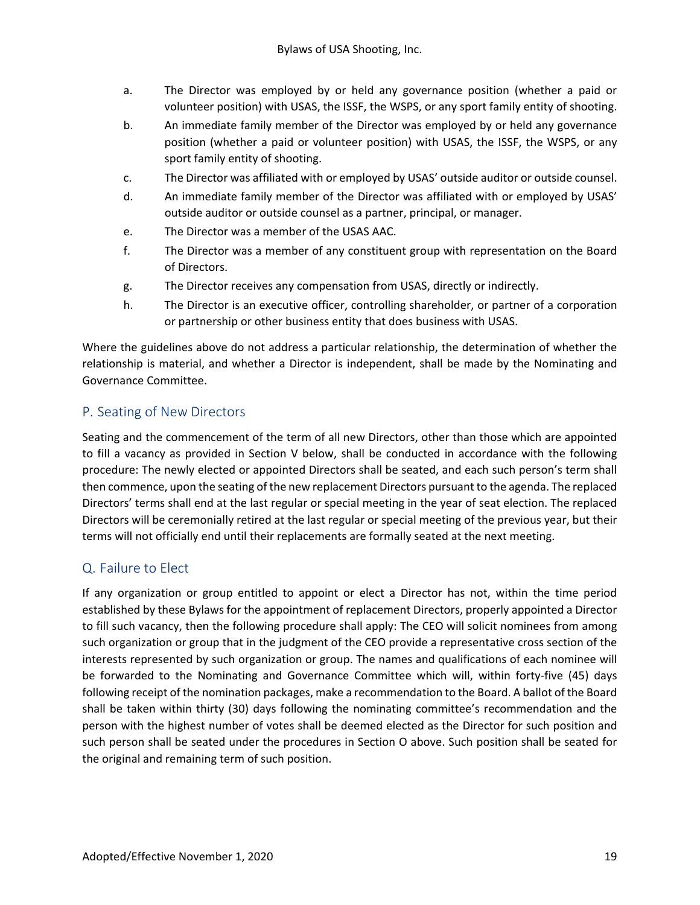a. The Director was employed by or held any governance position (whether a paid or volunteer position) with USAS, the ISSF, the WSPS, or any sport family entity of shooting.

b. An immediate family member of the Director was employed by or held any governance position (whether a paid or volunteer position) with USAS, the ISSF, the WSPS, or any sport family entity of shooting.

c. The Director was affiliated with or employed by USAS' outside auditor or outside counsel.

d. An immediate family member of the Director was affiliated with or employed by USAS' outside auditor or outside counsel as a partner, principal, or manager.

e. The Director was a member of the USAS AAC.

f. The Director was a member of any constituent group with representation on the Board of Directors.

g. The Director receives any compensation from USAS, directly or indirectly.

h. The Director is an executive officer, controlling shareholder, or partner of a corporation or partnership or other business entity that does business with USAS.

Where the guidelines above do not address a particular relationship, the determination of whether the relationship is material, and whether a Director is independent, shall be made by the Nominating and Governance Committee.

## P. Seating of New Directors

Seating and the commencement of the term of all new Directors, other than those which are appointed to fill a vacancy as provided in Section V below, shall be conducted in accordance with the following procedure: The newly elected or appointed Directors shall be seated, and each such person's term shall then commence, upon the seating of the new replacement Directors pursuant to the agenda. The replaced Directors' terms shall end at the last regular or special meeting in the year of seat election. The replaced Directors will be ceremonially retired at the last regular or special meeting of the previous year, but their terms will not officially end until their replacements are formally seated at the next meeting.

## Q. Failure to Elect

If any organization or group entitled to appoint or elect a Director has not, within the time period established by these Bylaws for the appointment of replacement Directors, properly appointed a Director to fill such vacancy, then the following procedure shall apply: The CEO will solicit nominees from among such organization or group that in the judgment of the CEO provide a representative cross section of the interests represented by such organization or group. The names and qualifications of each nominee will be forwarded to the Nominating and Governance Committee which will, within forty-five (45) days following receipt of the nomination packages, make a recommendation to the Board. A ballot of the Board shall be taken within thirty (30) days following the nominating committee's recommendation and the person with the highest number of votes shall be deemed elected as the Director for such position and such person shall be seated under the procedures in Section O above. Such position shall be seated for the original and remaining term of such position.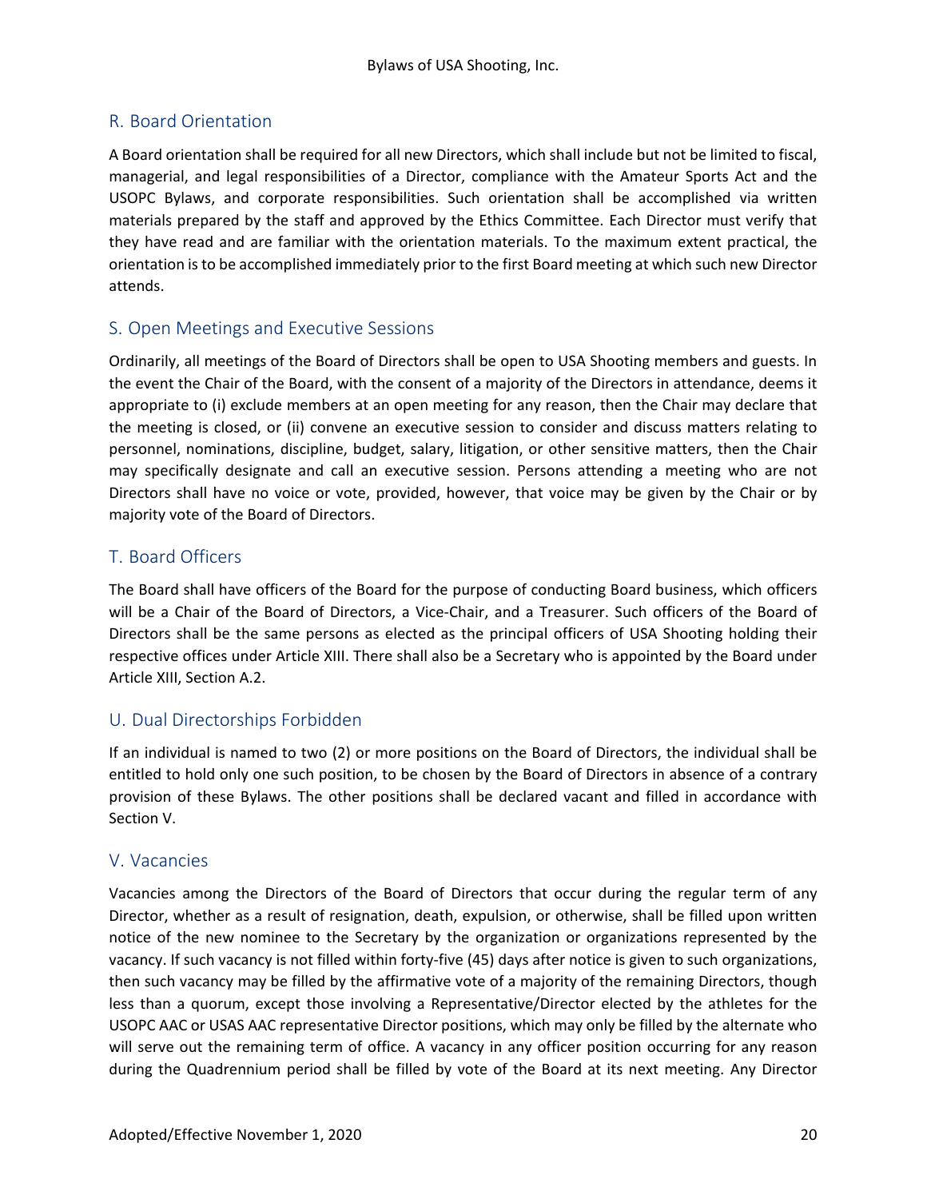## R. Board Orientation

A Board orientation shall be required for all new Directors, which shall include but not be limited to fiscal, managerial, and legal responsibilities of a Director, compliance with the Amateur Sports Act and the USOPC Bylaws, and corporate responsibilities. Such orientation shall be accomplished via written materials prepared by the staff and approved by the Ethics Committee. Each Director must verify that they have read and are familiar with the orientation materials. To the maximum extent practical, the orientation is to be accomplished immediately prior to the first Board meeting at which such new Director attends.

## S. Open Meetings and Executive Sessions

Ordinarily, all meetings of the Board of Directors shall be open to USA Shooting members and guests. In the event the Chair of the Board, with the consent of a majority of the Directors in attendance, deems it appropriate to (i) exclude members at an open meeting for any reason, then the Chair may declare that the meeting is closed, or (ii) convene an executive session to consider and discuss matters relating to personnel, nominations, discipline, budget, salary, litigation, or other sensitive matters, then the Chair may specifically designate and call an executive session. Persons attending a meeting who are not Directors shall have no voice or vote, provided, however, that voice may be given by the Chair or by majority vote of the Board of Directors.

## T. Board Officers

The Board shall have officers of the Board for the purpose of conducting Board business, which officers will be a Chair of the Board of Directors, a Vice-Chair, and a Treasurer. Such officers of the Board of Directors shall be the same persons as elected as the principal officers of USA Shooting holding their respective offices under Article XIII. There shall also be a Secretary who is appointed by the Board under Article XIII, Section A.2.

## U. Dual Directorships Forbidden

If an individual is named to two (2) or more positions on the Board of Directors, the individual shall be entitled to hold only one such position, to be chosen by the Board of Directors in absence of a contrary provision of these Bylaws. The other positions shall be declared vacant and filled in accordance with Section V.

## V. Vacancies

Vacancies among the Directors of the Board of Directors that occur during the regular term of any Director, whether as a result of resignation, death, expulsion, or otherwise, shall be filled upon written notice of the new nominee to the Secretary by the organization or organizations represented by the vacancy. If such vacancy is not filled within forty-five (45) days after notice is given to such organizations, then such vacancy may be filled by the affirmative vote of a majority of the remaining Directors, though less than a quorum, except those involving a Representative/Director elected by the athletes for the USOPC AAC or USAS AAC representative Director positions, which may only be filled by the alternate who will serve out the remaining term of office. A vacancy in any officer position occurring for any reason during the Quadrennium period shall be filled by vote of the Board at its next meeting. Any Director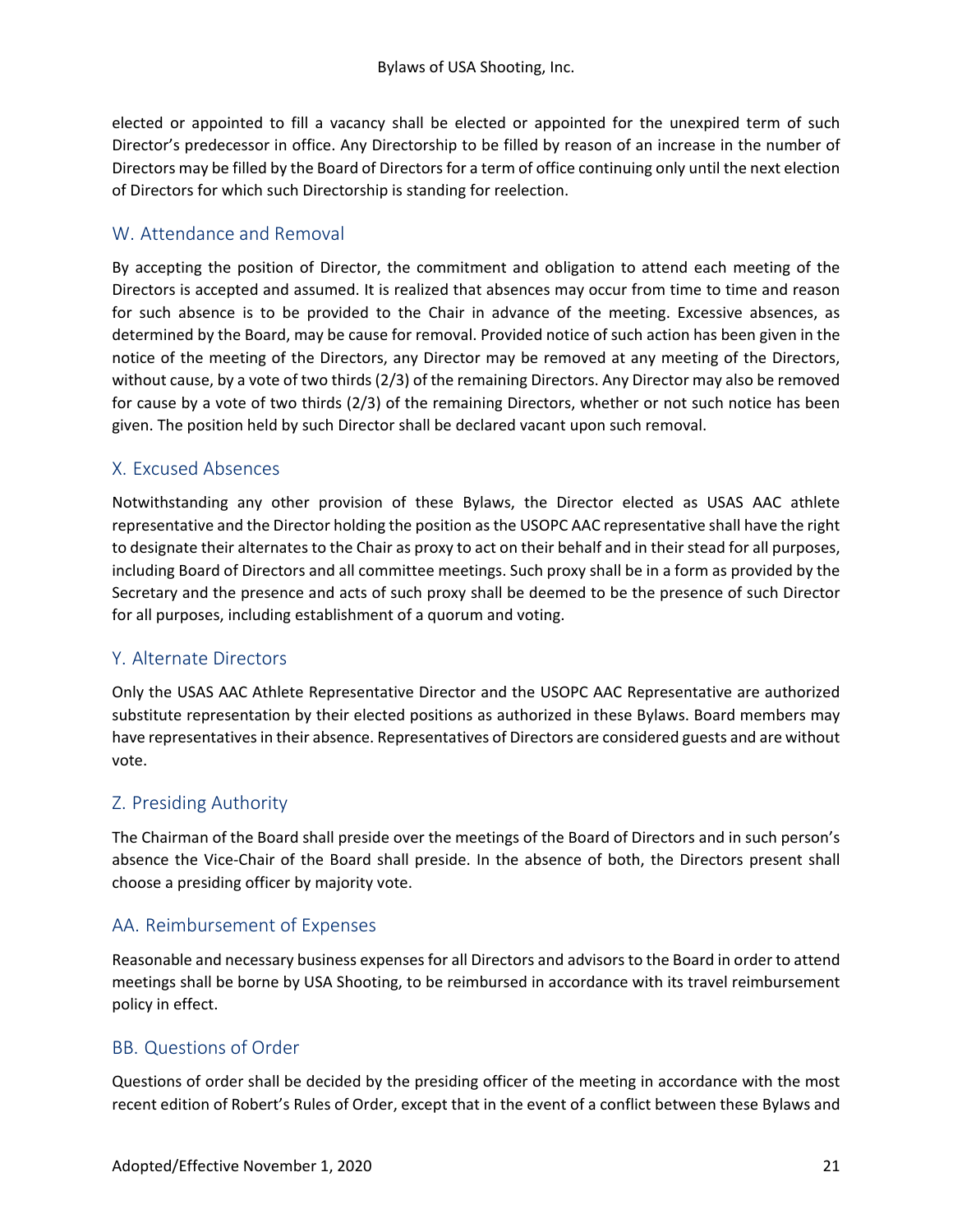elected or appointed to fill a vacancy shall be elected or appointed for the unexpired term of such Director's predecessor in office. Any Directorship to be filled by reason of an increase in the number of Directors may be filled by the Board of Directors for a term of office continuing only until the next election of Directors for which such Directorship is standing for reelection.

## W. Attendance and Removal

By accepting the position of Director, the commitment and obligation to attend each meeting of the Directors is accepted and assumed. It is realized that absences may occur from time to time and reason for such absence is to be provided to the Chair in advance of the meeting. Excessive absences, as determined by the Board, may be cause for removal. Provided notice of such action has been given in the notice of the meeting of the Directors, any Director may be removed at any meeting of the Directors, without cause, by a vote of two thirds (2/3) of the remaining Directors. Any Director may also be removed for cause by a vote of two thirds (2/3) of the remaining Directors, whether or not such notice has been given. The position held by such Director shall be declared vacant upon such removal.

## X. Excused Absences

Notwithstanding any other provision of these Bylaws, the Director elected as USAS AAC athlete representative and the Director holding the position as the USOPC AAC representative shall have the right to designate their alternates to the Chair as proxy to act on their behalf and in their stead for all purposes, including Board of Directors and all committee meetings. Such proxy shall be in a form as provided by the Secretary and the presence and acts of such proxy shall be deemed to be the presence of such Director for all purposes, including establishment of a quorum and voting.

## Y. Alternate Directors

Only the USAS AAC Athlete Representative Director and the USOPC AAC Representative are authorized substitute representation by their elected positions as authorized in these Bylaws. Board members may have representatives in their absence. Representatives of Directors are considered guests and are without vote.

## Z. Presiding Authority

The Chairman of the Board shall preside over the meetings of the Board of Directors and in such person's absence the Vice-Chair of the Board shall preside. In the absence of both, the Directors present shall choose a presiding officer by majority vote.

## AA. Reimbursement of Expenses

Reasonable and necessary business expenses for all Directors and advisors to the Board in order to attend meetings shall be borne by USA Shooting, to be reimbursed in accordance with its travel reimbursement policy in effect.

## BB. Questions of Order

Questions of order shall be decided by the presiding officer of the meeting in accordance with the most recent edition of Robert's Rules of Order, except that in the event of a conflict between these Bylaws and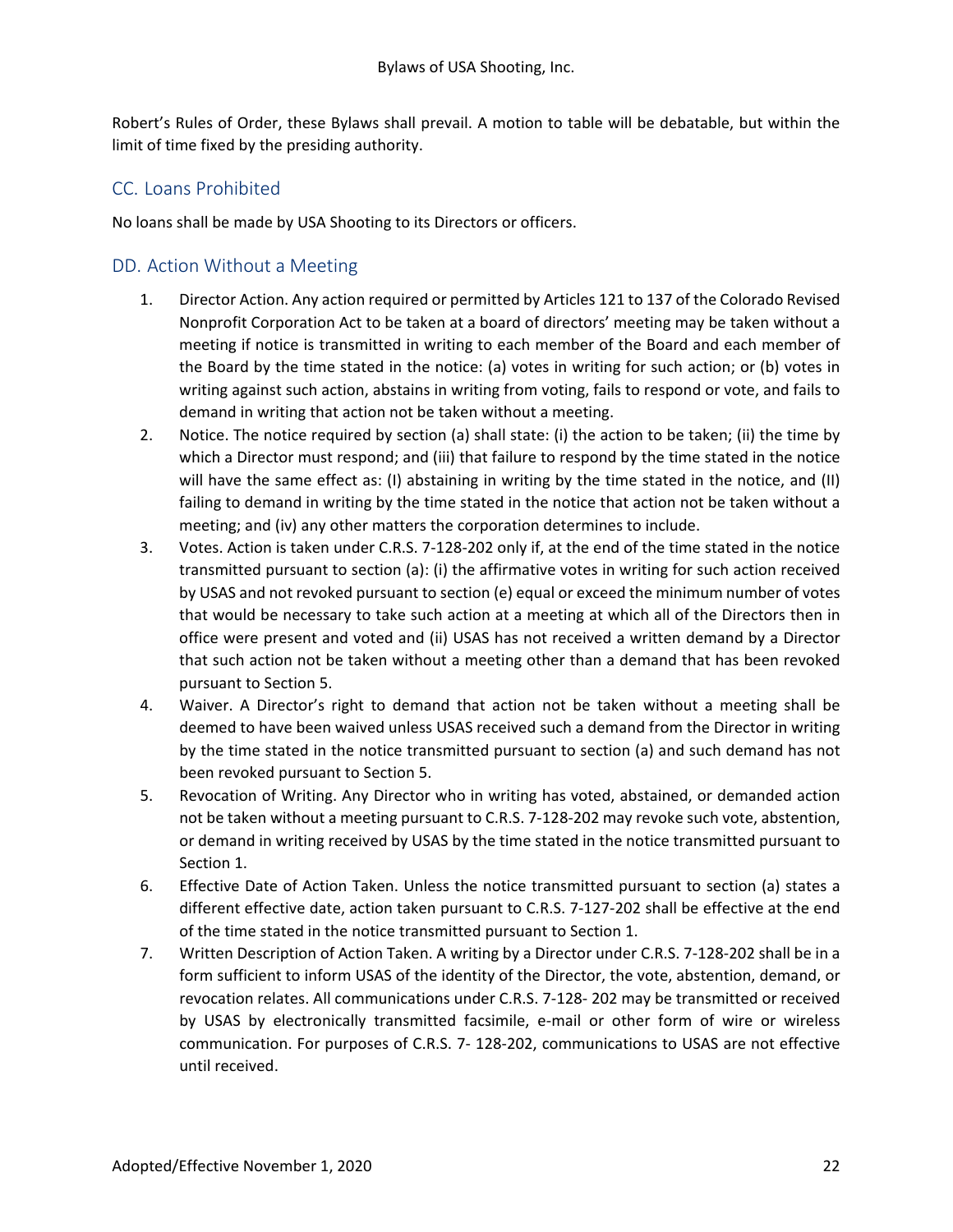Robert's Rules of Order, these Bylaws shall prevail. A motion to table will be debatable, but within the limit of time fixed by the presiding authority.

## CC. Loans Prohibited

No loans shall be made by USA Shooting to its Directors or officers.

## DD. Action Without a Meeting

1. Director Action. Any action required or permitted by Articles 121 to 137 of the Colorado Revised Nonprofit Corporation Act to be taken at a board of directors' meeting may be taken without a meeting if notice is transmitted in writing to each member of the Board and each member of the Board by the time stated in the notice: (a) votes in writing for such action; or (b) votes in writing against such action, abstains in writing from voting, fails to respond or vote, and fails to demand in writing that action not be taken without a meeting.
2. Notice. The notice required by section (a) shall state: (i) the action to be taken; (ii) the time by which a Director must respond; and (iii) that failure to respond by the time stated in the notice will have the same effect as: (I) abstaining in writing by the time stated in the notice, and (II) failing to demand in writing by the time stated in the notice that action not be taken without a meeting; and (iv) any other matters the corporation determines to include.
3. Votes. Action is taken under C.R.S. 7-128-202 only if, at the end of the time stated in the notice transmitted pursuant to section (a): (i) the affirmative votes in writing for such action received by USAS and not revoked pursuant to section (e) equal or exceed the minimum number of votes that would be necessary to take such action at a meeting at which all of the Directors then in office were present and voted and (ii) USAS has not received a written demand by a Director that such action not be taken without a meeting other than a demand that has been revoked pursuant to Section 5.
4. Waiver. A Director's right to demand that action not be taken without a meeting shall be deemed to have been waived unless USAS received such a demand from the Director in writing by the time stated in the notice transmitted pursuant to section (a) and such demand has not been revoked pursuant to Section 5.
5. Revocation of Writing. Any Director who in writing has voted, abstained, or demanded action not be taken without a meeting pursuant to C.R.S. 7-128-202 may revoke such vote, abstention, or demand in writing received by USAS by the time stated in the notice transmitted pursuant to Section 1.
6. Effective Date of Action Taken. Unless the notice transmitted pursuant to section (a) states a different effective date, action taken pursuant to C.R.S. 7-127-202 shall be effective at the end of the time stated in the notice transmitted pursuant to Section 1.
7. Written Description of Action Taken. A writing by a Director under C.R.S. 7-128-202 shall be in a form sufficient to inform USAS of the identity of the Director, the vote, abstention, demand, or revocation relates. All communications under C.R.S. 7-128- 202 may be transmitted or received by USAS by electronically transmitted facsimile, e-mail or other form of wire or wireless communication. For purposes of C.R.S. 7- 128-202, communications to USAS are not effective until received.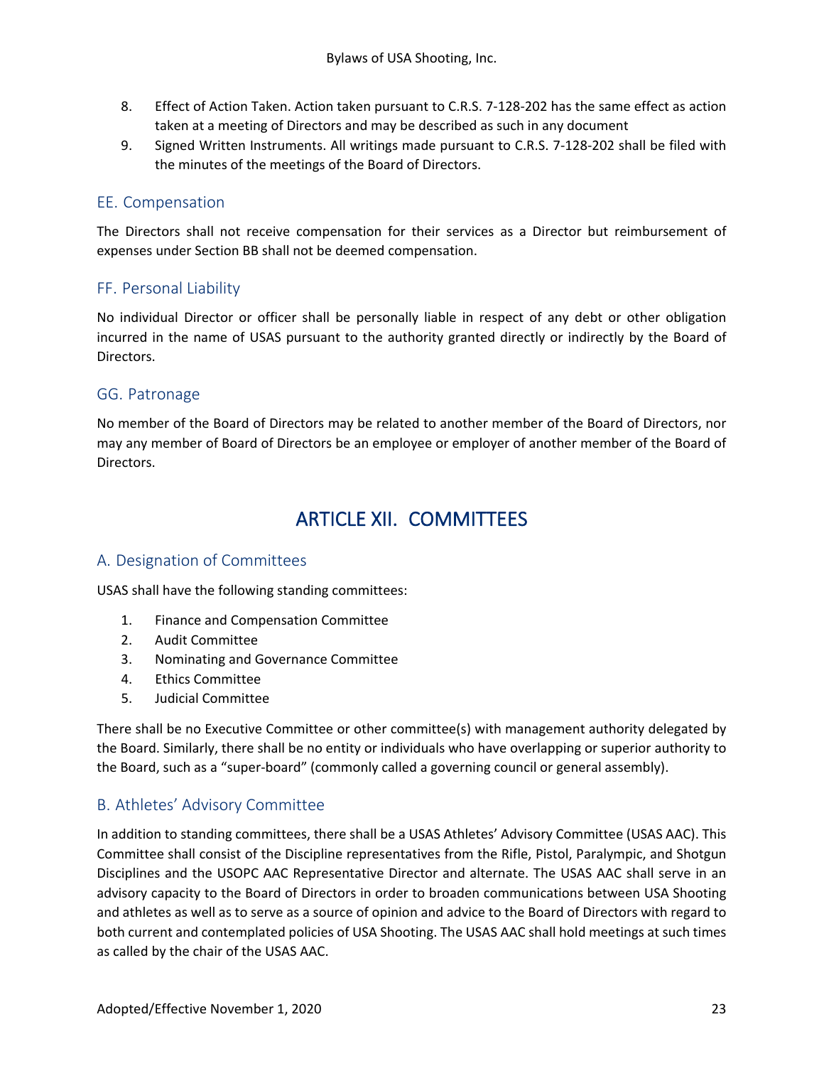8. Effect of Action Taken. Action taken pursuant to C.R.S. 7-128-202 has the same effect as action taken at a meeting of Directors and may be described as such in any document
9. Signed Written Instruments. All writings made pursuant to C.R.S. 7-128-202 shall be filed with the minutes of the meetings of the Board of Directors.

### EE. Compensation

The Directors shall not receive compensation for their services as a Director but reimbursement of expenses under Section BB shall not be deemed compensation.

### FF. Personal Liability

No individual Director or officer shall be personally liable in respect of any debt or other obligation incurred in the name of USAS pursuant to the authority granted directly or indirectly by the Board of Directors.

### GG. Patronage

No member of the Board of Directors may be related to another member of the Board of Directors, nor may any member of Board of Directors be an employee or employer of another member of the Board of Directors.

## ARTICLE XII. COMMITTEES

### A. Designation of Committees

USAS shall have the following standing committees:

1. Finance and Compensation Committee
2. Audit Committee
3. Nominating and Governance Committee
4. Ethics Committee
5. Judicial Committee

There shall be no Executive Committee or other committee(s) with management authority delegated by the Board. Similarly, there shall be no entity or individuals who have overlapping or superior authority to the Board, such as a "super-board" (commonly called a governing council or general assembly).

### B. Athletes' Advisory Committee

In addition to standing committees, there shall be a USAS Athletes' Advisory Committee (USAS AAC). This Committee shall consist of the Discipline representatives from the Rifle, Pistol, Paralympic, and Shotgun Disciplines and the USOPC AAC Representative Director and alternate. The USAS AAC shall serve in an advisory capacity to the Board of Directors in order to broaden communications between USA Shooting and athletes as well as to serve as a source of opinion and advice to the Board of Directors with regard to both current and contemplated policies of USA Shooting. The USAS AAC shall hold meetings at such times as called by the chair of the USAS AAC.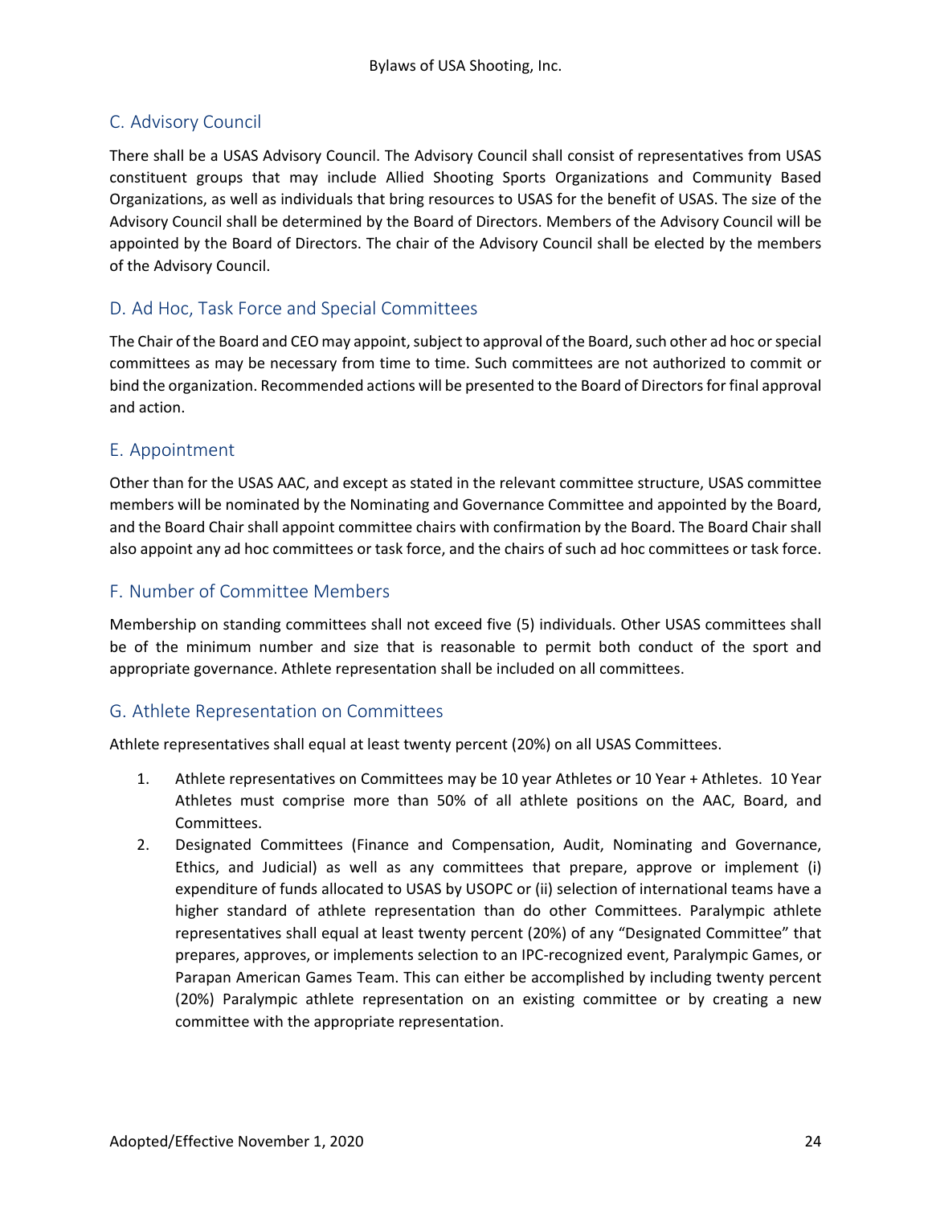## C. Advisory Council

There shall be a USAS Advisory Council. The Advisory Council shall consist of representatives from USAS constituent groups that may include Allied Shooting Sports Organizations and Community Based Organizations, as well as individuals that bring resources to USAS for the benefit of USAS. The size of the Advisory Council shall be determined by the Board of Directors. Members of the Advisory Council will be appointed by the Board of Directors. The chair of the Advisory Council shall be elected by the members of the Advisory Council.

## D. Ad Hoc, Task Force and Special Committees

The Chair of the Board and CEO may appoint, subject to approval of the Board, such other ad hoc or special committees as may be necessary from time to time. Such committees are not authorized to commit or bind the organization. Recommended actions will be presented to the Board of Directors for final approval and action.

## E. Appointment

Other than for the USAS AAC, and except as stated in the relevant committee structure, USAS committee members will be nominated by the Nominating and Governance Committee and appointed by the Board, and the Board Chair shall appoint committee chairs with confirmation by the Board. The Board Chair shall also appoint any ad hoc committees or task force, and the chairs of such ad hoc committees or task force.

## F. Number of Committee Members

Membership on standing committees shall not exceed five (5) individuals. Other USAS committees shall be of the minimum number and size that is reasonable to permit both conduct of the sport and appropriate governance. Athlete representation shall be included on all committees.

## G. Athlete Representation on Committees

Athlete representatives shall equal at least twenty percent (20%) on all USAS Committees.

1. Athlete representatives on Committees may be 10 year Athletes or 10 Year + Athletes. 10 Year Athletes must comprise more than 50% of all athlete positions on the AAC, Board, and Committees.
2. Designated Committees (Finance and Compensation, Audit, Nominating and Governance, Ethics, and Judicial) as well as any committees that prepare, approve or implement (i) expenditure of funds allocated to USAS by USOPC or (ii) selection of international teams have a higher standard of athlete representation than do other Committees. Paralympic athlete representatives shall equal at least twenty percent (20%) of any "Designated Committee" that prepares, approves, or implements selection to an IPC-recognized event, Paralympic Games, or Parapan American Games Team. This can either be accomplished by including twenty percent (20%) Paralympic athlete representation on an existing committee or by creating a new committee with the appropriate representation.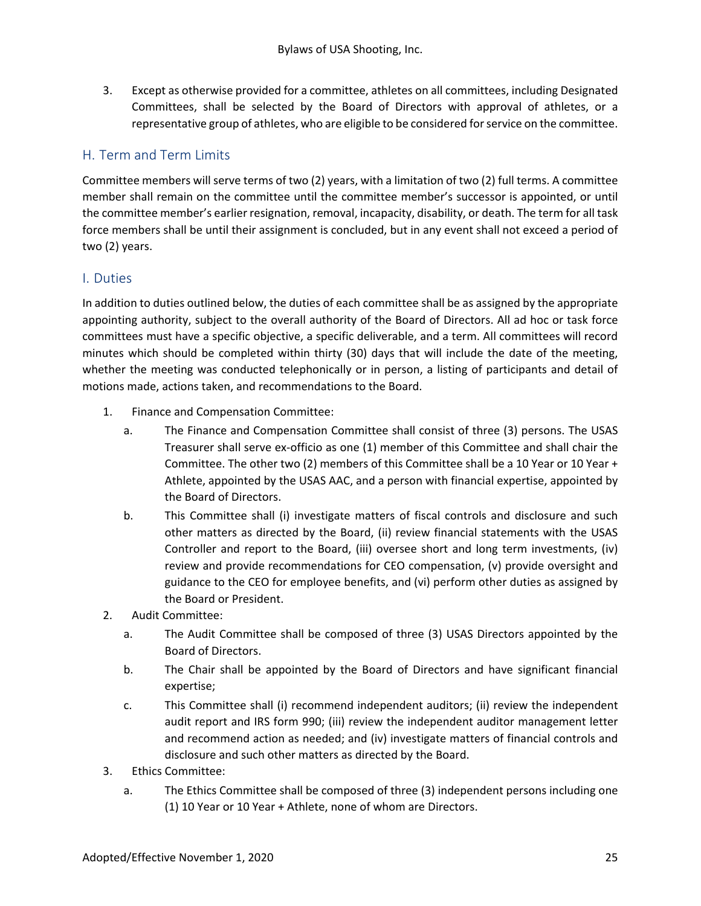3. Except as otherwise provided for a committee, athletes on all committees, including Designated Committees, shall be selected by the Board of Directors with approval of athletes, or a representative group of athletes, who are eligible to be considered for service on the committee.

## H. Term and Term Limits

Committee members will serve terms of two (2) years, with a limitation of two (2) full terms. A committee member shall remain on the committee until the committee member's successor is appointed, or until the committee member's earlier resignation, removal, incapacity, disability, or death. The term for all task force members shall be until their assignment is concluded, but in any event shall not exceed a period of two (2) years.

## I. Duties

In addition to duties outlined below, the duties of each committee shall be as assigned by the appropriate appointing authority, subject to the overall authority of the Board of Directors. All ad hoc or task force committees must have a specific objective, a specific deliverable, and a term. All committees will record minutes which should be completed within thirty (30) days that will include the date of the meeting, whether the meeting was conducted telephonically or in person, a listing of participants and detail of motions made, actions taken, and recommendations to the Board.

1. Finance and Compensation Committee:
   a. The Finance and Compensation Committee shall consist of three (3) persons. The USAS Treasurer shall serve ex-officio as one (1) member of this Committee and shall chair the Committee. The other two (2) members of this Committee shall be a 10 Year or 10 Year + Athlete, appointed by the USAS AAC, and a person with financial expertise, appointed by the Board of Directors.
   b. This Committee shall (i) investigate matters of fiscal controls and disclosure and such other matters as directed by the Board, (ii) review financial statements with the USAS Controller and report to the Board, (iii) oversee short and long term investments, (iv) review and provide recommendations for CEO compensation, (v) provide oversight and guidance to the CEO for employee benefits, and (vi) perform other duties as assigned by the Board or President.
2. Audit Committee:
   a. The Audit Committee shall be composed of three (3) USAS Directors appointed by the Board of Directors.
   b. The Chair shall be appointed by the Board of Directors and have significant financial expertise;
   c. This Committee shall (i) recommend independent auditors; (ii) review the independent audit report and IRS form 990; (iii) review the independent auditor management letter and recommend action as needed; and (iv) investigate matters of financial controls and disclosure and such other matters as directed by the Board.
3. Ethics Committee:
   a. The Ethics Committee shall be composed of three (3) independent persons including one (1) 10 Year or 10 Year + Athlete, none of whom are Directors.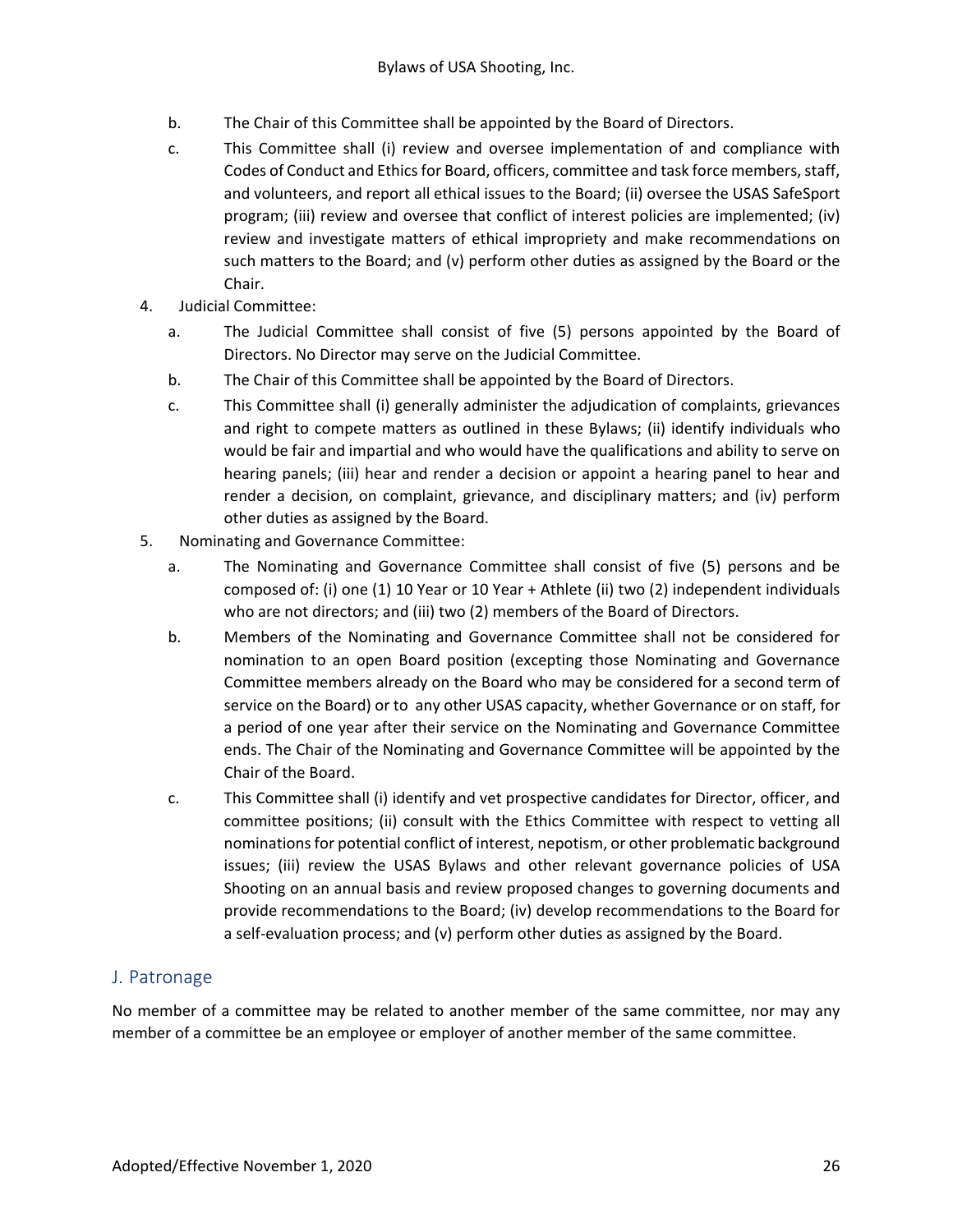b. The Chair of this Committee shall be appointed by the Board of Directors.

c. This Committee shall (i) review and oversee implementation of and compliance with Codes of Conduct and Ethics for Board, officers, committee and task force members, staff, and volunteers, and report all ethical issues to the Board; (ii) oversee the USAS SafeSport program; (iii) review and oversee that conflict of interest policies are implemented; (iv) review and investigate matters of ethical impropriety and make recommendations on such matters to the Board; and (v) perform other duties as assigned by the Board or the Chair.

4. Judicial Committee:

   a. The Judicial Committee shall consist of five (5) persons appointed by the Board of Directors. No Director may serve on the Judicial Committee.

   b. The Chair of this Committee shall be appointed by the Board of Directors.

   c. This Committee shall (i) generally administer the adjudication of complaints, grievances and right to compete matters as outlined in these Bylaws; (ii) identify individuals who would be fair and impartial and who would have the qualifications and ability to serve on hearing panels; (iii) hear and render a decision or appoint a hearing panel to hear and render a decision, on complaint, grievance, and disciplinary matters; and (iv) perform other duties as assigned by the Board.

5. Nominating and Governance Committee:

   a. The Nominating and Governance Committee shall consist of five (5) persons and be composed of: (i) one (1) 10 Year or 10 Year + Athlete (ii) two (2) independent individuals who are not directors; and (iii) two (2) members of the Board of Directors.

   b. Members of the Nominating and Governance Committee shall not be considered for nomination to an open Board position (excepting those Nominating and Governance Committee members already on the Board who may be considered for a second term of service on the Board) or to any other USAS capacity, whether Governance or on staff, for a period of one year after their service on the Nominating and Governance Committee ends. The Chair of the Nominating and Governance Committee will be appointed by the Chair of the Board.

   c. This Committee shall (i) identify and vet prospective candidates for Director, officer, and committee positions; (ii) consult with the Ethics Committee with respect to vetting all nominations for potential conflict of interest, nepotism, or other problematic background issues; (iii) review the USAS Bylaws and other relevant governance policies of USA Shooting on an annual basis and review proposed changes to governing documents and provide recommendations to the Board; (iv) develop recommendations to the Board for a self-evaluation process; and (v) perform other duties as assigned by the Board.

## J. Patronage

No member of a committee may be related to another member of the same committee, nor may any member of a committee be an employee or employer of another member of the same committee.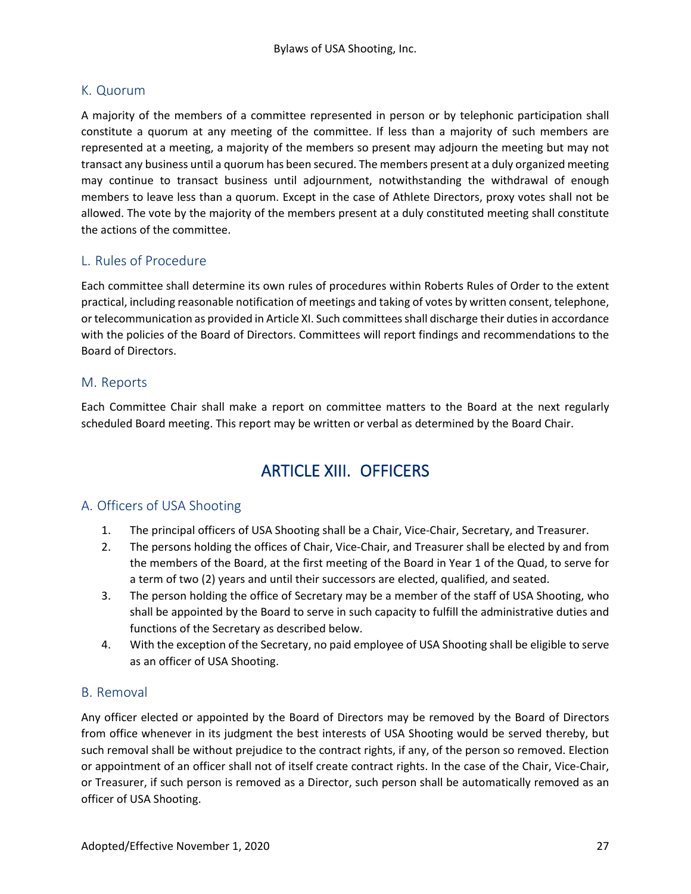### K. Quorum

A majority of the members of a committee represented in person or by telephonic participation shall constitute a quorum at any meeting of the committee. If less than a majority of such members are represented at a meeting, a majority of the members so present may adjourn the meeting but may not transact any business until a quorum has been secured. The members present at a duly organized meeting may continue to transact business until adjournment, notwithstanding the withdrawal of enough members to leave less than a quorum. Except in the case of Athlete Directors, proxy votes shall not be allowed. The vote by the majority of the members present at a duly constituted meeting shall constitute the actions of the committee.

### L. Rules of Procedure

Each committee shall determine its own rules of procedures within Roberts Rules of Order to the extent practical, including reasonable notification of meetings and taking of votes by written consent, telephone, or telecommunication as provided in Article XI. Such committees shall discharge their duties in accordance with the policies of the Board of Directors. Committees will report findings and recommendations to the Board of Directors.

### M. Reports

Each Committee Chair shall make a report on committee matters to the Board at the next regularly scheduled Board meeting. This report may be written or verbal as determined by the Board Chair.

## ARTICLE XIII. OFFICERS

### A. Officers of USA Shooting

1. The principal officers of USA Shooting shall be a Chair, Vice-Chair, Secretary, and Treasurer.
2. The persons holding the offices of Chair, Vice-Chair, and Treasurer shall be elected by and from the members of the Board, at the first meeting of the Board in Year 1 of the Quad, to serve for a term of two (2) years and until their successors are elected, qualified, and seated.
3. The person holding the office of Secretary may be a member of the staff of USA Shooting, who shall be appointed by the Board to serve in such capacity to fulfill the administrative duties and functions of the Secretary as described below.
4. With the exception of the Secretary, no paid employee of USA Shooting shall be eligible to serve as an officer of USA Shooting.

### B. Removal

Any officer elected or appointed by the Board of Directors may be removed by the Board of Directors from office whenever in its judgment the best interests of USA Shooting would be served thereby, but such removal shall be without prejudice to the contract rights, if any, of the person so removed. Election or appointment of an officer shall not of itself create contract rights. In the case of the Chair, Vice-Chair, or Treasurer, if such person is removed as a Director, such person shall be automatically removed as an officer of USA Shooting.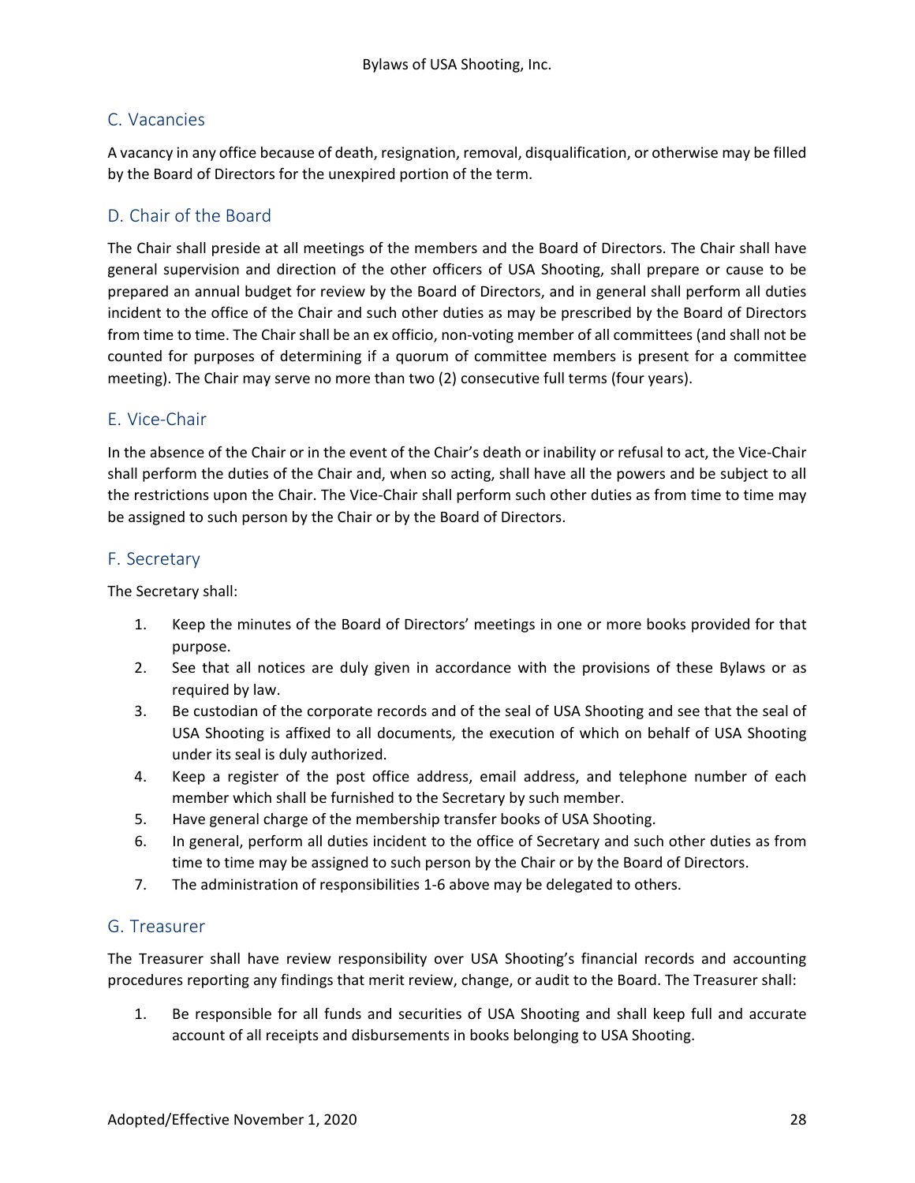## C. Vacancies

A vacancy in any office because of death, resignation, removal, disqualification, or otherwise may be filled by the Board of Directors for the unexpired portion of the term.

## D. Chair of the Board

The Chair shall preside at all meetings of the members and the Board of Directors. The Chair shall have general supervision and direction of the other officers of USA Shooting, shall prepare or cause to be prepared an annual budget for review by the Board of Directors, and in general shall perform all duties incident to the office of the Chair and such other duties as may be prescribed by the Board of Directors from time to time. The Chair shall be an ex officio, non-voting member of all committees (and shall not be counted for purposes of determining if a quorum of committee members is present for a committee meeting). The Chair may serve no more than two (2) consecutive full terms (four years).

## E. Vice-Chair

In the absence of the Chair or in the event of the Chair's death or inability or refusal to act, the Vice-Chair shall perform the duties of the Chair and, when so acting, shall have all the powers and be subject to all the restrictions upon the Chair. The Vice-Chair shall perform such other duties as from time to time may be assigned to such person by the Chair or by the Board of Directors.

## F. Secretary

The Secretary shall:

1. Keep the minutes of the Board of Directors' meetings in one or more books provided for that purpose.
2. See that all notices are duly given in accordance with the provisions of these Bylaws or as required by law.
3. Be custodian of the corporate records and of the seal of USA Shooting and see that the seal of USA Shooting is affixed to all documents, the execution of which on behalf of USA Shooting under its seal is duly authorized.
4. Keep a register of the post office address, email address, and telephone number of each member which shall be furnished to the Secretary by such member.
5. Have general charge of the membership transfer books of USA Shooting.
6. In general, perform all duties incident to the office of Secretary and such other duties as from time to time may be assigned to such person by the Chair or by the Board of Directors.
7. The administration of responsibilities 1-6 above may be delegated to others.

## G. Treasurer

The Treasurer shall have review responsibility over USA Shooting's financial records and accounting procedures reporting any findings that merit review, change, or audit to the Board. The Treasurer shall:

1. Be responsible for all funds and securities of USA Shooting and shall keep full and accurate account of all receipts and disbursements in books belonging to USA Shooting.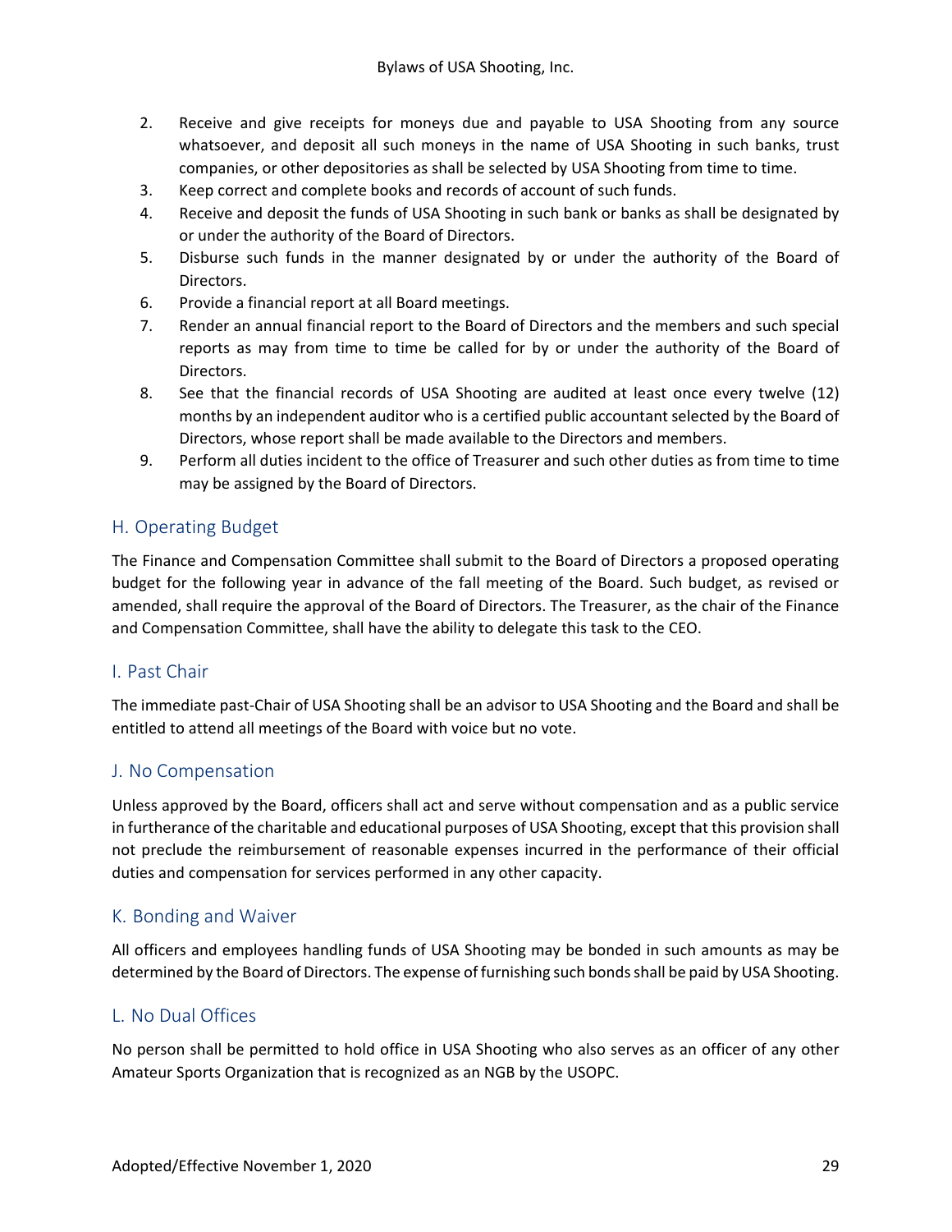2. Receive and give receipts for moneys due and payable to USA Shooting from any source whatsoever, and deposit all such moneys in the name of USA Shooting in such banks, trust companies, or other depositories as shall be selected by USA Shooting from time to time.
3. Keep correct and complete books and records of account of such funds.
4. Receive and deposit the funds of USA Shooting in such bank or banks as shall be designated by or under the authority of the Board of Directors.
5. Disburse such funds in the manner designated by or under the authority of the Board of Directors.
6. Provide a financial report at all Board meetings.
7. Render an annual financial report to the Board of Directors and the members and such special reports as may from time to time be called for by or under the authority of the Board of Directors.
8. See that the financial records of USA Shooting are audited at least once every twelve (12) months by an independent auditor who is a certified public accountant selected by the Board of Directors, whose report shall be made available to the Directors and members.
9. Perform all duties incident to the office of Treasurer and such other duties as from time to time may be assigned by the Board of Directors.

## H. Operating Budget

The Finance and Compensation Committee shall submit to the Board of Directors a proposed operating budget for the following year in advance of the fall meeting of the Board. Such budget, as revised or amended, shall require the approval of the Board of Directors. The Treasurer, as the chair of the Finance and Compensation Committee, shall have the ability to delegate this task to the CEO.

## I. Past Chair

The immediate past-Chair of USA Shooting shall be an advisor to USA Shooting and the Board and shall be entitled to attend all meetings of the Board with voice but no vote.

## J. No Compensation

Unless approved by the Board, officers shall act and serve without compensation and as a public service in furtherance of the charitable and educational purposes of USA Shooting, except that this provision shall not preclude the reimbursement of reasonable expenses incurred in the performance of their official duties and compensation for services performed in any other capacity.

## K. Bonding and Waiver

All officers and employees handling funds of USA Shooting may be bonded in such amounts as may be determined by the Board of Directors. The expense of furnishing such bonds shall be paid by USA Shooting.

## L. No Dual Offices

No person shall be permitted to hold office in USA Shooting who also serves as an officer of any other Amateur Sports Organization that is recognized as an NGB by the USOPC.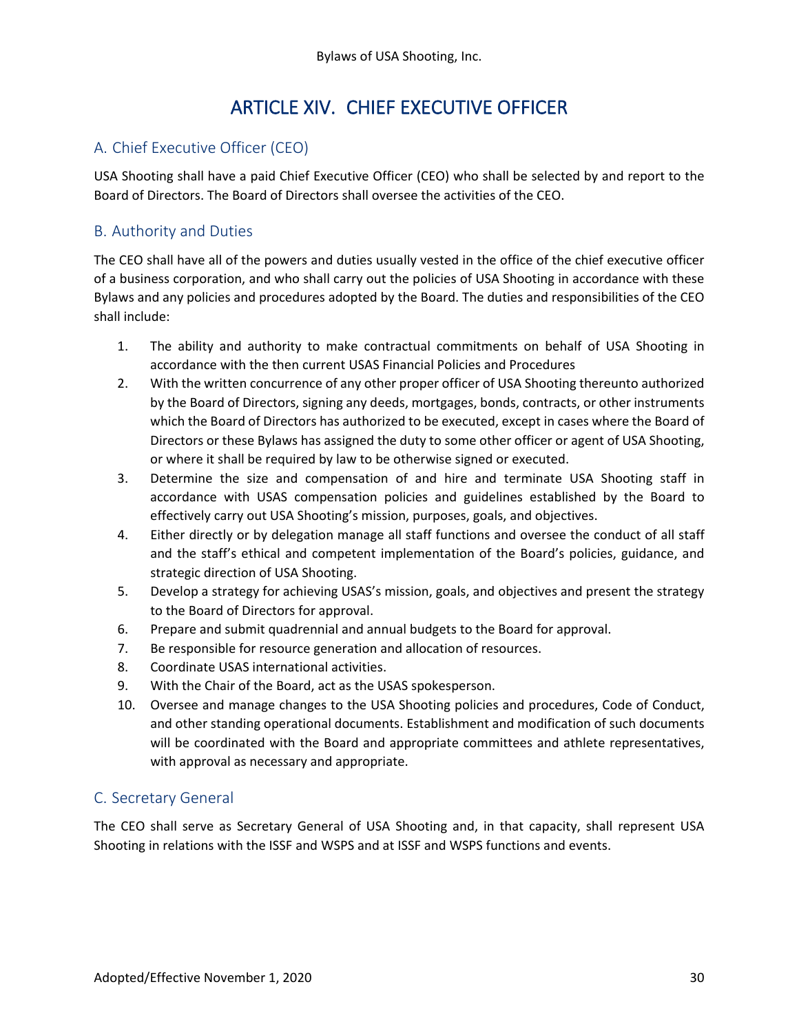# ARTICLE XIV. CHIEF EXECUTIVE OFFICER

## A. Chief Executive Officer (CEO)

USA Shooting shall have a paid Chief Executive Officer (CEO) who shall be selected by and report to the Board of Directors. The Board of Directors shall oversee the activities of the CEO.

## B. Authority and Duties

The CEO shall have all of the powers and duties usually vested in the office of the chief executive officer of a business corporation, and who shall carry out the policies of USA Shooting in accordance with these Bylaws and any policies and procedures adopted by the Board. The duties and responsibilities of the CEO shall include:

1. The ability and authority to make contractual commitments on behalf of USA Shooting in accordance with the then current USAS Financial Policies and Procedures
2. With the written concurrence of any other proper officer of USA Shooting thereunto authorized by the Board of Directors, signing any deeds, mortgages, bonds, contracts, or other instruments which the Board of Directors has authorized to be executed, except in cases where the Board of Directors or these Bylaws has assigned the duty to some other officer or agent of USA Shooting, or where it shall be required by law to be otherwise signed or executed.
3. Determine the size and compensation of and hire and terminate USA Shooting staff in accordance with USAS compensation policies and guidelines established by the Board to effectively carry out USA Shooting's mission, purposes, goals, and objectives.
4. Either directly or by delegation manage all staff functions and oversee the conduct of all staff and the staff's ethical and competent implementation of the Board's policies, guidance, and strategic direction of USA Shooting.
5. Develop a strategy for achieving USAS's mission, goals, and objectives and present the strategy to the Board of Directors for approval.
6. Prepare and submit quadrennial and annual budgets to the Board for approval.
7. Be responsible for resource generation and allocation of resources.
8. Coordinate USAS international activities.
9. With the Chair of the Board, act as the USAS spokesperson.
10. Oversee and manage changes to the USA Shooting policies and procedures, Code of Conduct, and other standing operational documents. Establishment and modification of such documents will be coordinated with the Board and appropriate committees and athlete representatives, with approval as necessary and appropriate.

## C. Secretary General

The CEO shall serve as Secretary General of USA Shooting and, in that capacity, shall represent USA Shooting in relations with the ISSF and WSPS and at ISSF and WSPS functions and events.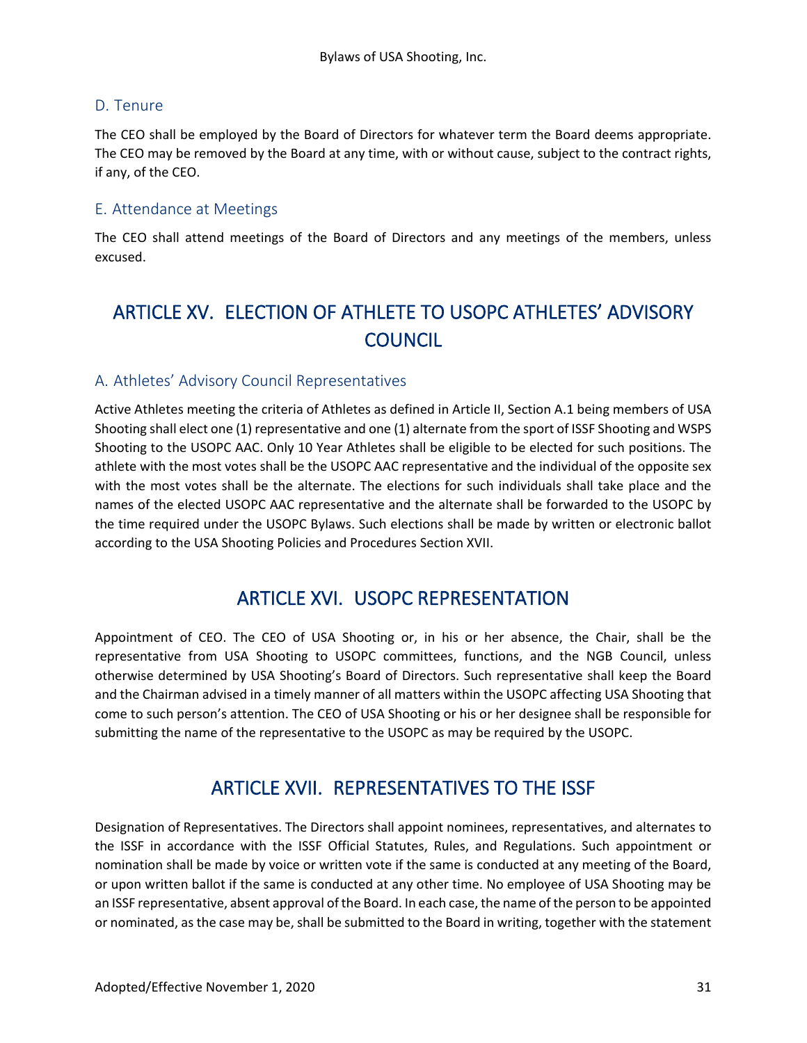### D. Tenure

The CEO shall be employed by the Board of Directors for whatever term the Board deems appropriate. The CEO may be removed by the Board at any time, with or without cause, subject to the contract rights, if any, of the CEO.

### E. Attendance at Meetings

The CEO shall attend meetings of the Board of Directors and any meetings of the members, unless excused.

## ARTICLE XV. ELECTION OF ATHLETE TO USOPC ATHLETES' ADVISORY COUNCIL

### A. Athletes' Advisory Council Representatives

Active Athletes meeting the criteria of Athletes as defined in Article II, Section A.1 being members of USA Shooting shall elect one (1) representative and one (1) alternate from the sport of ISSF Shooting and WSPS Shooting to the USOPC AAC. Only 10 Year Athletes shall be eligible to be elected for such positions. The athlete with the most votes shall be the USOPC AAC representative and the individual of the opposite sex with the most votes shall be the alternate. The elections for such individuals shall take place and the names of the elected USOPC AAC representative and the alternate shall be forwarded to the USOPC by the time required under the USOPC Bylaws. Such elections shall be made by written or electronic ballot according to the USA Shooting Policies and Procedures Section XVII.

## ARTICLE XVI. USOPC REPRESENTATION

Appointment of CEO. The CEO of USA Shooting or, in his or her absence, the Chair, shall be the representative from USA Shooting to USOPC committees, functions, and the NGB Council, unless otherwise determined by USA Shooting's Board of Directors. Such representative shall keep the Board and the Chairman advised in a timely manner of all matters within the USOPC affecting USA Shooting that come to such person's attention. The CEO of USA Shooting or his or her designee shall be responsible for submitting the name of the representative to the USOPC as may be required by the USOPC.

## ARTICLE XVII. REPRESENTATIVES TO THE ISSF

Designation of Representatives. The Directors shall appoint nominees, representatives, and alternates to the ISSF in accordance with the ISSF Official Statutes, Rules, and Regulations. Such appointment or nomination shall be made by voice or written vote if the same is conducted at any meeting of the Board, or upon written ballot if the same is conducted at any other time. No employee of USA Shooting may be an ISSF representative, absent approval of the Board. In each case, the name of the person to be appointed or nominated, as the case may be, shall be submitted to the Board in writing, together with the statement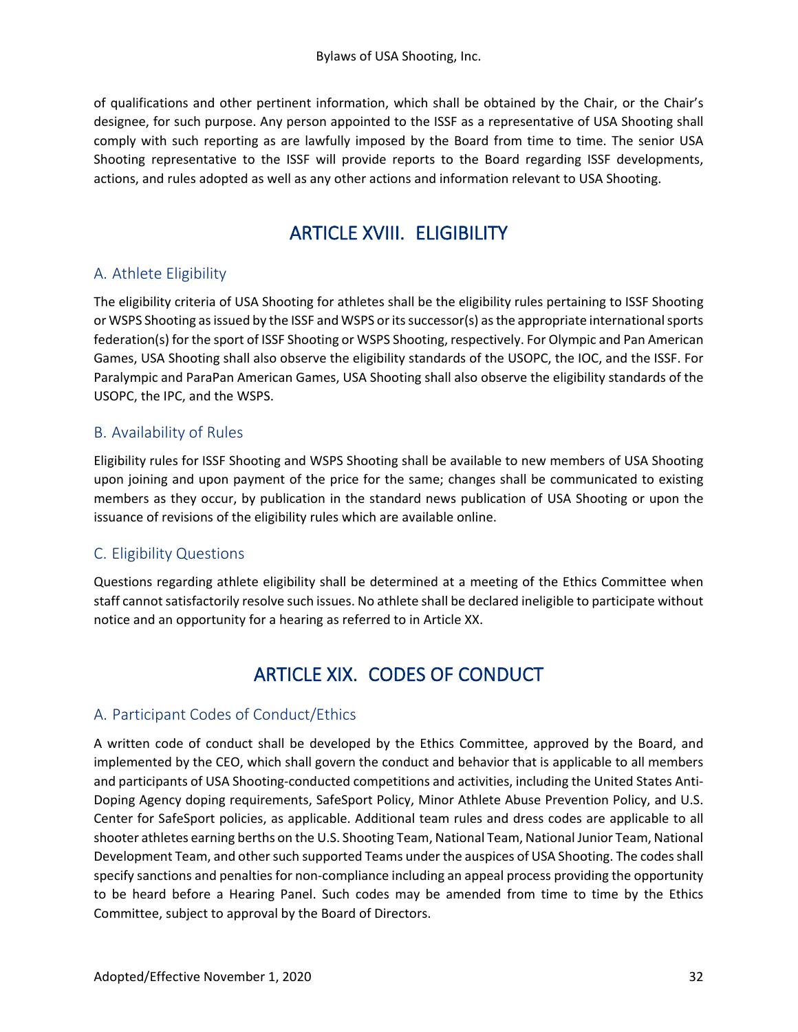of qualifications and other pertinent information, which shall be obtained by the Chair, or the Chair's designee, for such purpose. Any person appointed to the ISSF as a representative of USA Shooting shall comply with such reporting as are lawfully imposed by the Board from time to time. The senior USA Shooting representative to the ISSF will provide reports to the Board regarding ISSF developments, actions, and rules adopted as well as any other actions and information relevant to USA Shooting.

# ARTICLE XVIII. ELIGIBILITY

## A. Athlete Eligibility

The eligibility criteria of USA Shooting for athletes shall be the eligibility rules pertaining to ISSF Shooting or WSPS Shooting as issued by the ISSF and WSPS or its successor(s) as the appropriate international sports federation(s) for the sport of ISSF Shooting or WSPS Shooting, respectively. For Olympic and Pan American Games, USA Shooting shall also observe the eligibility standards of the USOPC, the IOC, and the ISSF. For Paralympic and ParaPan American Games, USA Shooting shall also observe the eligibility standards of the USOPC, the IPC, and the WSPS.

## B. Availability of Rules

Eligibility rules for ISSF Shooting and WSPS Shooting shall be available to new members of USA Shooting upon joining and upon payment of the price for the same; changes shall be communicated to existing members as they occur, by publication in the standard news publication of USA Shooting or upon the issuance of revisions of the eligibility rules which are available online.

## C. Eligibility Questions

Questions regarding athlete eligibility shall be determined at a meeting of the Ethics Committee when staff cannot satisfactorily resolve such issues. No athlete shall be declared ineligible to participate without notice and an opportunity for a hearing as referred to in Article XX.

# ARTICLE XIX. CODES OF CONDUCT

## A. Participant Codes of Conduct/Ethics

A written code of conduct shall be developed by the Ethics Committee, approved by the Board, and implemented by the CEO, which shall govern the conduct and behavior that is applicable to all members and participants of USA Shooting-conducted competitions and activities, including the United States Anti-Doping Agency doping requirements, SafeSport Policy, Minor Athlete Abuse Prevention Policy, and U.S. Center for SafeSport policies, as applicable. Additional team rules and dress codes are applicable to all shooter athletes earning berths on the U.S. Shooting Team, National Team, National Junior Team, National Development Team, and other such supported Teams under the auspices of USA Shooting. The codes shall specify sanctions and penalties for non-compliance including an appeal process providing the opportunity to be heard before a Hearing Panel. Such codes may be amended from time to time by the Ethics Committee, subject to approval by the Board of Directors.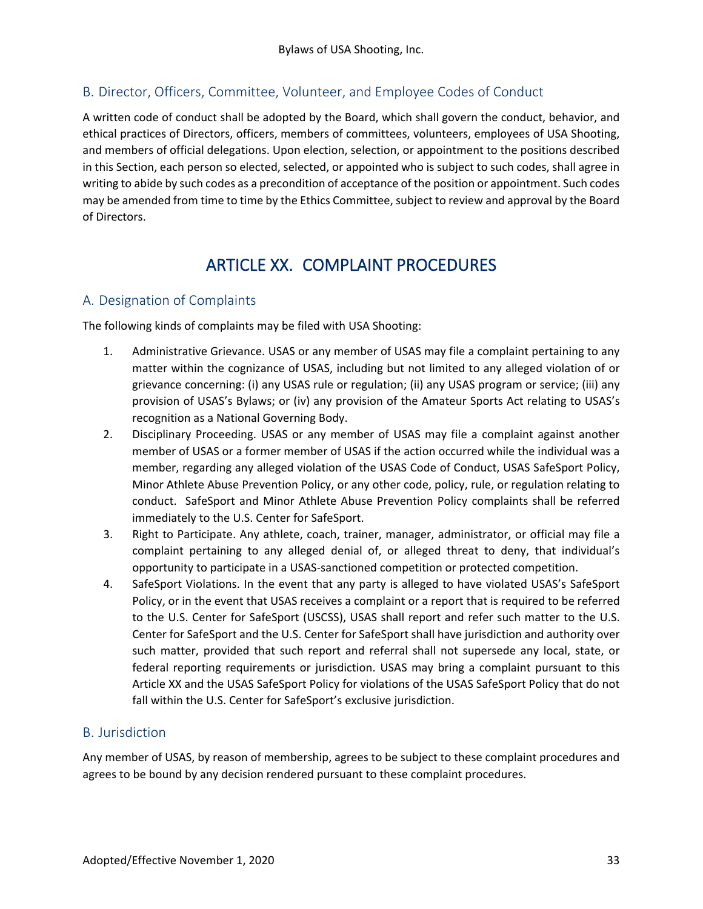## B. Director, Officers, Committee, Volunteer, and Employee Codes of Conduct

A written code of conduct shall be adopted by the Board, which shall govern the conduct, behavior, and ethical practices of Directors, officers, members of committees, volunteers, employees of USA Shooting, and members of official delegations. Upon election, selection, or appointment to the positions described in this Section, each person so elected, selected, or appointed who is subject to such codes, shall agree in writing to abide by such codes as a precondition of acceptance of the position or appointment. Such codes may be amended from time to time by the Ethics Committee, subject to review and approval by the Board of Directors.

# ARTICLE XX. COMPLAINT PROCEDURES

## A. Designation of Complaints

The following kinds of complaints may be filed with USA Shooting:

1. Administrative Grievance. USAS or any member of USAS may file a complaint pertaining to any matter within the cognizance of USAS, including but not limited to any alleged violation of or grievance concerning: (i) any USAS rule or regulation; (ii) any USAS program or service; (iii) any provision of USAS's Bylaws; or (iv) any provision of the Amateur Sports Act relating to USAS's recognition as a National Governing Body.
2. Disciplinary Proceeding. USAS or any member of USAS may file a complaint against another member of USAS or a former member of USAS if the action occurred while the individual was a member, regarding any alleged violation of the USAS Code of Conduct, USAS SafeSport Policy, Minor Athlete Abuse Prevention Policy, or any other code, policy, rule, or regulation relating to conduct. SafeSport and Minor Athlete Abuse Prevention Policy complaints shall be referred immediately to the U.S. Center for SafeSport.
3. Right to Participate. Any athlete, coach, trainer, manager, administrator, or official may file a complaint pertaining to any alleged denial of, or alleged threat to deny, that individual's opportunity to participate in a USAS-sanctioned competition or protected competition.
4. SafeSport Violations. In the event that any party is alleged to have violated USAS's SafeSport Policy, or in the event that USAS receives a complaint or a report that is required to be referred to the U.S. Center for SafeSport (USCSS), USAS shall report and refer such matter to the U.S. Center for SafeSport and the U.S. Center for SafeSport shall have jurisdiction and authority over such matter, provided that such report and referral shall not supersede any local, state, or federal reporting requirements or jurisdiction. USAS may bring a complaint pursuant to this Article XX and the USAS SafeSport Policy for violations of the USAS SafeSport Policy that do not fall within the U.S. Center for SafeSport's exclusive jurisdiction.

## B. Jurisdiction

Any member of USAS, by reason of membership, agrees to be subject to these complaint procedures and agrees to be bound by any decision rendered pursuant to these complaint procedures.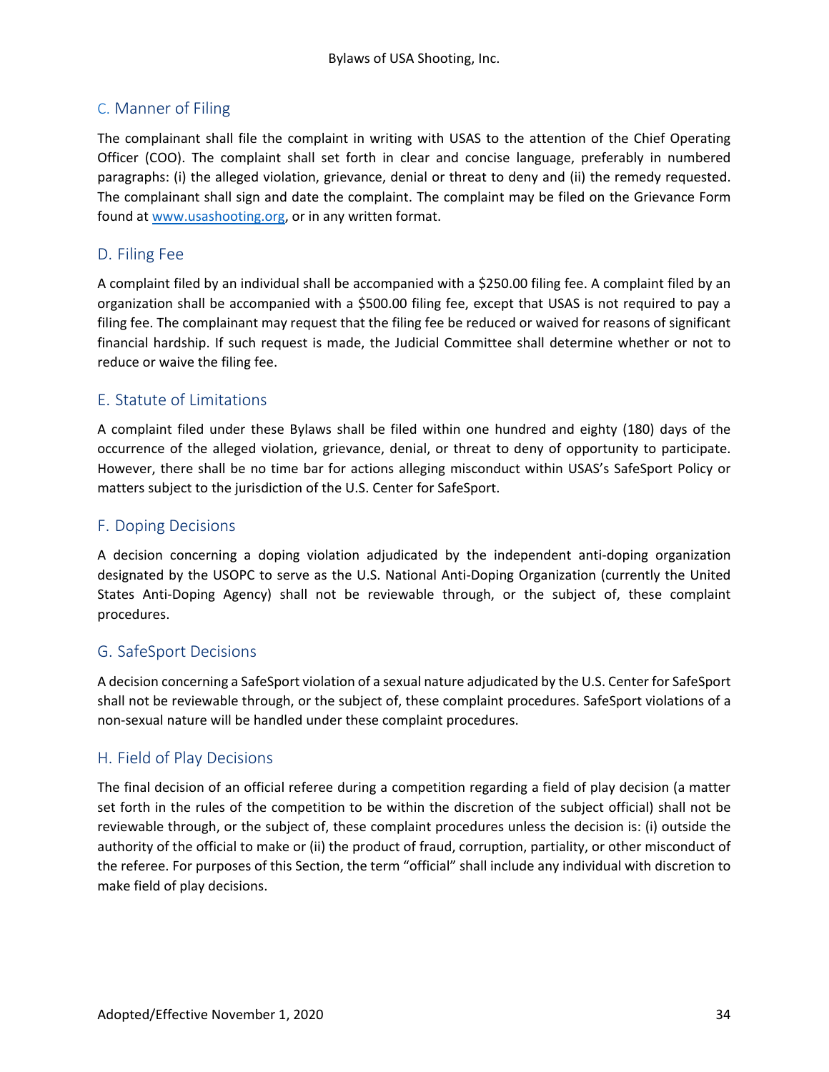## C. Manner of Filing

The complainant shall file the complaint in writing with USAS to the attention of the Chief Operating Officer (COO). The complaint shall set forth in clear and concise language, preferably in numbered paragraphs: (i) the alleged violation, grievance, denial or threat to deny and (ii) the remedy requested. The complainant shall sign and date the complaint. The complaint may be filed on the Grievance Form found at www.usashooting.org, or in any written format.

## D. Filing Fee

A complaint filed by an individual shall be accompanied with a $250.00 filing fee. A complaint filed by an organization shall be accompanied with a $500.00 filing fee, except that USAS is not required to pay a filing fee. The complainant may request that the filing fee be reduced or waived for reasons of significant financial hardship. If such request is made, the Judicial Committee shall determine whether or not to reduce or waive the filing fee.

## E. Statute of Limitations

A complaint filed under these Bylaws shall be filed within one hundred and eighty (180) days of the occurrence of the alleged violation, grievance, denial, or threat to deny of opportunity to participate. However, there shall be no time bar for actions alleging misconduct within USAS's SafeSport Policy or matters subject to the jurisdiction of the U.S. Center for SafeSport.

## F. Doping Decisions

A decision concerning a doping violation adjudicated by the independent anti-doping organization designated by the USOPC to serve as the U.S. National Anti-Doping Organization (currently the United States Anti-Doping Agency) shall not be reviewable through, or the subject of, these complaint procedures.

## G. SafeSport Decisions

A decision concerning a SafeSport violation of a sexual nature adjudicated by the U.S. Center for SafeSport shall not be reviewable through, or the subject of, these complaint procedures. SafeSport violations of a non-sexual nature will be handled under these complaint procedures.

## H. Field of Play Decisions

The final decision of an official referee during a competition regarding a field of play decision (a matter set forth in the rules of the competition to be within the discretion of the subject official) shall not be reviewable through, or the subject of, these complaint procedures unless the decision is: (i) outside the authority of the official to make or (ii) the product of fraud, corruption, partiality, or other misconduct of the referee. For purposes of this Section, the term "official" shall include any individual with discretion to make field of play decisions.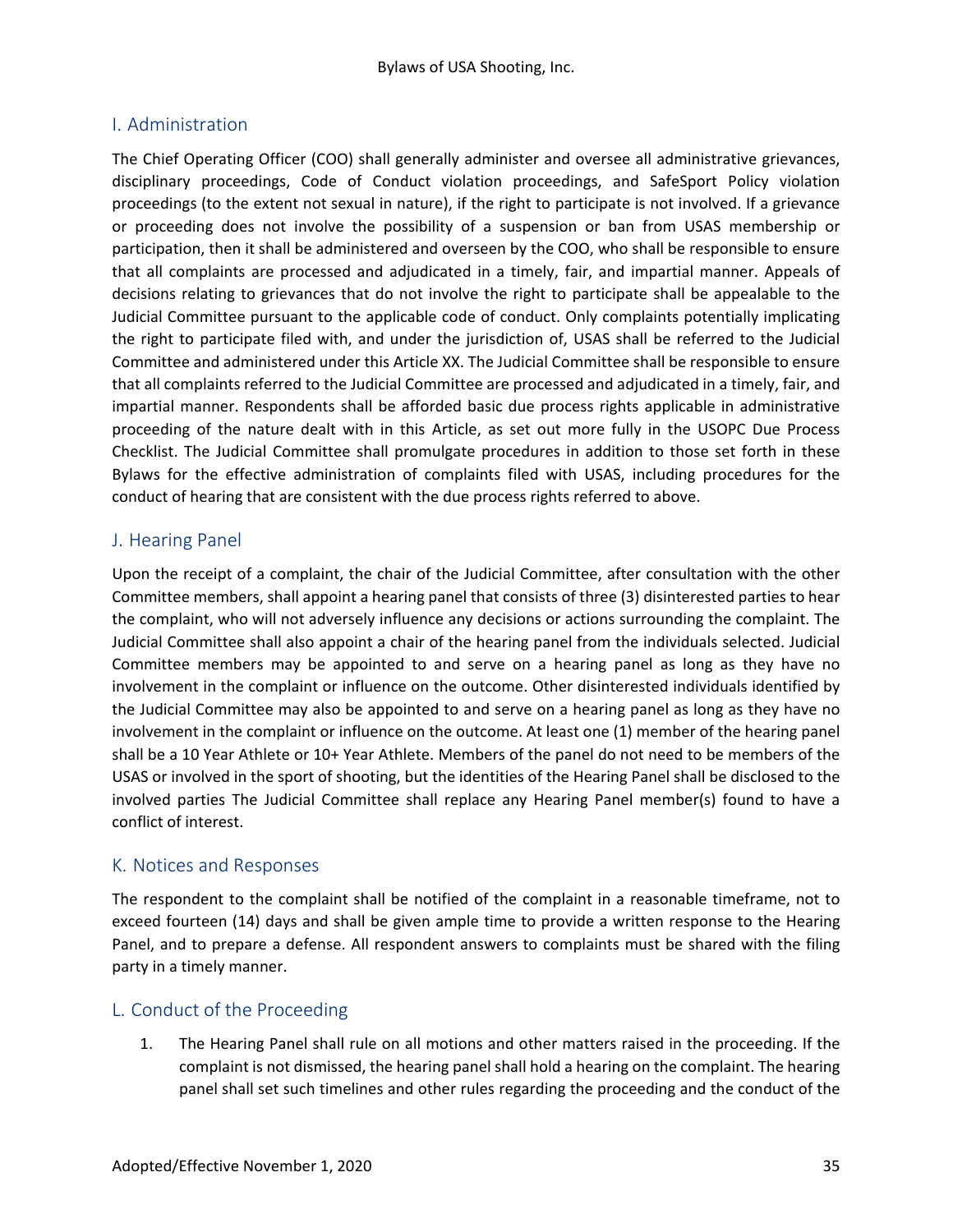## I. Administration

The Chief Operating Officer (COO) shall generally administer and oversee all administrative grievances, disciplinary proceedings, Code of Conduct violation proceedings, and SafeSport Policy violation proceedings (to the extent not sexual in nature), if the right to participate is not involved. If a grievance or proceeding does not involve the possibility of a suspension or ban from USAS membership or participation, then it shall be administered and overseen by the COO, who shall be responsible to ensure that all complaints are processed and adjudicated in a timely, fair, and impartial manner. Appeals of decisions relating to grievances that do not involve the right to participate shall be appealable to the Judicial Committee pursuant to the applicable code of conduct. Only complaints potentially implicating the right to participate filed with, and under the jurisdiction of, USAS shall be referred to the Judicial Committee and administered under this Article XX. The Judicial Committee shall be responsible to ensure that all complaints referred to the Judicial Committee are processed and adjudicated in a timely, fair, and impartial manner. Respondents shall be afforded basic due process rights applicable in administrative proceeding of the nature dealt with in this Article, as set out more fully in the USOPC Due Process Checklist. The Judicial Committee shall promulgate procedures in addition to those set forth in these Bylaws for the effective administration of complaints filed with USAS, including procedures for the conduct of hearing that are consistent with the due process rights referred to above.

## J. Hearing Panel

Upon the receipt of a complaint, the chair of the Judicial Committee, after consultation with the other Committee members, shall appoint a hearing panel that consists of three (3) disinterested parties to hear the complaint, who will not adversely influence any decisions or actions surrounding the complaint. The Judicial Committee shall also appoint a chair of the hearing panel from the individuals selected. Judicial Committee members may be appointed to and serve on a hearing panel as long as they have no involvement in the complaint or influence on the outcome. Other disinterested individuals identified by the Judicial Committee may also be appointed to and serve on a hearing panel as long as they have no involvement in the complaint or influence on the outcome. At least one (1) member of the hearing panel shall be a 10 Year Athlete or 10+ Year Athlete. Members of the panel do not need to be members of the USAS or involved in the sport of shooting, but the identities of the Hearing Panel shall be disclosed to the involved parties The Judicial Committee shall replace any Hearing Panel member(s) found to have a conflict of interest.

## K. Notices and Responses

The respondent to the complaint shall be notified of the complaint in a reasonable timeframe, not to exceed fourteen (14) days and shall be given ample time to provide a written response to the Hearing Panel, and to prepare a defense. All respondent answers to complaints must be shared with the filing party in a timely manner.

## L. Conduct of the Proceeding

1. The Hearing Panel shall rule on all motions and other matters raised in the proceeding. If the complaint is not dismissed, the hearing panel shall hold a hearing on the complaint. The hearing panel shall set such timelines and other rules regarding the proceeding and the conduct of the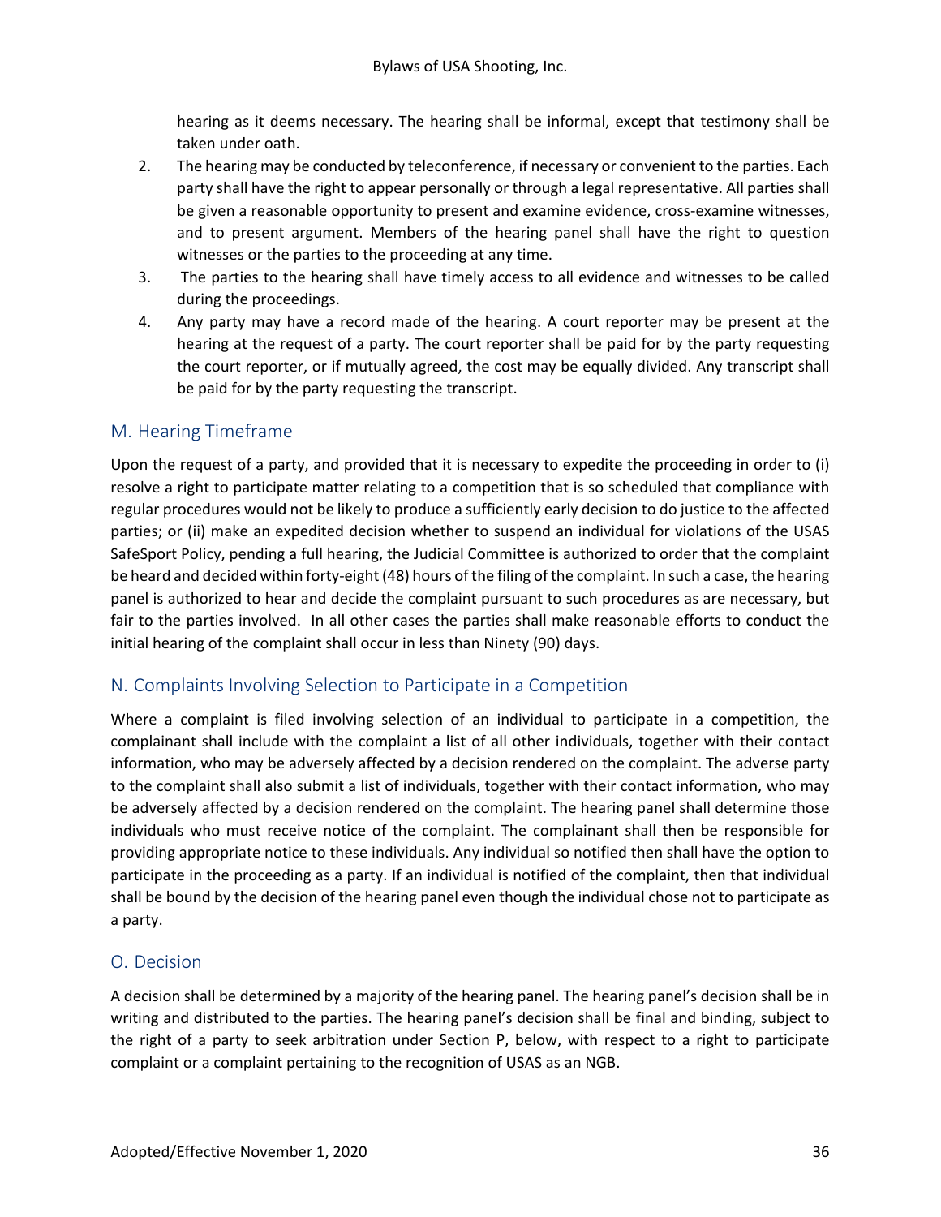hearing as it deems necessary. The hearing shall be informal, except that testimony shall be taken under oath.

2. The hearing may be conducted by teleconference, if necessary or convenient to the parties. Each party shall have the right to appear personally or through a legal representative. All parties shall be given a reasonable opportunity to present and examine evidence, cross-examine witnesses, and to present argument. Members of the hearing panel shall have the right to question witnesses or the parties to the proceeding at any time.
3. The parties to the hearing shall have timely access to all evidence and witnesses to be called during the proceedings.
4. Any party may have a record made of the hearing. A court reporter may be present at the hearing at the request of a party. The court reporter shall be paid for by the party requesting the court reporter, or if mutually agreed, the cost may be equally divided. Any transcript shall be paid for by the party requesting the transcript.

## M. Hearing Timeframe

Upon the request of a party, and provided that it is necessary to expedite the proceeding in order to (i) resolve a right to participate matter relating to a competition that is so scheduled that compliance with regular procedures would not be likely to produce a sufficiently early decision to do justice to the affected parties; or (ii) make an expedited decision whether to suspend an individual for violations of the USAS SafeSport Policy, pending a full hearing, the Judicial Committee is authorized to order that the complaint be heard and decided within forty-eight (48) hours of the filing of the complaint. In such a case, the hearing panel is authorized to hear and decide the complaint pursuant to such procedures as are necessary, but fair to the parties involved. In all other cases the parties shall make reasonable efforts to conduct the initial hearing of the complaint shall occur in less than Ninety (90) days.

## N. Complaints Involving Selection to Participate in a Competition

Where a complaint is filed involving selection of an individual to participate in a competition, the complainant shall include with the complaint a list of all other individuals, together with their contact information, who may be adversely affected by a decision rendered on the complaint. The adverse party to the complaint shall also submit a list of individuals, together with their contact information, who may be adversely affected by a decision rendered on the complaint. The hearing panel shall determine those individuals who must receive notice of the complaint. The complainant shall then be responsible for providing appropriate notice to these individuals. Any individual so notified then shall have the option to participate in the proceeding as a party. If an individual is notified of the complaint, then that individual shall be bound by the decision of the hearing panel even though the individual chose not to participate as a party.

## O. Decision

A decision shall be determined by a majority of the hearing panel. The hearing panel's decision shall be in writing and distributed to the parties. The hearing panel's decision shall be final and binding, subject to the right of a party to seek arbitration under Section P, below, with respect to a right to participate complaint or a complaint pertaining to the recognition of USAS as an NGB.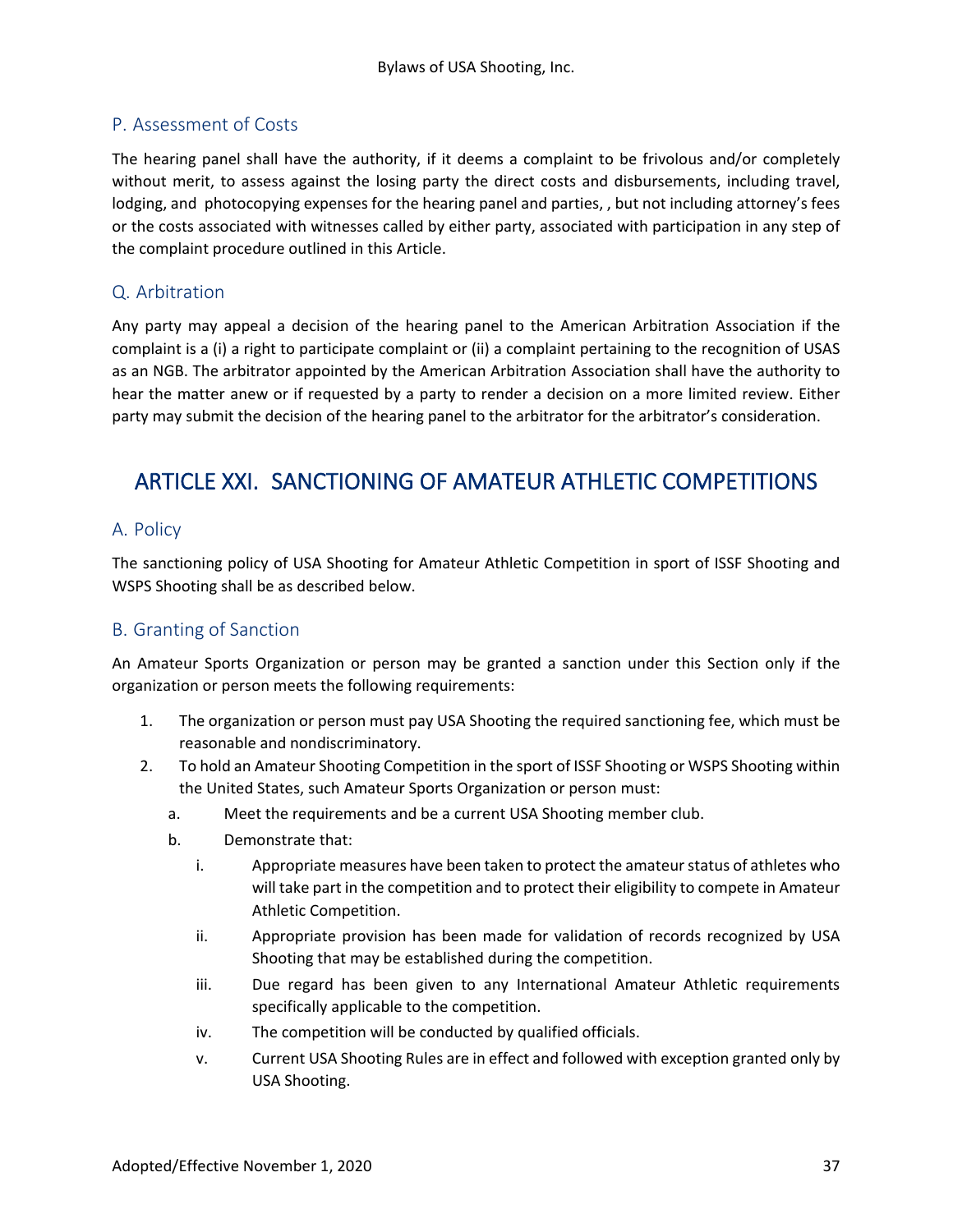## P. Assessment of Costs

The hearing panel shall have the authority, if it deems a complaint to be frivolous and/or completely without merit, to assess against the losing party the direct costs and disbursements, including travel, lodging, and photocopying expenses for the hearing panel and parties, , but not including attorney's fees or the costs associated with witnesses called by either party, associated with participation in any step of the complaint procedure outlined in this Article.

## Q. Arbitration

Any party may appeal a decision of the hearing panel to the American Arbitration Association if the complaint is a (i) a right to participate complaint or (ii) a complaint pertaining to the recognition of USAS as an NGB. The arbitrator appointed by the American Arbitration Association shall have the authority to hear the matter anew or if requested by a party to render a decision on a more limited review. Either party may submit the decision of the hearing panel to the arbitrator for the arbitrator's consideration.

# ARTICLE XXI. SANCTIONING OF AMATEUR ATHLETIC COMPETITIONS

## A. Policy

The sanctioning policy of USA Shooting for Amateur Athletic Competition in sport of ISSF Shooting and WSPS Shooting shall be as described below.

## B. Granting of Sanction

An Amateur Sports Organization or person may be granted a sanction under this Section only if the organization or person meets the following requirements:

1. The organization or person must pay USA Shooting the required sanctioning fee, which must be reasonable and nondiscriminatory.
2. To hold an Amateur Shooting Competition in the sport of ISSF Shooting or WSPS Shooting within the United States, such Amateur Sports Organization or person must:
   a. Meet the requirements and be a current USA Shooting member club.
   b. Demonstrate that:
      i. Appropriate measures have been taken to protect the amateur status of athletes who will take part in the competition and to protect their eligibility to compete in Amateur Athletic Competition.
      ii. Appropriate provision has been made for validation of records recognized by USA Shooting that may be established during the competition.
      iii. Due regard has been given to any International Amateur Athletic requirements specifically applicable to the competition.
      iv. The competition will be conducted by qualified officials.
      v. Current USA Shooting Rules are in effect and followed with exception granted only by USA Shooting.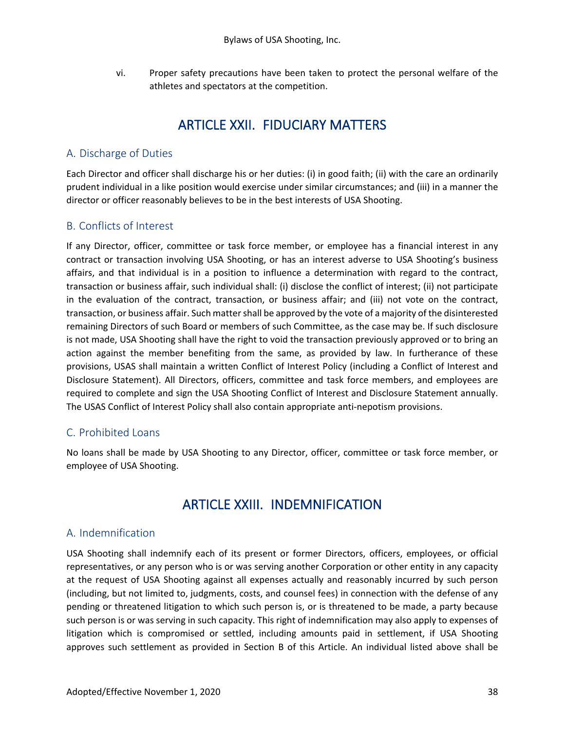vi. Proper safety precautions have been taken to protect the personal welfare of the athletes and spectators at the competition.

# ARTICLE XXII. FIDUCIARY MATTERS

## A. Discharge of Duties

Each Director and officer shall discharge his or her duties: (i) in good faith; (ii) with the care an ordinarily prudent individual in a like position would exercise under similar circumstances; and (iii) in a manner the director or officer reasonably believes to be in the best interests of USA Shooting.

## B. Conflicts of Interest

If any Director, officer, committee or task force member, or employee has a financial interest in any contract or transaction involving USA Shooting, or has an interest adverse to USA Shooting's business affairs, and that individual is in a position to influence a determination with regard to the contract, transaction or business affair, such individual shall: (i) disclose the conflict of interest; (ii) not participate in the evaluation of the contract, transaction, or business affair; and (iii) not vote on the contract, transaction, or business affair. Such matter shall be approved by the vote of a majority of the disinterested remaining Directors of such Board or members of such Committee, as the case may be. If such disclosure is not made, USA Shooting shall have the right to void the transaction previously approved or to bring an action against the member benefiting from the same, as provided by law. In furtherance of these provisions, USAS shall maintain a written Conflict of Interest Policy (including a Conflict of Interest and Disclosure Statement). All Directors, officers, committee and task force members, and employees are required to complete and sign the USA Shooting Conflict of Interest and Disclosure Statement annually. The USAS Conflict of Interest Policy shall also contain appropriate anti-nepotism provisions.

## C. Prohibited Loans

No loans shall be made by USA Shooting to any Director, officer, committee or task force member, or employee of USA Shooting.

# ARTICLE XXIII. INDEMNIFICATION

## A. Indemnification

USA Shooting shall indemnify each of its present or former Directors, officers, employees, or official representatives, or any person who is or was serving another Corporation or other entity in any capacity at the request of USA Shooting against all expenses actually and reasonably incurred by such person (including, but not limited to, judgments, costs, and counsel fees) in connection with the defense of any pending or threatened litigation to which such person is, or is threatened to be made, a party because such person is or was serving in such capacity. This right of indemnification may also apply to expenses of litigation which is compromised or settled, including amounts paid in settlement, if USA Shooting approves such settlement as provided in Section B of this Article. An individual listed above shall be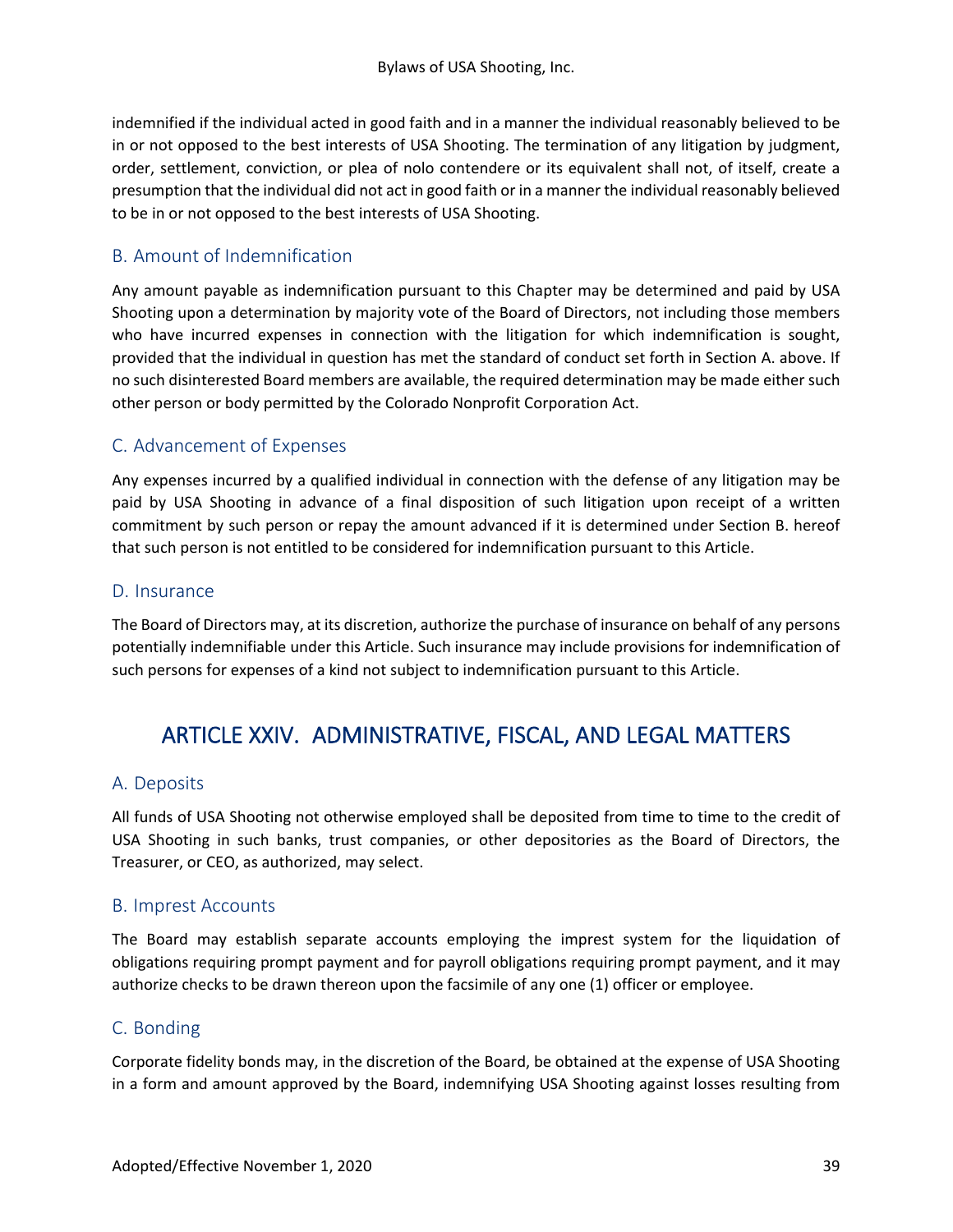indemnified if the individual acted in good faith and in a manner the individual reasonably believed to be in or not opposed to the best interests of USA Shooting. The termination of any litigation by judgment, order, settlement, conviction, or plea of nolo contendere or its equivalent shall not, of itself, create a presumption that the individual did not act in good faith or in a manner the individual reasonably believed to be in or not opposed to the best interests of USA Shooting.

### B. Amount of Indemnification

Any amount payable as indemnification pursuant to this Chapter may be determined and paid by USA Shooting upon a determination by majority vote of the Board of Directors, not including those members who have incurred expenses in connection with the litigation for which indemnification is sought, provided that the individual in question has met the standard of conduct set forth in Section A. above. If no such disinterested Board members are available, the required determination may be made either such other person or body permitted by the Colorado Nonprofit Corporation Act.

### C. Advancement of Expenses

Any expenses incurred by a qualified individual in connection with the defense of any litigation may be paid by USA Shooting in advance of a final disposition of such litigation upon receipt of a written commitment by such person or repay the amount advanced if it is determined under Section B. hereof that such person is not entitled to be considered for indemnification pursuant to this Article.

### D. Insurance

The Board of Directors may, at its discretion, authorize the purchase of insurance on behalf of any persons potentially indemnifiable under this Article. Such insurance may include provisions for indemnification of such persons for expenses of a kind not subject to indemnification pursuant to this Article.

## ARTICLE XXIV. ADMINISTRATIVE, FISCAL, AND LEGAL MATTERS

### A. Deposits

All funds of USA Shooting not otherwise employed shall be deposited from time to time to the credit of USA Shooting in such banks, trust companies, or other depositories as the Board of Directors, the Treasurer, or CEO, as authorized, may select.

### B. Imprest Accounts

The Board may establish separate accounts employing the imprest system for the liquidation of obligations requiring prompt payment and for payroll obligations requiring prompt payment, and it may authorize checks to be drawn thereon upon the facsimile of any one (1) officer or employee.

### C. Bonding

Corporate fidelity bonds may, in the discretion of the Board, be obtained at the expense of USA Shooting in a form and amount approved by the Board, indemnifying USA Shooting against losses resulting from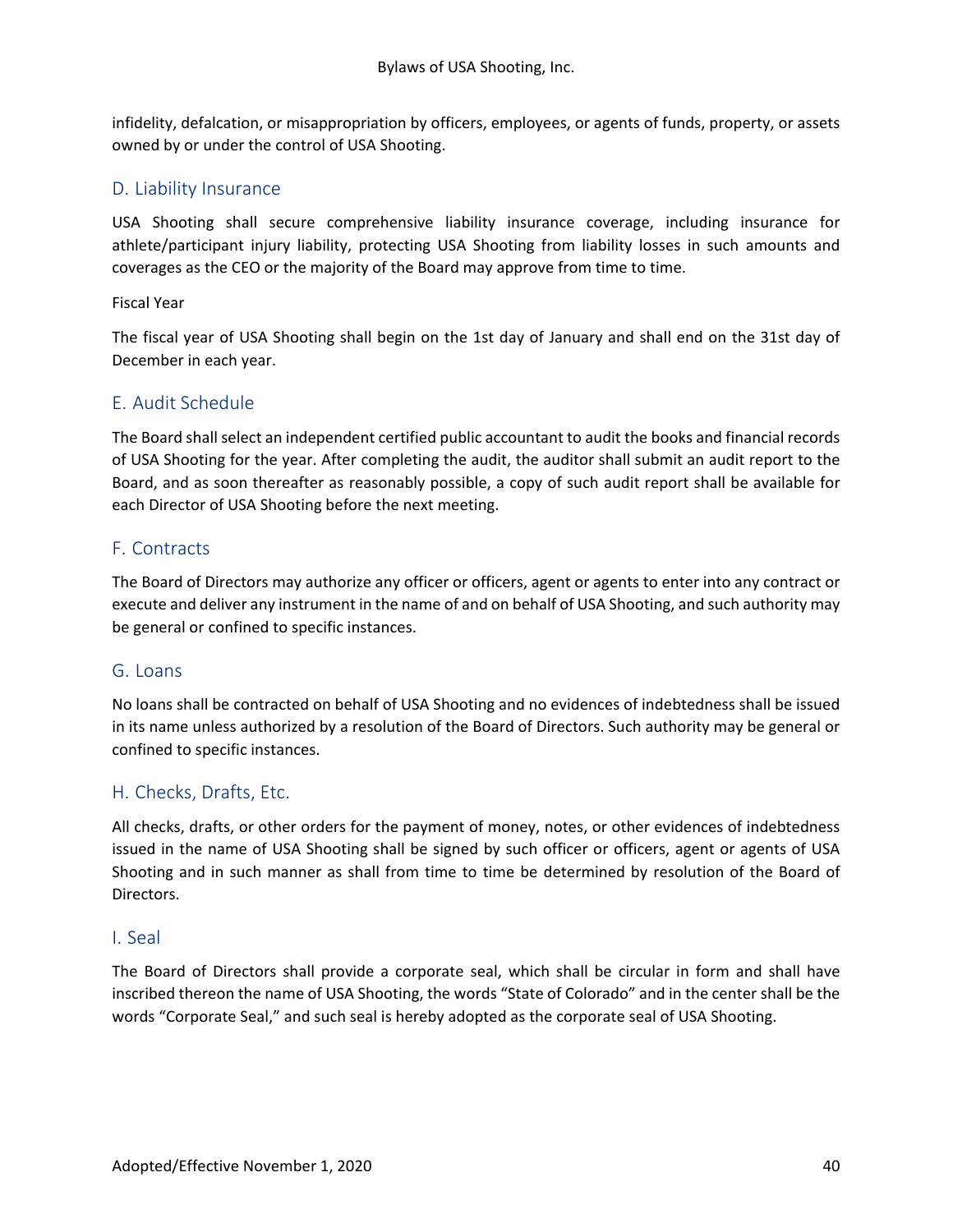infidelity, defalcation, or misappropriation by officers, employees, or agents of funds, property, or assets owned by or under the control of USA Shooting.

## D. Liability Insurance

USA Shooting shall secure comprehensive liability insurance coverage, including insurance for athlete/participant injury liability, protecting USA Shooting from liability losses in such amounts and coverages as the CEO or the majority of the Board may approve from time to time.

Fiscal Year

The fiscal year of USA Shooting shall begin on the 1st day of January and shall end on the 31st day of December in each year.

## E. Audit Schedule

The Board shall select an independent certified public accountant to audit the books and financial records of USA Shooting for the year. After completing the audit, the auditor shall submit an audit report to the Board, and as soon thereafter as reasonably possible, a copy of such audit report shall be available for each Director of USA Shooting before the next meeting.

## F. Contracts

The Board of Directors may authorize any officer or officers, agent or agents to enter into any contract or execute and deliver any instrument in the name of and on behalf of USA Shooting, and such authority may be general or confined to specific instances.

## G. Loans

No loans shall be contracted on behalf of USA Shooting and no evidences of indebtedness shall be issued in its name unless authorized by a resolution of the Board of Directors. Such authority may be general or confined to specific instances.

## H. Checks, Drafts, Etc.

All checks, drafts, or other orders for the payment of money, notes, or other evidences of indebtedness issued in the name of USA Shooting shall be signed by such officer or officers, agent or agents of USA Shooting and in such manner as shall from time to time be determined by resolution of the Board of Directors.

## I. Seal

The Board of Directors shall provide a corporate seal, which shall be circular in form and shall have inscribed thereon the name of USA Shooting, the words "State of Colorado" and in the center shall be the words "Corporate Seal," and such seal is hereby adopted as the corporate seal of USA Shooting.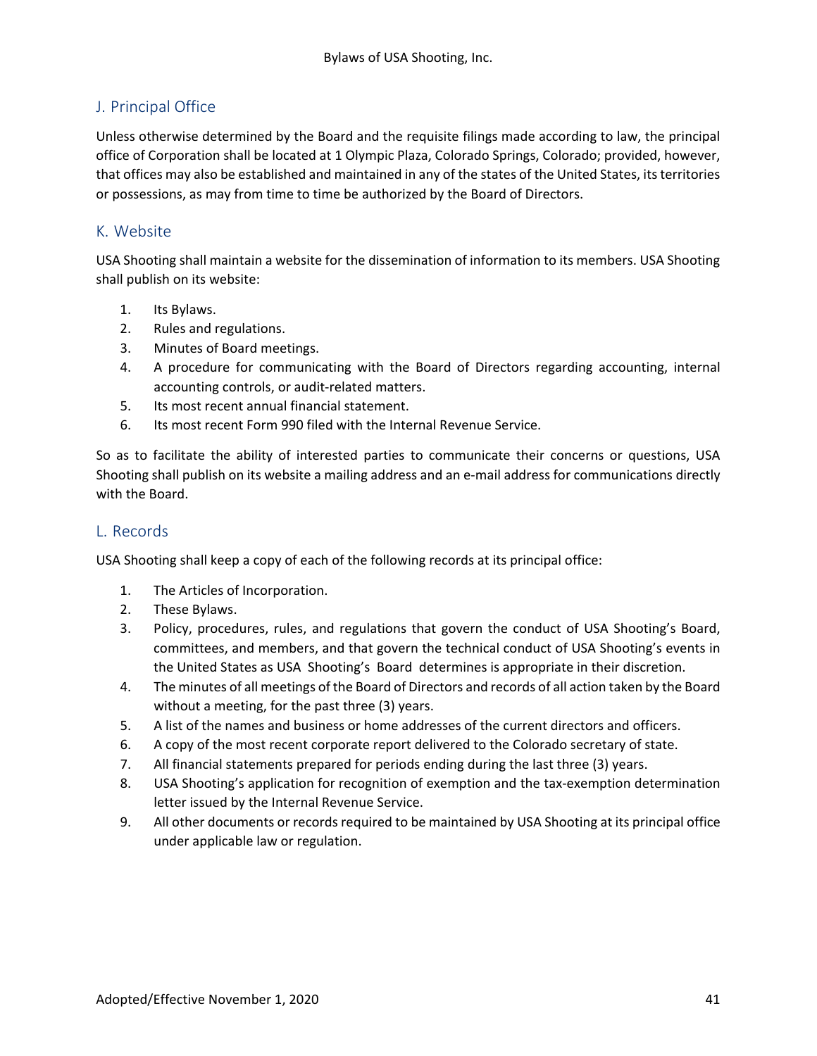## J. Principal Office

Unless otherwise determined by the Board and the requisite filings made according to law, the principal office of Corporation shall be located at 1 Olympic Plaza, Colorado Springs, Colorado; provided, however, that offices may also be established and maintained in any of the states of the United States, its territories or possessions, as may from time to time be authorized by the Board of Directors.

## K. Website

USA Shooting shall maintain a website for the dissemination of information to its members. USA Shooting shall publish on its website:

1. Its Bylaws.
2. Rules and regulations.
3. Minutes of Board meetings.
4. A procedure for communicating with the Board of Directors regarding accounting, internal accounting controls, or audit-related matters.
5. Its most recent annual financial statement.
6. Its most recent Form 990 filed with the Internal Revenue Service.

So as to facilitate the ability of interested parties to communicate their concerns or questions, USA Shooting shall publish on its website a mailing address and an e-mail address for communications directly with the Board.

## L. Records

USA Shooting shall keep a copy of each of the following records at its principal office:

1. The Articles of Incorporation.
2. These Bylaws.
3. Policy, procedures, rules, and regulations that govern the conduct of USA Shooting's Board, committees, and members, and that govern the technical conduct of USA Shooting's events in the United States as USA Shooting's Board determines is appropriate in their discretion.
4. The minutes of all meetings of the Board of Directors and records of all action taken by the Board without a meeting, for the past three (3) years.
5. A list of the names and business or home addresses of the current directors and officers.
6. A copy of the most recent corporate report delivered to the Colorado secretary of state.
7. All financial statements prepared for periods ending during the last three (3) years.
8. USA Shooting's application for recognition of exemption and the tax-exemption determination letter issued by the Internal Revenue Service.
9. All other documents or records required to be maintained by USA Shooting at its principal office under applicable law or regulation.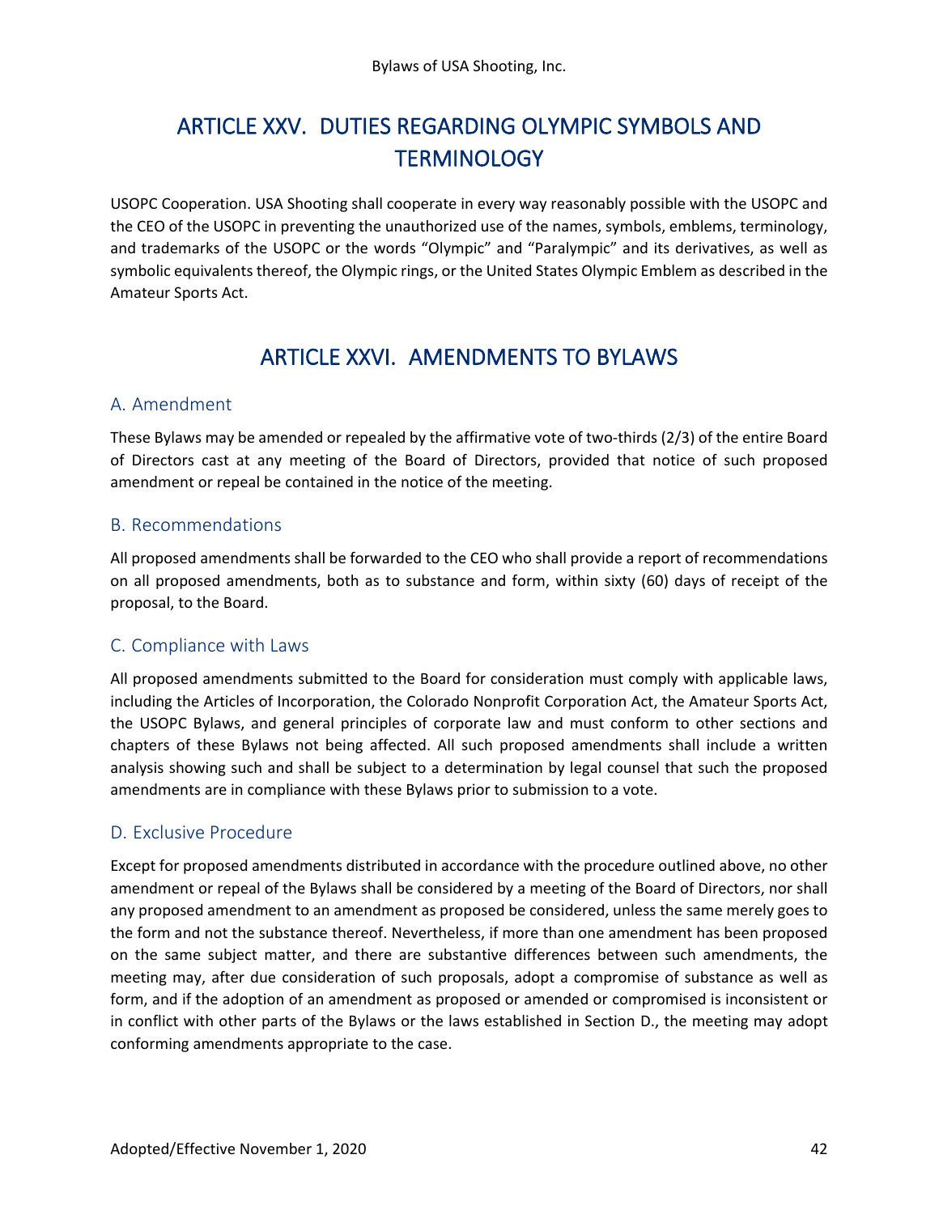# ARTICLE XXV. DUTIES REGARDING OLYMPIC SYMBOLS AND TERMINOLOGY

USOPC Cooperation. USA Shooting shall cooperate in every way reasonably possible with the USOPC and the CEO of the USOPC in preventing the unauthorized use of the names, symbols, emblems, terminology, and trademarks of the USOPC or the words "Olympic" and "Paralympic" and its derivatives, as well as symbolic equivalents thereof, the Olympic rings, or the United States Olympic Emblem as described in the Amateur Sports Act.

# ARTICLE XXVI. AMENDMENTS TO BYLAWS

## A. Amendment

These Bylaws may be amended or repealed by the affirmative vote of two-thirds (2/3) of the entire Board of Directors cast at any meeting of the Board of Directors, provided that notice of such proposed amendment or repeal be contained in the notice of the meeting.

## B. Recommendations

All proposed amendments shall be forwarded to the CEO who shall provide a report of recommendations on all proposed amendments, both as to substance and form, within sixty (60) days of receipt of the proposal, to the Board.

## C. Compliance with Laws

All proposed amendments submitted to the Board for consideration must comply with applicable laws, including the Articles of Incorporation, the Colorado Nonprofit Corporation Act, the Amateur Sports Act, the USOPC Bylaws, and general principles of corporate law and must conform to other sections and chapters of these Bylaws not being affected. All such proposed amendments shall include a written analysis showing such and shall be subject to a determination by legal counsel that such the proposed amendments are in compliance with these Bylaws prior to submission to a vote.

## D. Exclusive Procedure

Except for proposed amendments distributed in accordance with the procedure outlined above, no other amendment or repeal of the Bylaws shall be considered by a meeting of the Board of Directors, nor shall any proposed amendment to an amendment as proposed be considered, unless the same merely goes to the form and not the substance thereof. Nevertheless, if more than one amendment has been proposed on the same subject matter, and there are substantive differences between such amendments, the meeting may, after due consideration of such proposals, adopt a compromise of substance as well as form, and if the adoption of an amendment as proposed or amended or compromised is inconsistent or in conflict with other parts of the Bylaws or the laws established in Section D., the meeting may adopt conforming amendments appropriate to the case.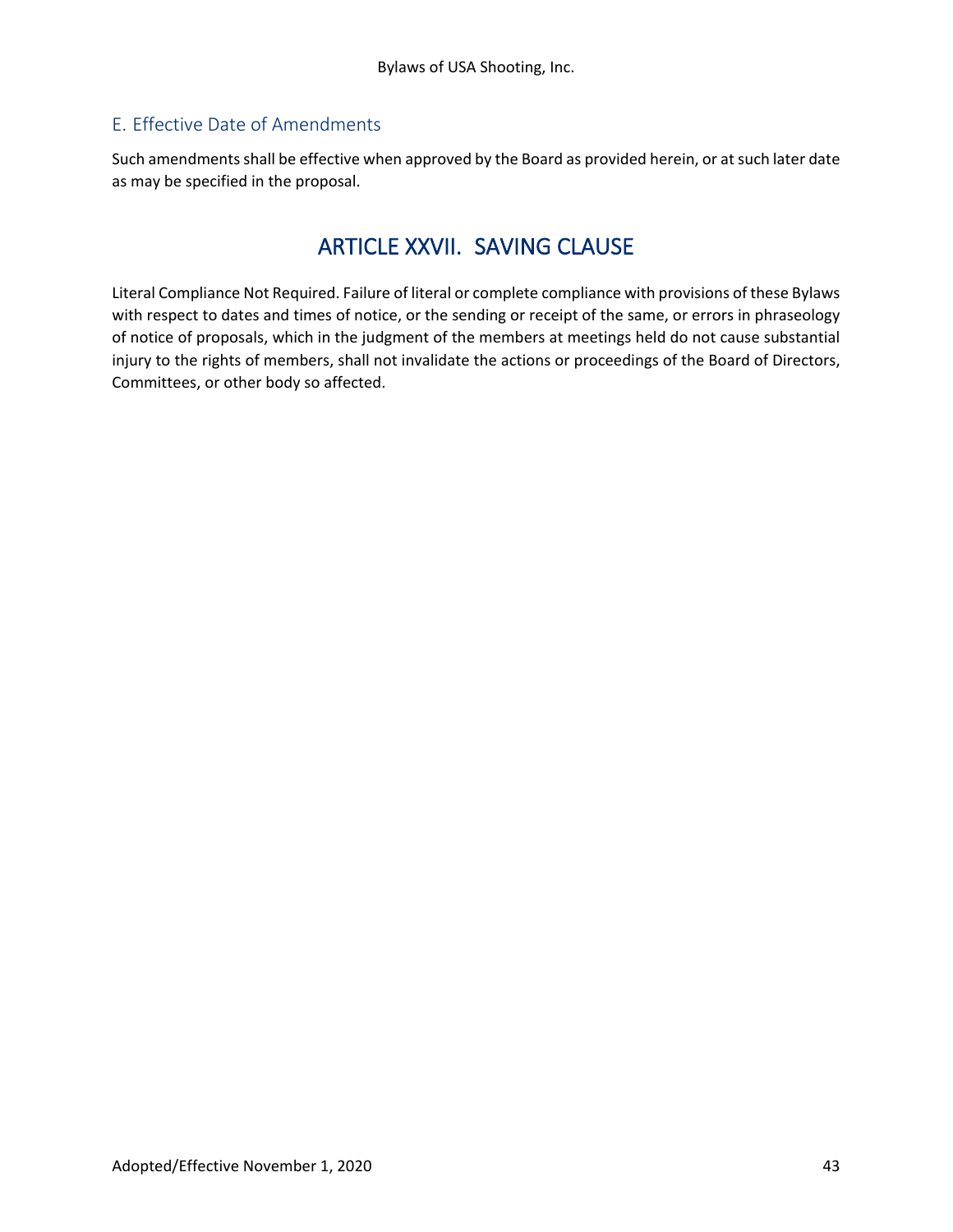### E. Effective Date of Amendments

Such amendments shall be effective when approved by the Board as provided herein, or at such later date as may be specified in the proposal.

## ARTICLE XXVII. SAVING CLAUSE

Literal Compliance Not Required. Failure of literal or complete compliance with provisions of these Bylaws with respect to dates and times of notice, or the sending or receipt of the same, or errors in phraseology of notice of proposals, which in the judgment of the members at meetings held do not cause substantial injury to the rights of members, shall not invalidate the actions or proceedings of the Board of Directors, Committees, or other body so affected.